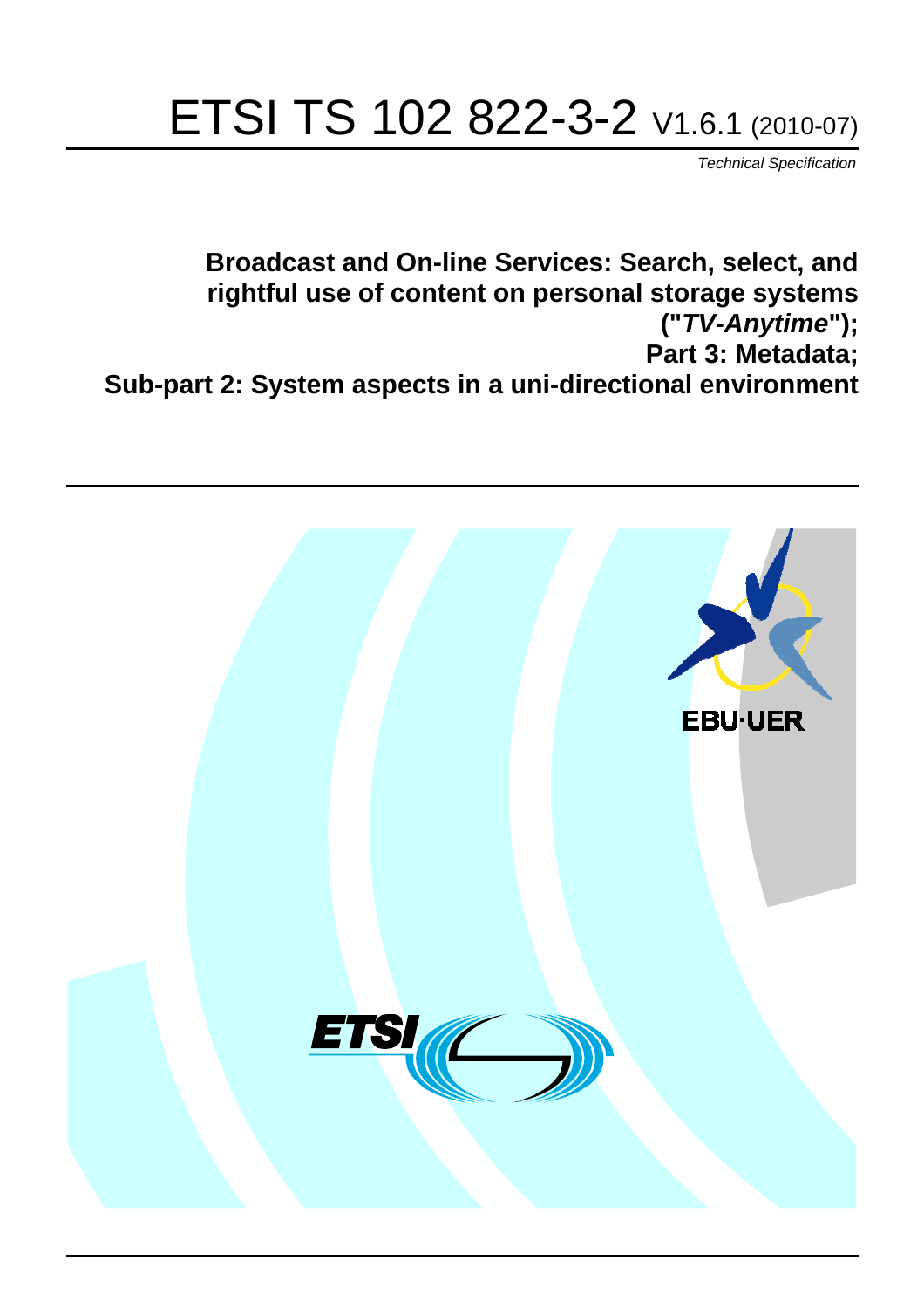# ETSI TS 102 822-3-2 V1.6.1 (2010-07)

*Technical Specification*

**Broadcast and On-line Services: Search, select, and rightful use of content on personal storage systems ("*TV-Anytime*"); Part 3: Metadata; Sub-part 2: System aspects in a uni-directional environment**

EBU·UER

ETSI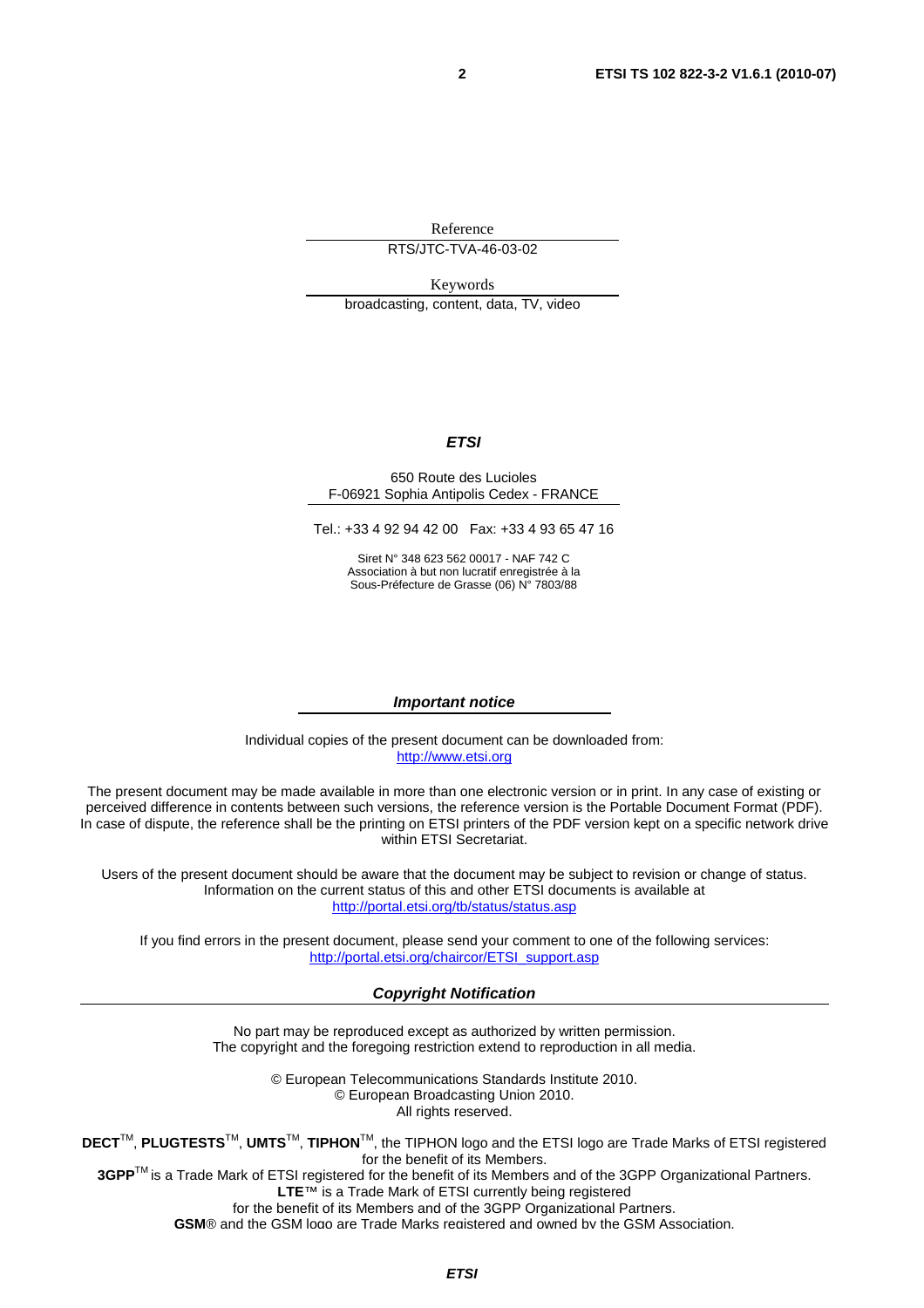Reference

RTS/JTC-TVA-46-03-02

Keywords

broadcasting, content, data, TV, video

***ETSI***

650 Route des Lucioles
F-06921 Sophia Antipolis Cedex - FRANCE

Tel.: +33 4 92 94 42 00 Fax: +33 4 93 65 47 16

Siret N° 348 623 562 00017 - NAF 742 C
Association à but non lucratif enregistrée à la
Sous-Préfecture de Grasse (06) N° 7803/88

***Important notice***

Individual copies of the present document can be downloaded from:
http://www.etsi.org

The present document may be made available in more than one electronic version or in print. In any case of existing or perceived difference in contents between such versions, the reference version is the Portable Document Format (PDF). In case of dispute, the reference shall be the printing on ETSI printers of the PDF version kept on a specific network drive within ETSI Secretariat.

Users of the present document should be aware that the document may be subject to revision or change of status. Information on the current status of this and other ETSI documents is available at
http://portal.etsi.org/tb/status/status.asp

If you find errors in the present document, please send your comment to one of the following services:
http://portal.etsi.org/chaircor/ETSI_support.asp

***Copyright Notification***

No part may be reproduced except as authorized by written permission.
The copyright and the foregoing restriction extend to reproduction in all media.

© European Telecommunications Standards Institute 2010.
© European Broadcasting Union 2010.
All rights reserved.

**DECT**™, **PLUGTESTS**™, **UMTS**™, **TIPHON**™, the TIPHON logo and the ETSI logo are Trade Marks of ETSI registered for the benefit of its Members.
**3GPP**™ is a Trade Mark of ETSI registered for the benefit of its Members and of the 3GPP Organizational Partners.
**LTE**™ is a Trade Mark of ETSI currently being registered
for the benefit of its Members and of the 3GPP Organizational Partners.
**GSM**® and the GSM logo are Trade Marks registered and owned by the GSM Association.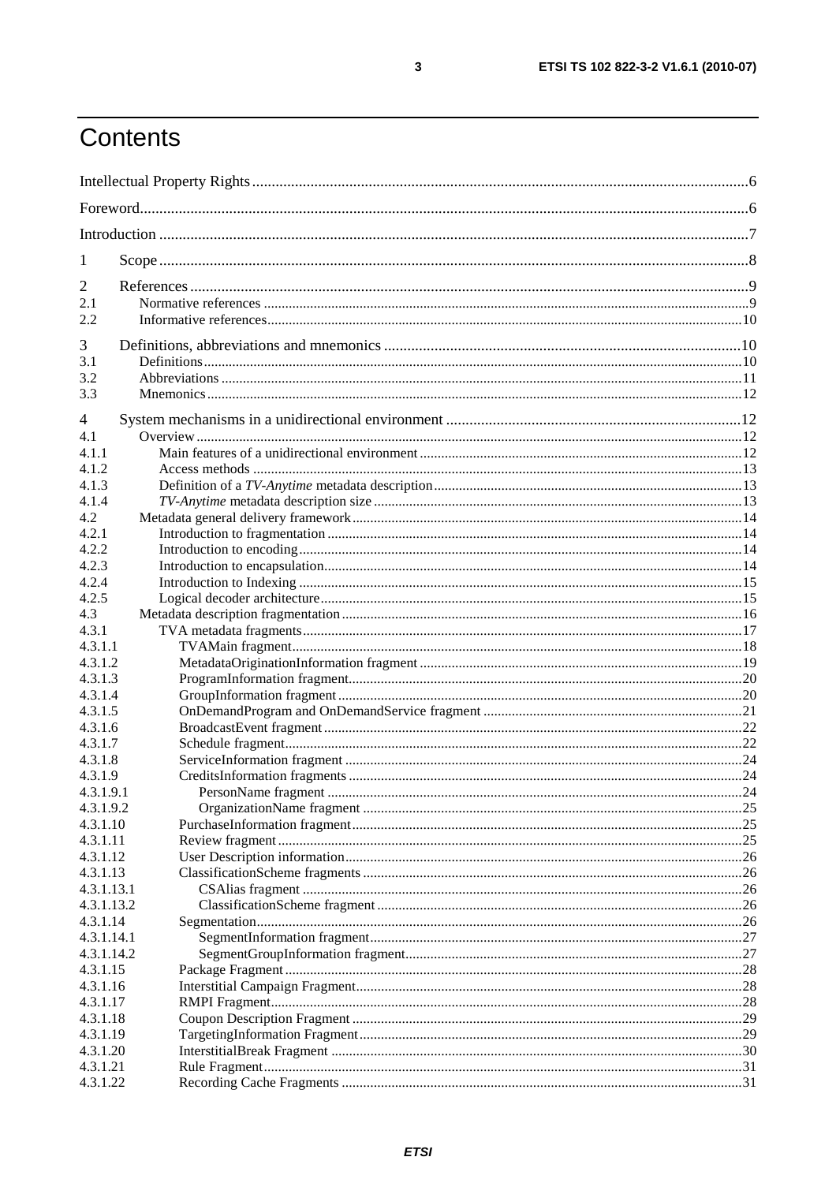# Contents

Intellectual Property Rights .......................................................................................................................................6

Foreword....................................................................................................................................................................6

Introduction ..............................................................................................................................................................7

1 Scope ......................................................................................................................................................................8

2 References ..............................................................................................................................................................9
2.1 Normative references ..........................................................................................................................................9
2.2 Informative references.......................................................................................................................................10

3 Definitions, abbreviations and mnemonics ..........................................................................................................10
3.1 Definitions ........................................................................................................................................................10
3.2 Abbreviations ...................................................................................................................................................11
3.3 Mnemonics .......................................................................................................................................................12

4 System mechanisms in a unidirectional environment .........................................................................................12
4.1 Overview ..........................................................................................................................................................12
4.1.1 Main features of a unidirectional environment ..............................................................................................12
4.1.2 Access methods ............................................................................................................................................13
4.1.3 Definition of a *TV-Anytime* metadata description .......................................................................................13
4.1.4 *TV-Anytime* metadata description size .......................................................................................................13
4.2 Metadata general delivery framework ...............................................................................................................14
4.2.1 Introduction to fragmentation .......................................................................................................................14
4.2.2 Introduction to encoding ..............................................................................................................................14
4.2.3 Introduction to encapsulation.......................................................................................................................14
4.2.4 Introduction to Indexing ...............................................................................................................................15
4.2.5 Logical decoder architecture ........................................................................................................................15
4.3 Metadata description fragmentation ..................................................................................................................16
4.3.1 TVA metadata fragments ..............................................................................................................................17
4.3.1.1 TVAMain fragment.................................................................................................................................18
4.3.1.2 MetadataOriginationInformation fragment ..............................................................................................19
4.3.1.3 ProgramInformation fragment.................................................................................................................20
4.3.1.4 GroupInformation fragment ....................................................................................................................20
4.3.1.5 OnDemandProgram and OnDemandService fragment ...........................................................................21
4.3.1.6 BroadcastEvent fragment ........................................................................................................................22
4.3.1.7 Schedule fragment..................................................................................................................................22
4.3.1.8 ServiceInformation fragment ..................................................................................................................24
4.3.1.9 CreditsInformation fragments .................................................................................................................24
4.3.1.9.1 PersonName fragment .......................................................................................................................24
4.3.1.9.2 OrganizationName fragment .............................................................................................................25
4.3.1.10 PurchaseInformation fragment...............................................................................................................25
4.3.1.11 Review fragment ....................................................................................................................................25
4.3.1.12 User Description information..................................................................................................................26
4.3.1.13 ClassificationScheme fragments .............................................................................................................26
4.3.1.13.1 CSAlias fragment .............................................................................................................................26
4.3.1.13.2 ClassificationScheme fragment ........................................................................................................26
4.3.1.14 Segmentation..........................................................................................................................................26
4.3.1.14.1 SegmentInformation fragment..........................................................................................................27
4.3.1.14.2 SegmentGroupInformation fragment.................................................................................................27
4.3.1.15 Package Fragment ..................................................................................................................................28
4.3.1.16 Interstitial Campaign Fragment..............................................................................................................28
4.3.1.17 RMPI Fragment......................................................................................................................................28
4.3.1.18 Coupon Description Fragment ...............................................................................................................29
4.3.1.19 TargetingInformation Fragment..............................................................................................................29
4.3.1.20 InterstitialBreak Fragment .....................................................................................................................30
4.3.1.21 Rule Fragment........................................................................................................................................31
4.3.1.22 Recording Cache Fragments ..................................................................................................................31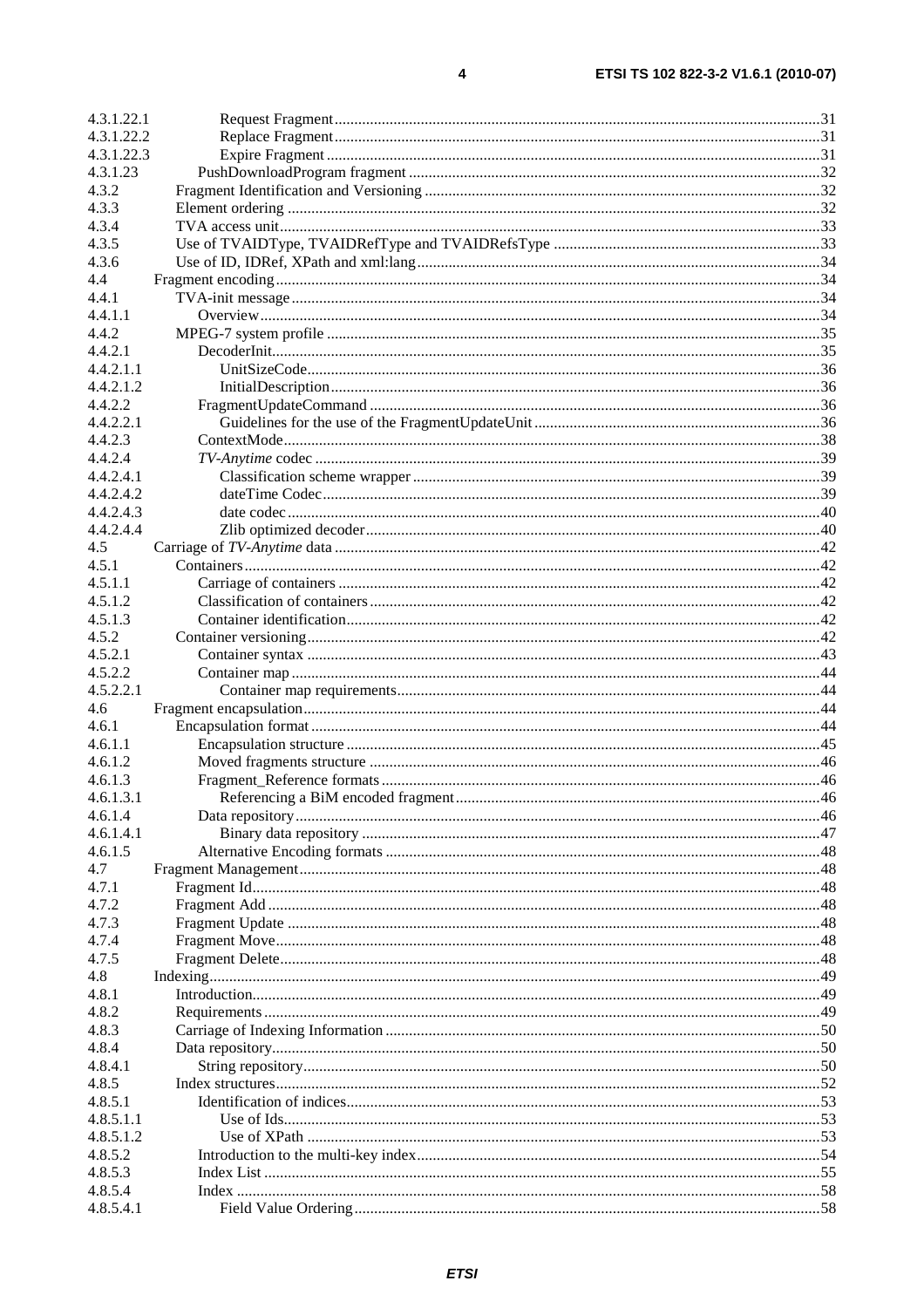4.3.1.22.1 Request Fragment ....31
4.3.1.22.2 Replace Fragment ....31
4.3.1.22.3 Expire Fragment ....31
4.3.1.23 PushDownloadProgram fragment ....32
4.3.2 Fragment Identification and Versioning ....32
4.3.3 Element ordering ....32
4.3.4 TVA access unit ....33
4.3.5 Use of TVAIDType, TVAIDRefType and TVAIDRefsType ....33
4.3.6 Use of ID, IDRef, XPath and xml:lang ....34
4.4 Fragment encoding ....34
4.4.1 TVA-init message ....34
4.4.1.1 Overview ....34
4.4.2 MPEG-7 system profile ....35
4.4.2.1 DecoderInit ....35
4.4.2.1.1 UnitSizeCode ....36
4.4.2.1.2 InitialDescription ....36
4.4.2.2 FragmentUpdateCommand ....36
4.4.2.2.1 Guidelines for the use of the FragmentUpdateUnit ....36
4.4.2.3 ContextMode ....38
4.4.2.4 *TV-Anytime* codec ....39
4.4.2.4.1 Classification scheme wrapper ....39
4.4.2.4.2 dateTime Codec ....39
4.4.2.4.3 date codec ....40
4.4.2.4.4 Zlib optimized decoder ....40
4.5 Carriage of *TV-Anytime* data ....42
4.5.1 Containers ....42
4.5.1.1 Carriage of containers ....42
4.5.1.2 Classification of containers ....42
4.5.1.3 Container identification ....42
4.5.2 Container versioning ....42
4.5.2.1 Container syntax ....43
4.5.2.2 Container map ....44
4.5.2.2.1 Container map requirements ....44
4.6 Fragment encapsulation ....44
4.6.1 Encapsulation format ....44
4.6.1.1 Encapsulation structure ....45
4.6.1.2 Moved fragments structure ....46
4.6.1.3 Fragment_Reference formats ....46
4.6.1.3.1 Referencing a BiM encoded fragment ....46
4.6.1.4 Data repository ....46
4.6.1.4.1 Binary data repository ....47
4.6.1.5 Alternative Encoding formats ....48
4.7 Fragment Management ....48
4.7.1 Fragment Id ....48
4.7.2 Fragment Add ....48
4.7.3 Fragment Update ....48
4.7.4 Fragment Move ....48
4.7.5 Fragment Delete ....48
4.8 Indexing ....49
4.8.1 Introduction ....49
4.8.2 Requirements ....49
4.8.3 Carriage of Indexing Information ....50
4.8.4 Data repository ....50
4.8.4.1 String repository ....50
4.8.5 Index structures ....52
4.8.5.1 Identification of indices ....53
4.8.5.1.1 Use of Ids ....53
4.8.5.1.2 Use of XPath ....53
4.8.5.2 Introduction to the multi-key index ....54
4.8.5.3 Index List ....55
4.8.5.4 Index ....58
4.8.5.4.1 Field Value Ordering ....58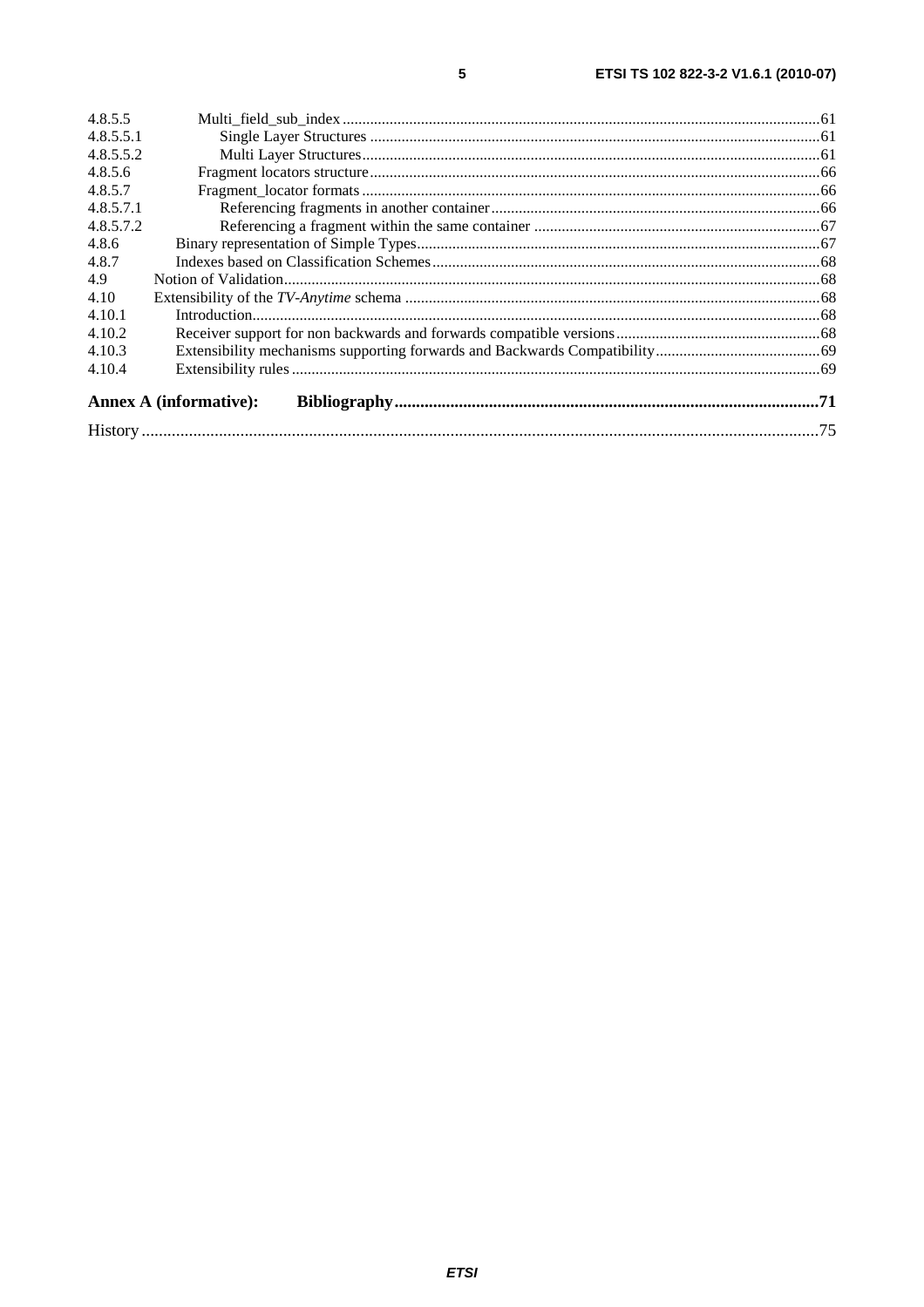4.8.5.5 Multi_field_sub_index ....................................................................................................................61
4.8.5.5.1 Single Layer Structures ..............................................................................................................61
4.8.5.5.2 Multi Layer Structures.................................................................................................................61
4.8.5.6 Fragment locators structure ...............................................................................................................66
4.8.5.7 Fragment_locator formats .................................................................................................................66
4.8.5.7.1 Referencing fragments in another container................................................................................66
4.8.5.7.2 Referencing a fragment within the same container ......................................................................67
4.8.6 Binary representation of Simple Types......................................................................................................67
4.8.7 Indexes based on Classification Schemes..................................................................................................68
4.9 Notion of Validation......................................................................................................................................68
4.10 Extensibility of the *TV-Anytime* schema ......................................................................................................68
4.10.1 Introduction................................................................................................................................................68
4.10.2 Receiver support for non backwards and forwards compatible versions....................................................68
4.10.3 Extensibility mechanisms supporting forwards and Backwards Compatibility..........................................69
4.10.4 Extensibility rules ......................................................................................................................................69

**Annex A (informative): Bibliography..................................................................................................71**

History ..............................................................................................................................................................75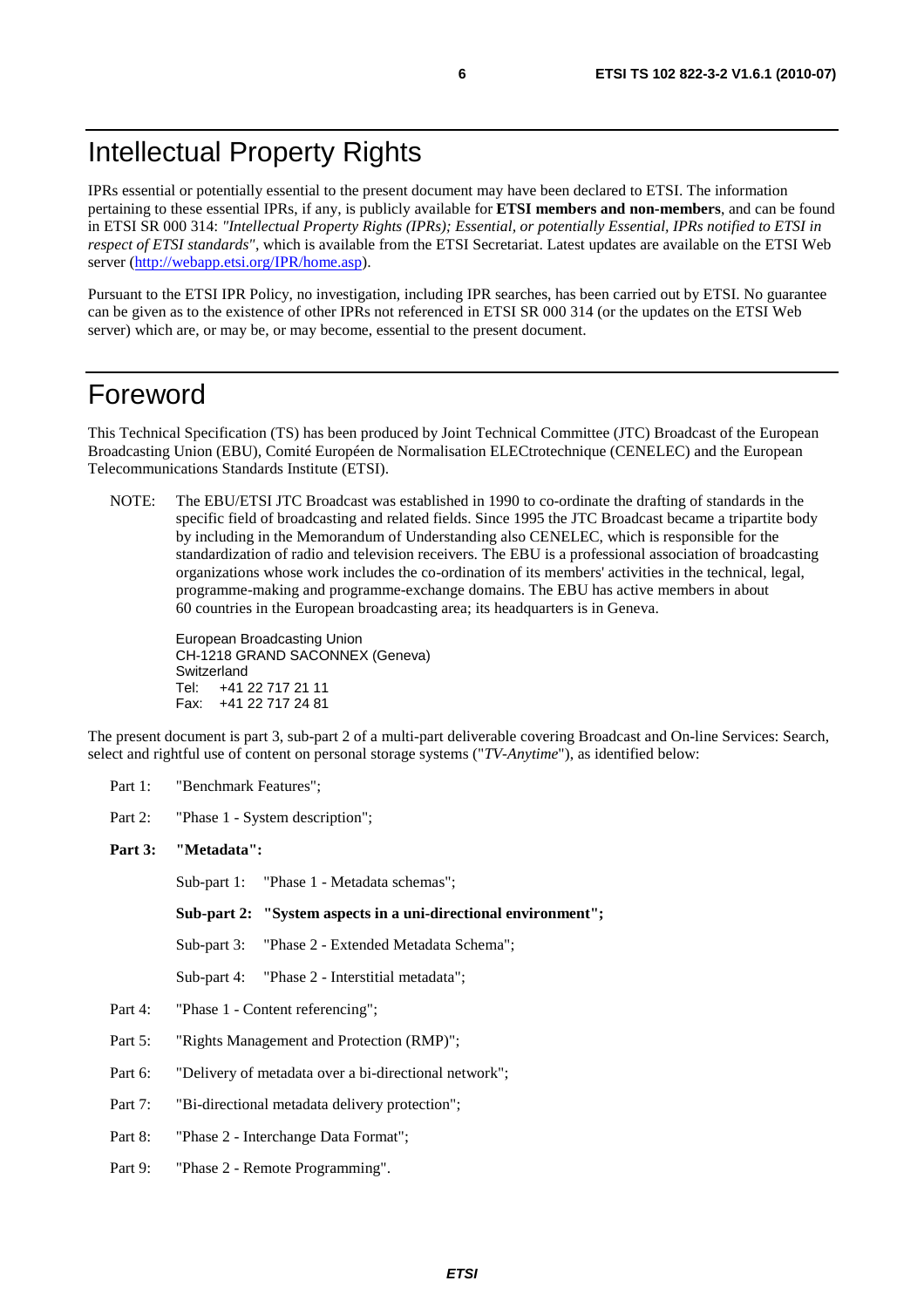# Intellectual Property Rights

IPRs essential or potentially essential to the present document may have been declared to ETSI. The information pertaining to these essential IPRs, if any, is publicly available for **ETSI members and non-members**, and can be found in ETSI SR 000 314: *"Intellectual Property Rights (IPRs); Essential, or potentially Essential, IPRs notified to ETSI in respect of ETSI standards"*, which is available from the ETSI Secretariat. Latest updates are available on the ETSI Web server (http://webapp.etsi.org/IPR/home.asp).

Pursuant to the ETSI IPR Policy, no investigation, including IPR searches, has been carried out by ETSI. No guarantee can be given as to the existence of other IPRs not referenced in ETSI SR 000 314 (or the updates on the ETSI Web server) which are, or may be, or may become, essential to the present document.

# Foreword

This Technical Specification (TS) has been produced by Joint Technical Committee (JTC) Broadcast of the European Broadcasting Union (EBU), Comité Européen de Normalisation ELECtrotechnique (CENELEC) and the European Telecommunications Standards Institute (ETSI).

NOTE: The EBU/ETSI JTC Broadcast was established in 1990 to co-ordinate the drafting of standards in the specific field of broadcasting and related fields. Since 1995 the JTC Broadcast became a tripartite body by including in the Memorandum of Understanding also CENELEC, which is responsible for the standardization of radio and television receivers. The EBU is a professional association of broadcasting organizations whose work includes the co-ordination of its members' activities in the technical, legal, programme-making and programme-exchange domains. The EBU has active members in about 60 countries in the European broadcasting area; its headquarters is in Geneva.

European Broadcasting Union
CH-1218 GRAND SACONNEX (Geneva)
Switzerland
Tel: +41 22 717 21 11
Fax: +41 22 717 24 81

The present document is part 3, sub-part 2 of a multi-part deliverable covering Broadcast and On-line Services: Search, select and rightful use of content on personal storage systems ("*TV-Anytime*"), as identified below:

Part 1: "Benchmark Features";

Part 2: "Phase 1 - System description";

**Part 3: "Metadata":**

- Sub-part 1: "Phase 1 - Metadata schemas";
- **Sub-part 2: "System aspects in a uni-directional environment";**
- Sub-part 3: "Phase 2 - Extended Metadata Schema";
- Sub-part 4: "Phase 2 - Interstitial metadata";

Part 4: "Phase 1 - Content referencing";

Part 5: "Rights Management and Protection (RMP)";

Part 6: "Delivery of metadata over a bi-directional network";

Part 7: "Bi-directional metadata delivery protection";

Part 8: "Phase 2 - Interchange Data Format";

Part 9: "Phase 2 - Remote Programming".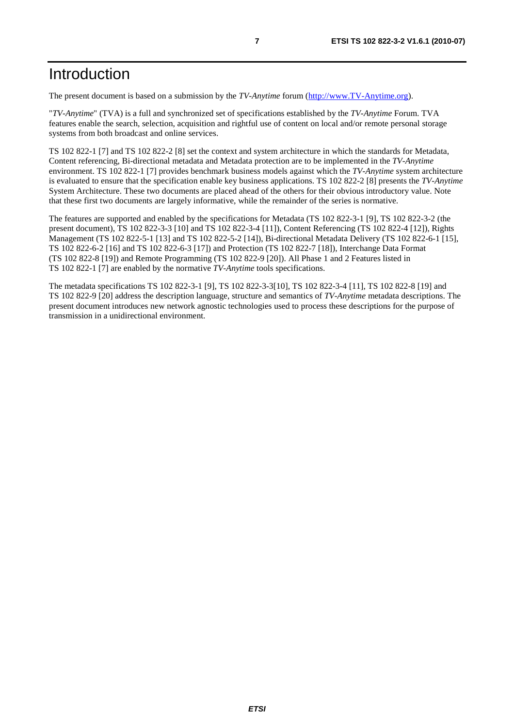# Introduction

The present document is based on a submission by the *TV-Anytime* forum (http://www.TV-Anytime.org).

"*TV-Anytime*" (TVA) is a full and synchronized set of specifications established by the *TV-Anytime* Forum. TVA features enable the search, selection, acquisition and rightful use of content on local and/or remote personal storage systems from both broadcast and online services.

TS 102 822-1 [7] and TS 102 822-2 [8] set the context and system architecture in which the standards for Metadata, Content referencing, Bi-directional metadata and Metadata protection are to be implemented in the *TV-Anytime* environment. TS 102 822-1 [7] provides benchmark business models against which the *TV-Anytime* system architecture is evaluated to ensure that the specification enable key business applications. TS 102 822-2 [8] presents the *TV-Anytime* System Architecture. These two documents are placed ahead of the others for their obvious introductory value. Note that these first two documents are largely informative, while the remainder of the series is normative.

The features are supported and enabled by the specifications for Metadata (TS 102 822-3-1 [9], TS 102 822-3-2 (the present document), TS 102 822-3-3 [10] and TS 102 822-3-4 [11]), Content Referencing (TS 102 822-4 [12]), Rights Management (TS 102 822-5-1 [13] and TS 102 822-5-2 [14]), Bi-directional Metadata Delivery (TS 102 822-6-1 [15], TS 102 822-6-2 [16] and TS 102 822-6-3 [17]) and Protection (TS 102 822-7 [18]), Interchange Data Format (TS 102 822-8 [19]) and Remote Programming (TS 102 822-9 [20]). All Phase 1 and 2 Features listed in TS 102 822-1 [7] are enabled by the normative *TV-Anytime* tools specifications.

The metadata specifications TS 102 822-3-1 [9], TS 102 822-3-3[10], TS 102 822-3-4 [11], TS 102 822-8 [19] and TS 102 822-9 [20] address the description language, structure and semantics of *TV-Anytime* metadata descriptions. The present document introduces new network agnostic technologies used to process these descriptions for the purpose of transmission in a unidirectional environment.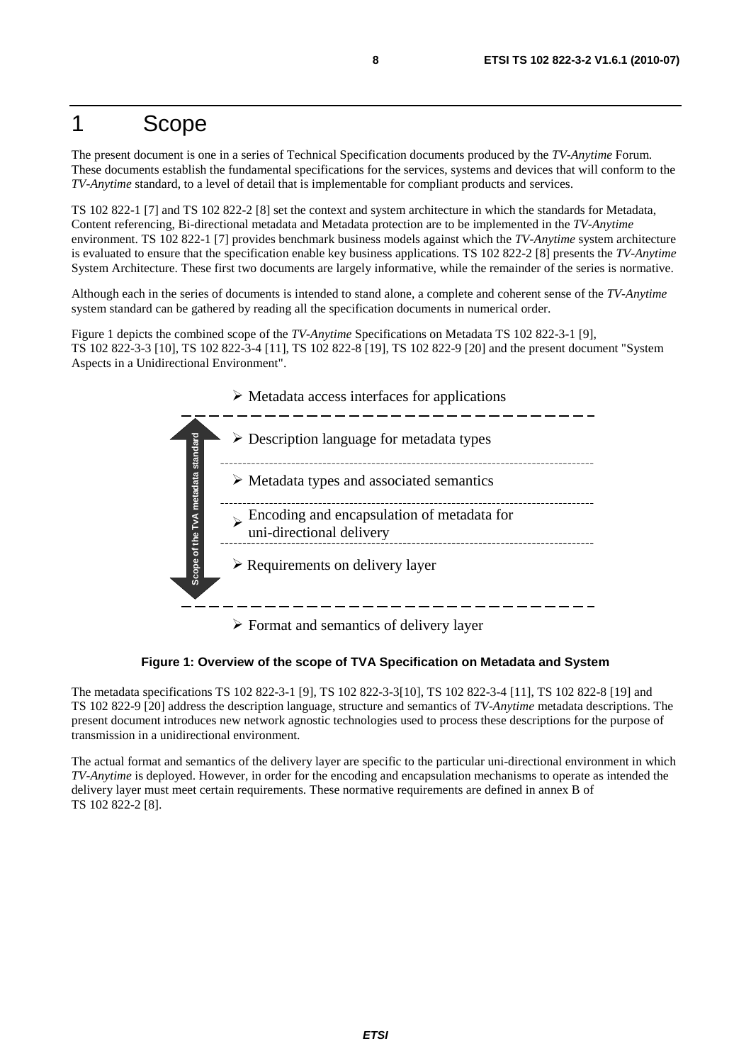# 1 Scope

The present document is one in a series of Technical Specification documents produced by the *TV-Anytime* Forum. These documents establish the fundamental specifications for the services, systems and devices that will conform to the *TV-Anytime* standard, to a level of detail that is implementable for compliant products and services.

TS 102 822-1 [7] and TS 102 822-2 [8] set the context and system architecture in which the standards for Metadata, Content referencing, Bi-directional metadata and Metadata protection are to be implemented in the *TV-Anytime* environment. TS 102 822-1 [7] provides benchmark business models against which the *TV-Anytime* system architecture is evaluated to ensure that the specification enable key business applications. TS 102 822-2 [8] presents the *TV-Anytime* System Architecture. These first two documents are largely informative, while the remainder of the series is normative.

Although each in the series of documents is intended to stand alone, a complete and coherent sense of the *TV-Anytime* system standard can be gathered by reading all the specification documents in numerical order.

Figure 1 depicts the combined scope of the *TV-Anytime* Specifications on Metadata TS 102 822-3-1 [9], TS 102 822-3-3 [10], TS 102 822-3-4 [11], TS 102 822-8 [19], TS 102 822-9 [20] and the present document "System Aspects in a Unidirectional Environment".

- Metadata access interfaces for applications

Scope of the TvA metadata standard:

- Description language for metadata types
- Metadata types and associated semantics
- Encoding and encapsulation of metadata for uni-directional delivery
- Requirements on delivery layer

- Format and semantics of delivery layer

**Figure 1: Overview of the scope of TVA Specification on Metadata and System**

The metadata specifications TS 102 822-3-1 [9], TS 102 822-3-3[10], TS 102 822-3-4 [11], TS 102 822-8 [19] and TS 102 822-9 [20] address the description language, structure and semantics of *TV-Anytime* metadata descriptions. The present document introduces new network agnostic technologies used to process these descriptions for the purpose of transmission in a unidirectional environment.

The actual format and semantics of the delivery layer are specific to the particular uni-directional environment in which *TV-Anytime* is deployed. However, in order for the encoding and encapsulation mechanisms to operate as intended the delivery layer must meet certain requirements. These normative requirements are defined in annex B of TS 102 822-2 [8].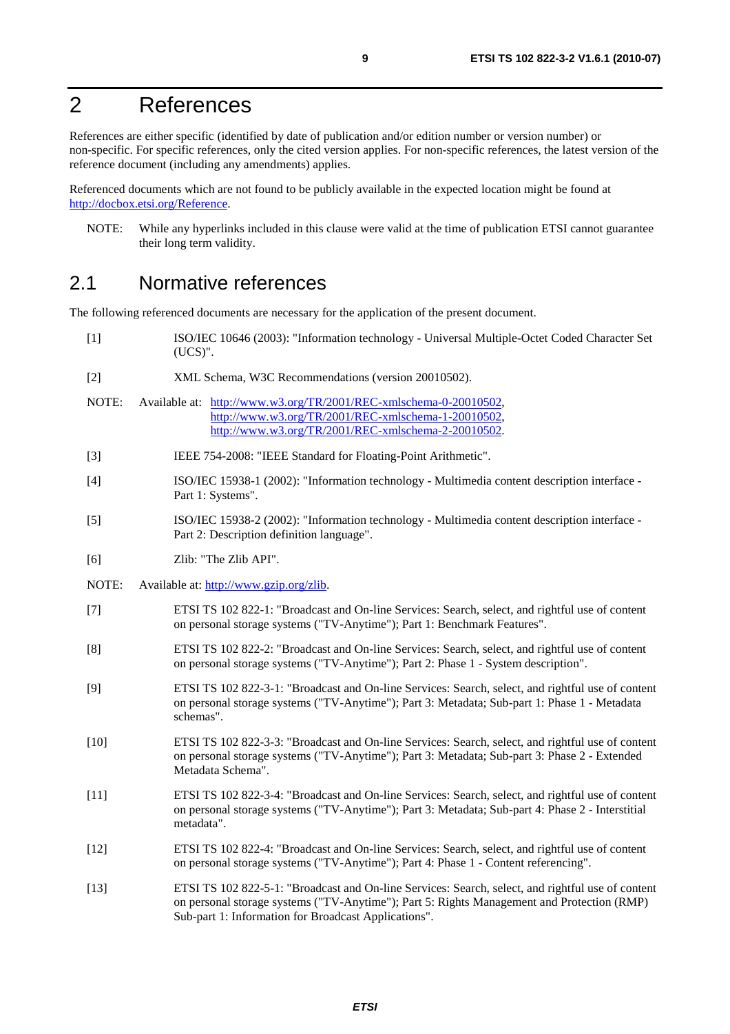# 2 References

References are either specific (identified by date of publication and/or edition number or version number) or non-specific. For specific references, only the cited version applies. For non-specific references, the latest version of the reference document (including any amendments) applies.

Referenced documents which are not found to be publicly available in the expected location might be found at http://docbox.etsi.org/Reference.

NOTE: While any hyperlinks included in this clause were valid at the time of publication ETSI cannot guarantee their long term validity.

## 2.1 Normative references

The following referenced documents are necessary for the application of the present document.

[1] ISO/IEC 10646 (2003): "Information technology - Universal Multiple-Octet Coded Character Set (UCS)".

[2] XML Schema, W3C Recommendations (version 20010502).

NOTE: Available at: http://www.w3.org/TR/2001/REC-xmlschema-0-20010502, http://www.w3.org/TR/2001/REC-xmlschema-1-20010502, http://www.w3.org/TR/2001/REC-xmlschema-2-20010502.

[3] IEEE 754-2008: "IEEE Standard for Floating-Point Arithmetic".

[4] ISO/IEC 15938-1 (2002): "Information technology - Multimedia content description interface - Part 1: Systems".

[5] ISO/IEC 15938-2 (2002): "Information technology - Multimedia content description interface - Part 2: Description definition language".

[6] Zlib: "The Zlib API".

NOTE: Available at: http://www.gzip.org/zlib.

[7] ETSI TS 102 822-1: "Broadcast and On-line Services: Search, select, and rightful use of content on personal storage systems ("TV-Anytime"); Part 1: Benchmark Features".

[8] ETSI TS 102 822-2: "Broadcast and On-line Services: Search, select, and rightful use of content on personal storage systems ("TV-Anytime"); Part 2: Phase 1 - System description".

[9] ETSI TS 102 822-3-1: "Broadcast and On-line Services: Search, select, and rightful use of content on personal storage systems ("TV-Anytime"); Part 3: Metadata; Sub-part 1: Phase 1 - Metadata schemas".

[10] ETSI TS 102 822-3-3: "Broadcast and On-line Services: Search, select, and rightful use of content on personal storage systems ("TV-Anytime"); Part 3: Metadata; Sub-part 3: Phase 2 - Extended Metadata Schema".

[11] ETSI TS 102 822-3-4: "Broadcast and On-line Services: Search, select, and rightful use of content on personal storage systems ("TV-Anytime"); Part 3: Metadata; Sub-part 4: Phase 2 - Interstitial metadata".

[12] ETSI TS 102 822-4: "Broadcast and On-line Services: Search, select, and rightful use of content on personal storage systems ("TV-Anytime"); Part 4: Phase 1 - Content referencing".

[13] ETSI TS 102 822-5-1: "Broadcast and On-line Services: Search, select, and rightful use of content on personal storage systems ("TV-Anytime"); Part 5: Rights Management and Protection (RMP) Sub-part 1: Information for Broadcast Applications".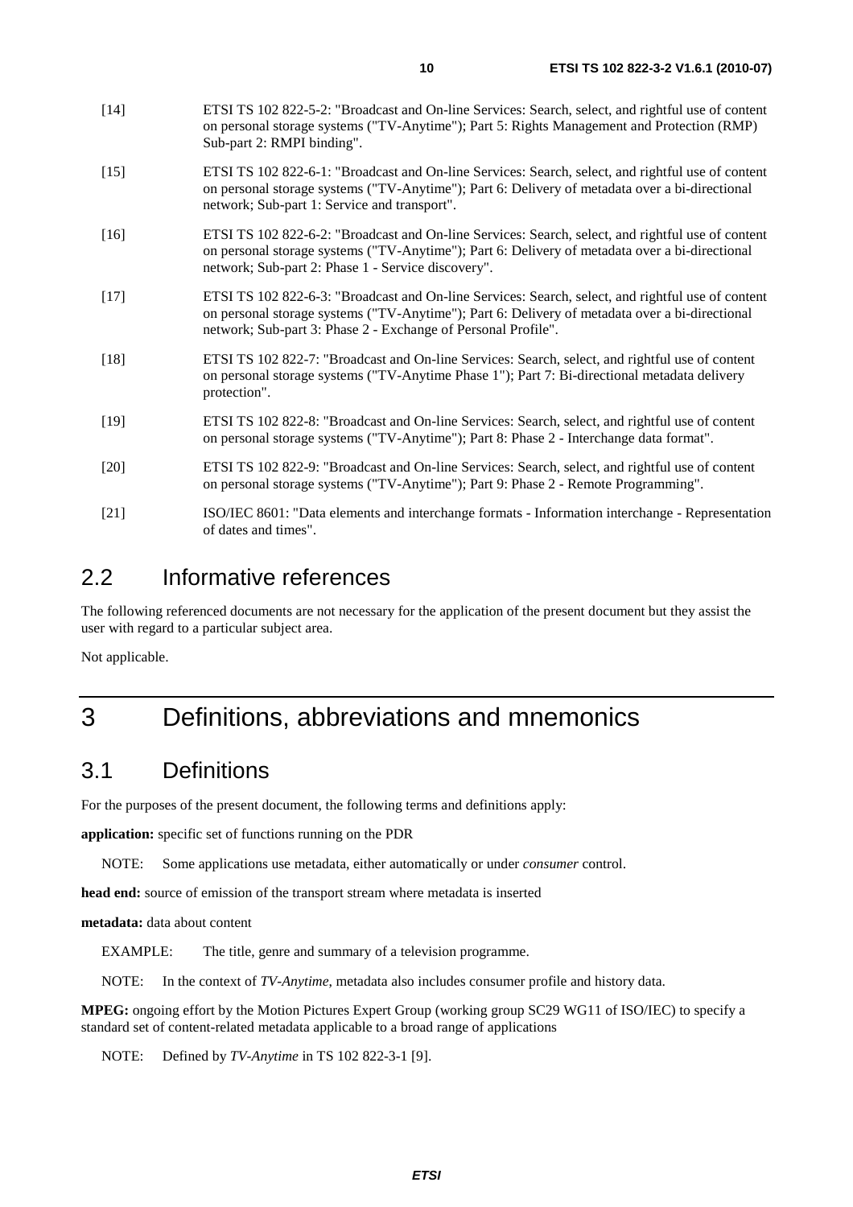[14] ETSI TS 102 822-5-2: "Broadcast and On-line Services: Search, select, and rightful use of content on personal storage systems ("TV-Anytime"); Part 5: Rights Management and Protection (RMP) Sub-part 2: RMPI binding".

[15] ETSI TS 102 822-6-1: "Broadcast and On-line Services: Search, select, and rightful use of content on personal storage systems ("TV-Anytime"); Part 6: Delivery of metadata over a bi-directional network; Sub-part 1: Service and transport".

[16] ETSI TS 102 822-6-2: "Broadcast and On-line Services: Search, select, and rightful use of content on personal storage systems ("TV-Anytime"); Part 6: Delivery of metadata over a bi-directional network; Sub-part 2: Phase 1 - Service discovery".

[17] ETSI TS 102 822-6-3: "Broadcast and On-line Services: Search, select, and rightful use of content on personal storage systems ("TV-Anytime"); Part 6: Delivery of metadata over a bi-directional network; Sub-part 3: Phase 2 - Exchange of Personal Profile".

[18] ETSI TS 102 822-7: "Broadcast and On-line Services: Search, select, and rightful use of content on personal storage systems ("TV-Anytime Phase 1"); Part 7: Bi-directional metadata delivery protection".

[19] ETSI TS 102 822-8: "Broadcast and On-line Services: Search, select, and rightful use of content on personal storage systems ("TV-Anytime"); Part 8: Phase 2 - Interchange data format".

[20] ETSI TS 102 822-9: "Broadcast and On-line Services: Search, select, and rightful use of content on personal storage systems ("TV-Anytime"); Part 9: Phase 2 - Remote Programming".

[21] ISO/IEC 8601: "Data elements and interchange formats - Information interchange - Representation of dates and times".

## 2.2 Informative references

The following referenced documents are not necessary for the application of the present document but they assist the user with regard to a particular subject area.

Not applicable.

# 3 Definitions, abbreviations and mnemonics

## 3.1 Definitions

For the purposes of the present document, the following terms and definitions apply:

**application:** specific set of functions running on the PDR

NOTE: Some applications use metadata, either automatically or under *consumer* control.

**head end:** source of emission of the transport stream where metadata is inserted

**metadata:** data about content

EXAMPLE: The title, genre and summary of a television programme.

NOTE: In the context of *TV-Anytime*, metadata also includes consumer profile and history data.

**MPEG:** ongoing effort by the Motion Pictures Expert Group (working group SC29 WG11 of ISO/IEC) to specify a standard set of content-related metadata applicable to a broad range of applications

NOTE: Defined by *TV-Anytime* in TS 102 822-3-1 [9].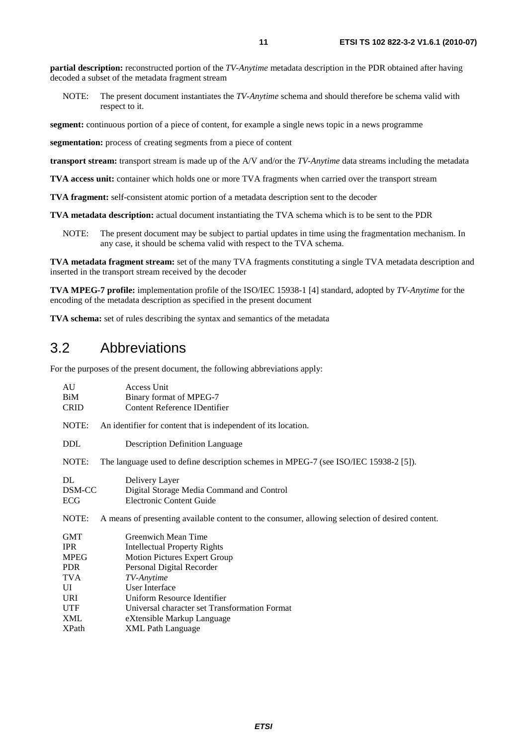**partial description:** reconstructed portion of the *TV-Anytime* metadata description in the PDR obtained after having decoded a subset of the metadata fragment stream

NOTE: The present document instantiates the *TV-Anytime* schema and should therefore be schema valid with respect to it.

**segment:** continuous portion of a piece of content, for example a single news topic in a news programme

**segmentation:** process of creating segments from a piece of content

**transport stream:** transport stream is made up of the A/V and/or the *TV-Anytime* data streams including the metadata

**TVA access unit:** container which holds one or more TVA fragments when carried over the transport stream

**TVA fragment:** self-consistent atomic portion of a metadata description sent to the decoder

**TVA metadata description:** actual document instantiating the TVA schema which is to be sent to the PDR

NOTE: The present document may be subject to partial updates in time using the fragmentation mechanism. In any case, it should be schema valid with respect to the TVA schema.

**TVA metadata fragment stream:** set of the many TVA fragments constituting a single TVA metadata description and inserted in the transport stream received by the decoder

**TVA MPEG-7 profile:** implementation profile of the ISO/IEC 15938-1 [4] standard, adopted by *TV-Anytime* for the encoding of the metadata description as specified in the present document

**TVA schema:** set of rules describing the syntax and semantics of the metadata

## 3.2 Abbreviations

For the purposes of the present document, the following abbreviations apply:

AU Access Unit
BiM Binary format of MPEG-7
CRID Content Reference IDentifier

NOTE: An identifier for content that is independent of its location.

DDL Description Definition Language

NOTE: The language used to define description schemes in MPEG-7 (see ISO/IEC 15938-2 [5]).

DL Delivery Layer
DSM-CC Digital Storage Media Command and Control
ECG Electronic Content Guide

NOTE: A means of presenting available content to the consumer, allowing selection of desired content.

GMT Greenwich Mean Time
IPR Intellectual Property Rights
MPEG Motion Pictures Expert Group
PDR Personal Digital Recorder
TVA *TV-Anytime*
UI User Interface
URI Uniform Resource Identifier
UTF Universal character set Transformation Format
XML eXtensible Markup Language
XPath XML Path Language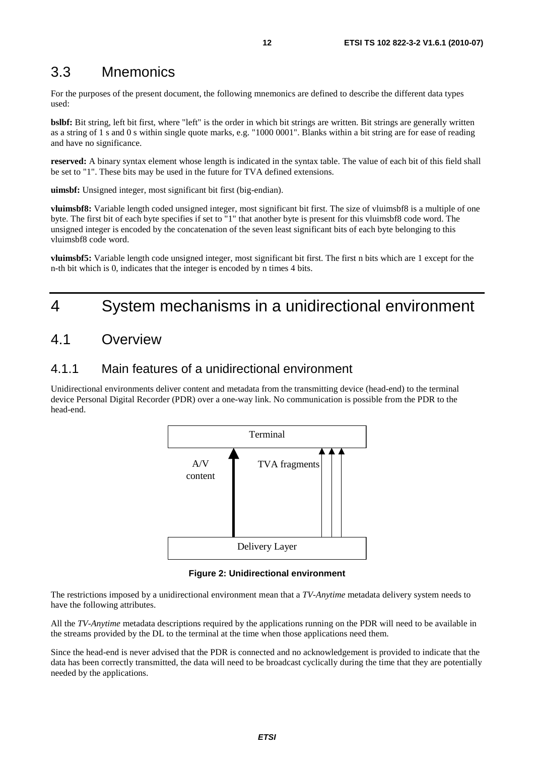## 3.3 Mnemonics

For the purposes of the present document, the following mnemonics are defined to describe the different data types used:

**bslbf:** Bit string, left bit first, where "left" is the order in which bit strings are written. Bit strings are generally written as a string of 1 s and 0 s within single quote marks, e.g. "1000 0001". Blanks within a bit string are for ease of reading and have no significance.

**reserved:** A binary syntax element whose length is indicated in the syntax table. The value of each bit of this field shall be set to "1". These bits may be used in the future for TVA defined extensions.

**uimsbf:** Unsigned integer, most significant bit first (big-endian).

**vluimsbf8:** Variable length coded unsigned integer, most significant bit first. The size of vluimsbf8 is a multiple of one byte. The first bit of each byte specifies if set to "1" that another byte is present for this vluimsbf8 code word. The unsigned integer is encoded by the concatenation of the seven least significant bits of each byte belonging to this vluimsbf8 code word.

**vluimsbf5:** Variable length code unsigned integer, most significant bit first. The first n bits which are 1 except for the n-th bit which is 0, indicates that the integer is encoded by n times 4 bits.

# 4 System mechanisms in a unidirectional environment

## 4.1 Overview

### 4.1.1 Main features of a unidirectional environment

Unidirectional environments deliver content and metadata from the transmitting device (head-end) to the terminal device Personal Digital Recorder (PDR) over a one-way link. No communication is possible from the PDR to the head-end.

Terminal

A/V content

TVA fragments

Delivery Layer

**Figure 2: Unidirectional environment**

The restrictions imposed by a unidirectional environment mean that a *TV-Anytime* metadata delivery system needs to have the following attributes.

All the *TV-Anytime* metadata descriptions required by the applications running on the PDR will need to be available in the streams provided by the DL to the terminal at the time when those applications need them.

Since the head-end is never advised that the PDR is connected and no acknowledgement is provided to indicate that the data has been correctly transmitted, the data will need to be broadcast cyclically during the time that they are potentially needed by the applications.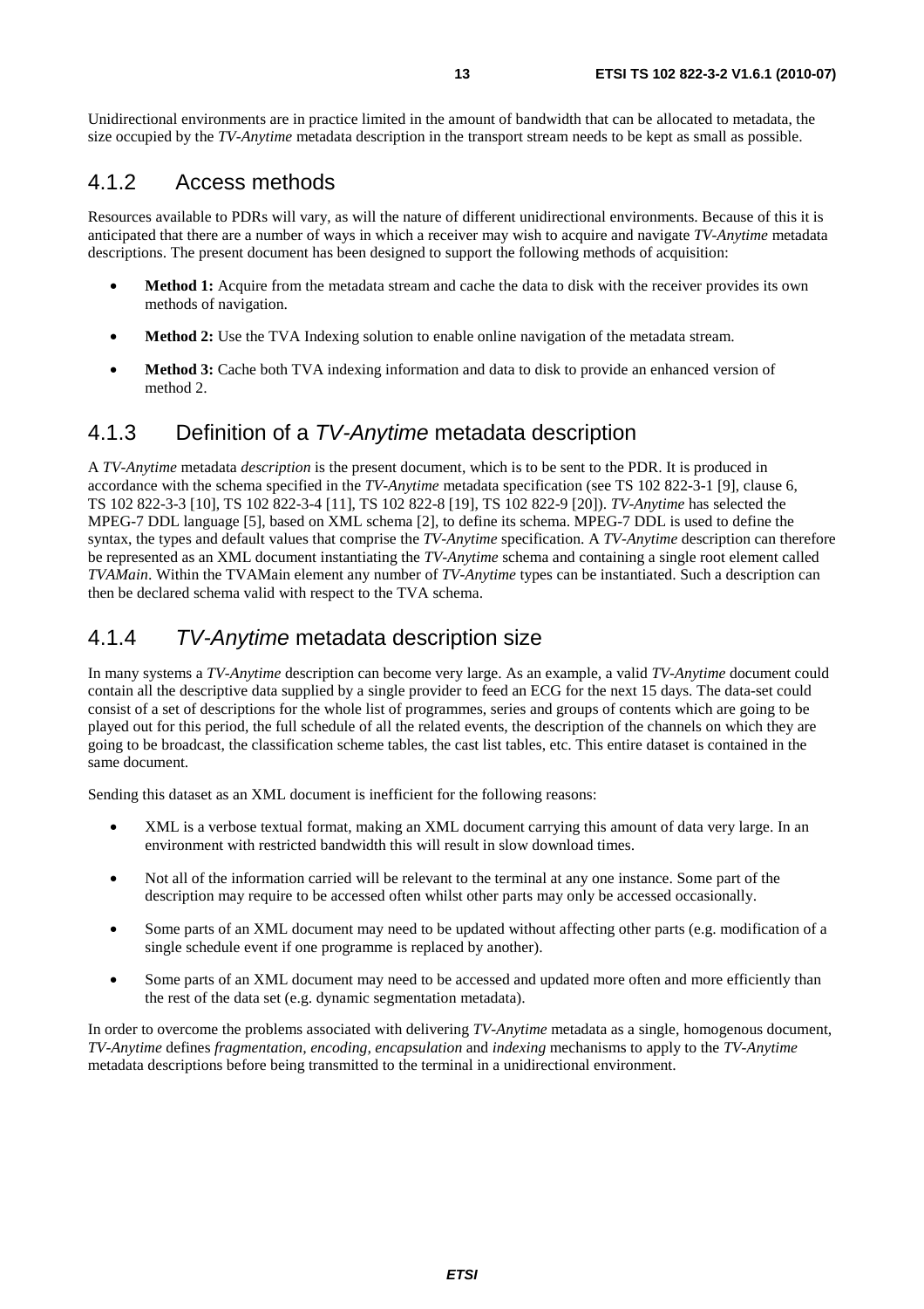Unidirectional environments are in practice limited in the amount of bandwidth that can be allocated to metadata, the size occupied by the *TV-Anytime* metadata description in the transport stream needs to be kept as small as possible.

### 4.1.2 Access methods

Resources available to PDRs will vary, as will the nature of different unidirectional environments. Because of this it is anticipated that there are a number of ways in which a receiver may wish to acquire and navigate *TV-Anytime* metadata descriptions. The present document has been designed to support the following methods of acquisition:

- **Method 1:** Acquire from the metadata stream and cache the data to disk with the receiver provides its own methods of navigation.
- **Method 2:** Use the TVA Indexing solution to enable online navigation of the metadata stream.
- **Method 3:** Cache both TVA indexing information and data to disk to provide an enhanced version of method 2.

### 4.1.3 Definition of a *TV-Anytime* metadata description

A *TV-Anytime* metadata *description* is the present document, which is to be sent to the PDR. It is produced in accordance with the schema specified in the *TV-Anytime* metadata specification (see TS 102 822-3-1 [9], clause 6, TS 102 822-3-3 [10], TS 102 822-3-4 [11], TS 102 822-8 [19], TS 102 822-9 [20]). *TV-Anytime* has selected the MPEG-7 DDL language [5], based on XML schema [2], to define its schema. MPEG-7 DDL is used to define the syntax, the types and default values that comprise the *TV-Anytime* specification. A *TV-Anytime* description can therefore be represented as an XML document instantiating the *TV-Anytime* schema and containing a single root element called *TVAMain*. Within the TVAMain element any number of *TV-Anytime* types can be instantiated. Such a description can then be declared schema valid with respect to the TVA schema.

### 4.1.4 *TV-Anytime* metadata description size

In many systems a *TV-Anytime* description can become very large. As an example, a valid *TV-Anytime* document could contain all the descriptive data supplied by a single provider to feed an ECG for the next 15 days. The data-set could consist of a set of descriptions for the whole list of programmes, series and groups of contents which are going to be played out for this period, the full schedule of all the related events, the description of the channels on which they are going to be broadcast, the classification scheme tables, the cast list tables, etc. This entire dataset is contained in the same document.

Sending this dataset as an XML document is inefficient for the following reasons:

- XML is a verbose textual format, making an XML document carrying this amount of data very large. In an environment with restricted bandwidth this will result in slow download times.
- Not all of the information carried will be relevant to the terminal at any one instance. Some part of the description may require to be accessed often whilst other parts may only be accessed occasionally.
- Some parts of an XML document may need to be updated without affecting other parts (e.g. modification of a single schedule event if one programme is replaced by another).
- Some parts of an XML document may need to be accessed and updated more often and more efficiently than the rest of the data set (e.g. dynamic segmentation metadata).

In order to overcome the problems associated with delivering *TV-Anytime* metadata as a single, homogenous document, *TV-Anytime* defines *fragmentation, encoding, encapsulation* and *indexing* mechanisms to apply to the *TV-Anytime* metadata descriptions before being transmitted to the terminal in a unidirectional environment.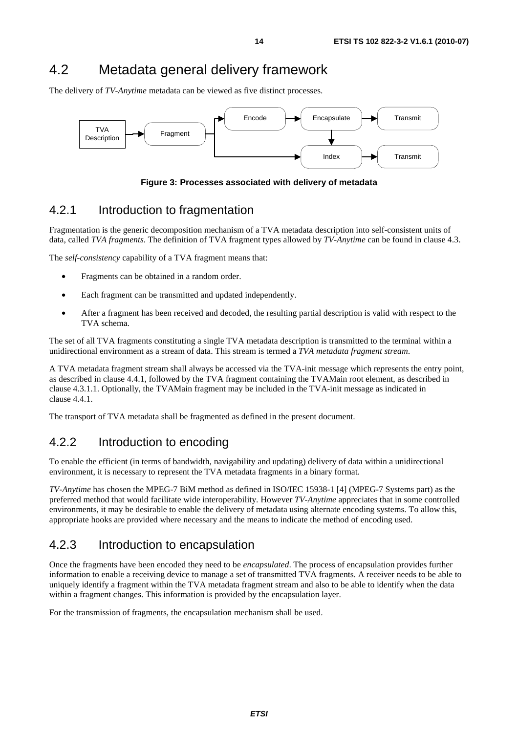## 4.2 Metadata general delivery framework

The delivery of *TV-Anytime* metadata can be viewed as five distinct processes.

**Figure 3: Processes associated with delivery of metadata**

### 4.2.1 Introduction to fragmentation

Fragmentation is the generic decomposition mechanism of a TVA metadata description into self-consistent units of data, called *TVA fragments*. The definition of TVA fragment types allowed by *TV-Anytime* can be found in clause 4.3.

The *self-consistency* capability of a TVA fragment means that:

- Fragments can be obtained in a random order.
- Each fragment can be transmitted and updated independently.
- After a fragment has been received and decoded, the resulting partial description is valid with respect to the TVA schema.

The set of all TVA fragments constituting a single TVA metadata description is transmitted to the terminal within a unidirectional environment as a stream of data. This stream is termed a *TVA metadata fragment stream*.

A TVA metadata fragment stream shall always be accessed via the TVA-init message which represents the entry point, as described in clause 4.4.1, followed by the TVA fragment containing the TVAMain root element, as described in clause 4.3.1.1. Optionally, the TVAMain fragment may be included in the TVA-init message as indicated in clause 4.4.1.

The transport of TVA metadata shall be fragmented as defined in the present document.

### 4.2.2 Introduction to encoding

To enable the efficient (in terms of bandwidth, navigability and updating) delivery of data within a unidirectional environment, it is necessary to represent the TVA metadata fragments in a binary format.

*TV-Anytime* has chosen the MPEG-7 BiM method as defined in ISO/IEC 15938-1 [4] (MPEG-7 Systems part) as the preferred method that would facilitate wide interoperability. However *TV-Anytime* appreciates that in some controlled environments, it may be desirable to enable the delivery of metadata using alternate encoding systems. To allow this, appropriate hooks are provided where necessary and the means to indicate the method of encoding used.

### 4.2.3 Introduction to encapsulation

Once the fragments have been encoded they need to be *encapsulated*. The process of encapsulation provides further information to enable a receiving device to manage a set of transmitted TVA fragments. A receiver needs to be able to uniquely identify a fragment within the TVA metadata fragment stream and also to be able to identify when the data within a fragment changes. This information is provided by the encapsulation layer.

For the transmission of fragments, the encapsulation mechanism shall be used.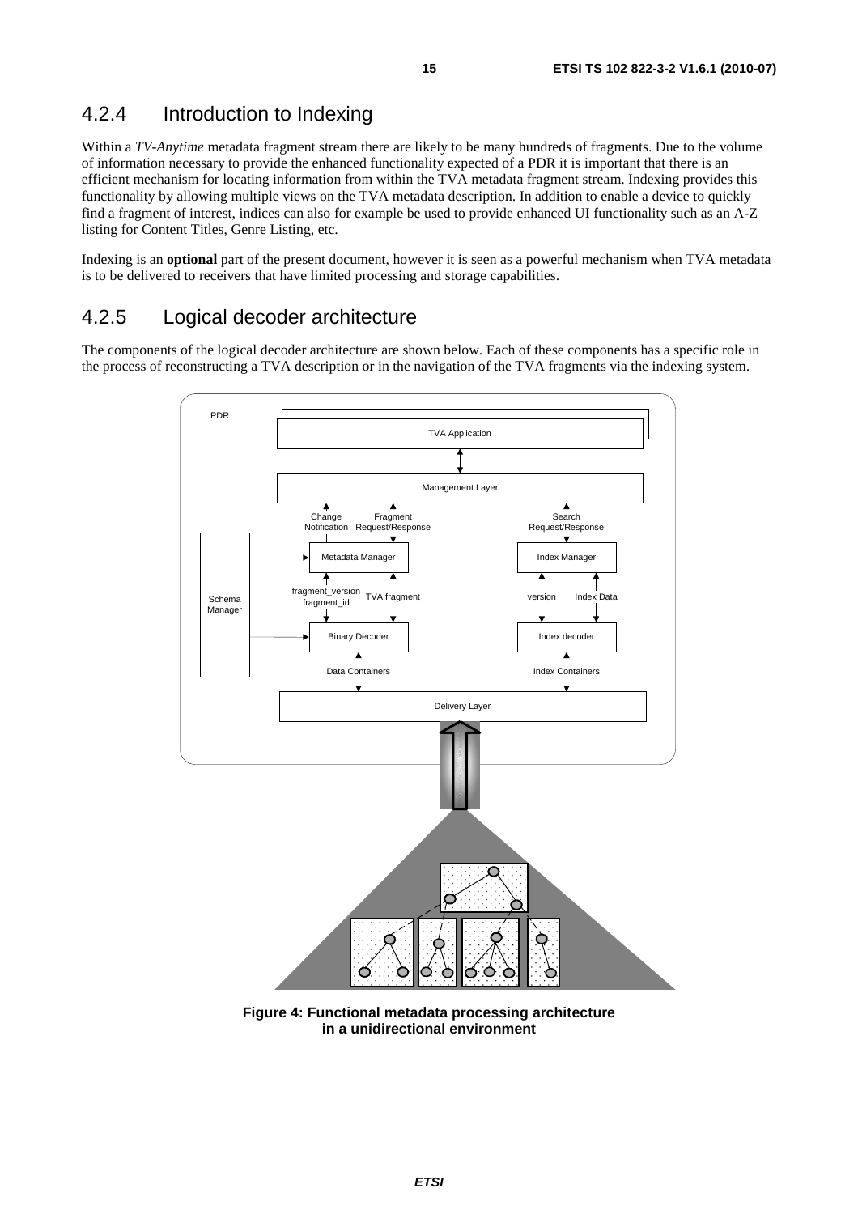## 4.2.4 Introduction to Indexing

Within a *TV-Anytime* metadata fragment stream there are likely to be many hundreds of fragments. Due to the volume of information necessary to provide the enhanced functionality expected of a PDR it is important that there is an efficient mechanism for locating information from within the TVA metadata fragment stream. Indexing provides this functionality by allowing multiple views on the TVA metadata description. In addition to enable a device to quickly find a fragment of interest, indices can also for example be used to provide enhanced UI functionality such as an A-Z listing for Content Titles, Genre Listing, etc.

Indexing is an **optional** part of the present document, however it is seen as a powerful mechanism when TVA metadata is to be delivered to receivers that have limited processing and storage capabilities.

## 4.2.5 Logical decoder architecture

The components of the logical decoder architecture are shown below. Each of these components has a specific role in the process of reconstructing a TVA description or in the navigation of the TVA fragments via the indexing system.

**Figure 4: Functional metadata processing architecture in a unidirectional environment**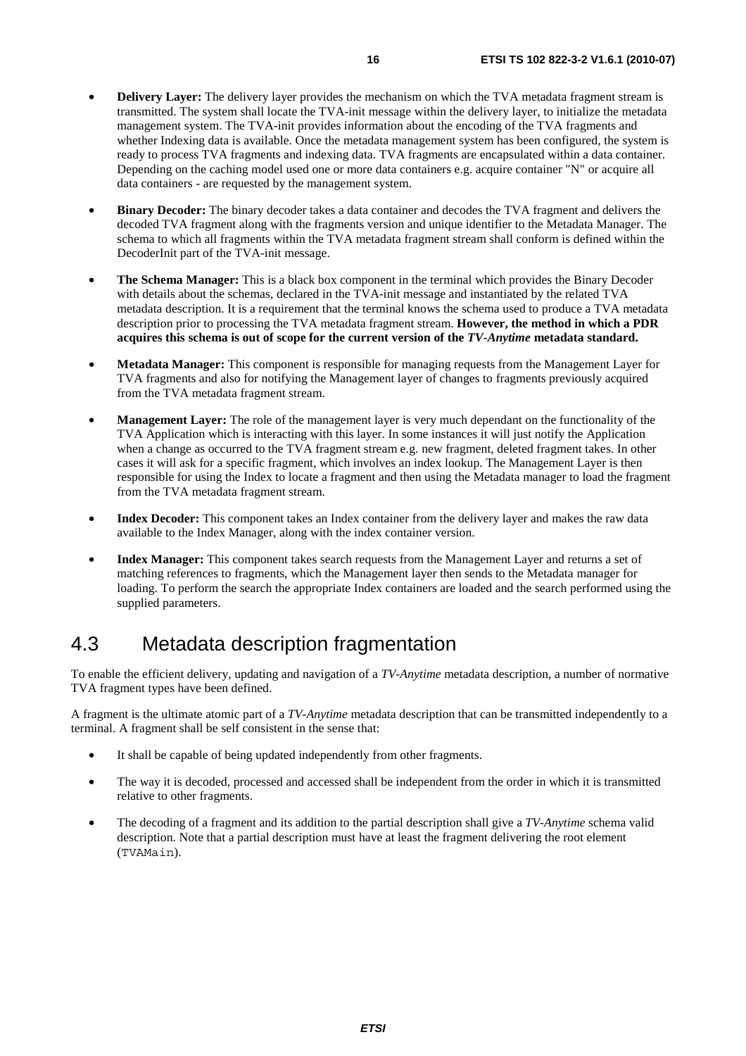- **Delivery Layer:** The delivery layer provides the mechanism on which the TVA metadata fragment stream is transmitted. The system shall locate the TVA-init message within the delivery layer, to initialize the metadata management system. The TVA-init provides information about the encoding of the TVA fragments and whether Indexing data is available. Once the metadata management system has been configured, the system is ready to process TVA fragments and indexing data. TVA fragments are encapsulated within a data container. Depending on the caching model used one or more data containers e.g. acquire container "N" or acquire all data containers - are requested by the management system.

- **Binary Decoder:** The binary decoder takes a data container and decodes the TVA fragment and delivers the decoded TVA fragment along with the fragments version and unique identifier to the Metadata Manager. The schema to which all fragments within the TVA metadata fragment stream shall conform is defined within the DecoderInit part of the TVA-init message.

- **The Schema Manager:** This is a black box component in the terminal which provides the Binary Decoder with details about the schemas, declared in the TVA-init message and instantiated by the related TVA metadata description. It is a requirement that the terminal knows the schema used to produce a TVA metadata description prior to processing the TVA metadata fragment stream. **However, the method in which a PDR acquires this schema is out of scope for the current version of the *TV-Anytime* metadata standard.**

- **Metadata Manager:** This component is responsible for managing requests from the Management Layer for TVA fragments and also for notifying the Management layer of changes to fragments previously acquired from the TVA metadata fragment stream.

- **Management Layer:** The role of the management layer is very much dependant on the functionality of the TVA Application which is interacting with this layer. In some instances it will just notify the Application when a change as occurred to the TVA fragment stream e.g. new fragment, deleted fragment takes. In other cases it will ask for a specific fragment, which involves an index lookup. The Management Layer is then responsible for using the Index to locate a fragment and then using the Metadata manager to load the fragment from the TVA metadata fragment stream.

- **Index Decoder:** This component takes an Index container from the delivery layer and makes the raw data available to the Index Manager, along with the index container version.

- **Index Manager:** This component takes search requests from the Management Layer and returns a set of matching references to fragments, which the Management layer then sends to the Metadata manager for loading. To perform the search the appropriate Index containers are loaded and the search performed using the supplied parameters.

## 4.3 Metadata description fragmentation

To enable the efficient delivery, updating and navigation of a *TV-Anytime* metadata description, a number of normative TVA fragment types have been defined.

A fragment is the ultimate atomic part of a *TV-Anytime* metadata description that can be transmitted independently to a terminal. A fragment shall be self consistent in the sense that:

- It shall be capable of being updated independently from other fragments.

- The way it is decoded, processed and accessed shall be independent from the order in which it is transmitted relative to other fragments.

- The decoding of a fragment and its addition to the partial description shall give a *TV-Anytime* schema valid description. Note that a partial description must have at least the fragment delivering the root element (`TVAMain`).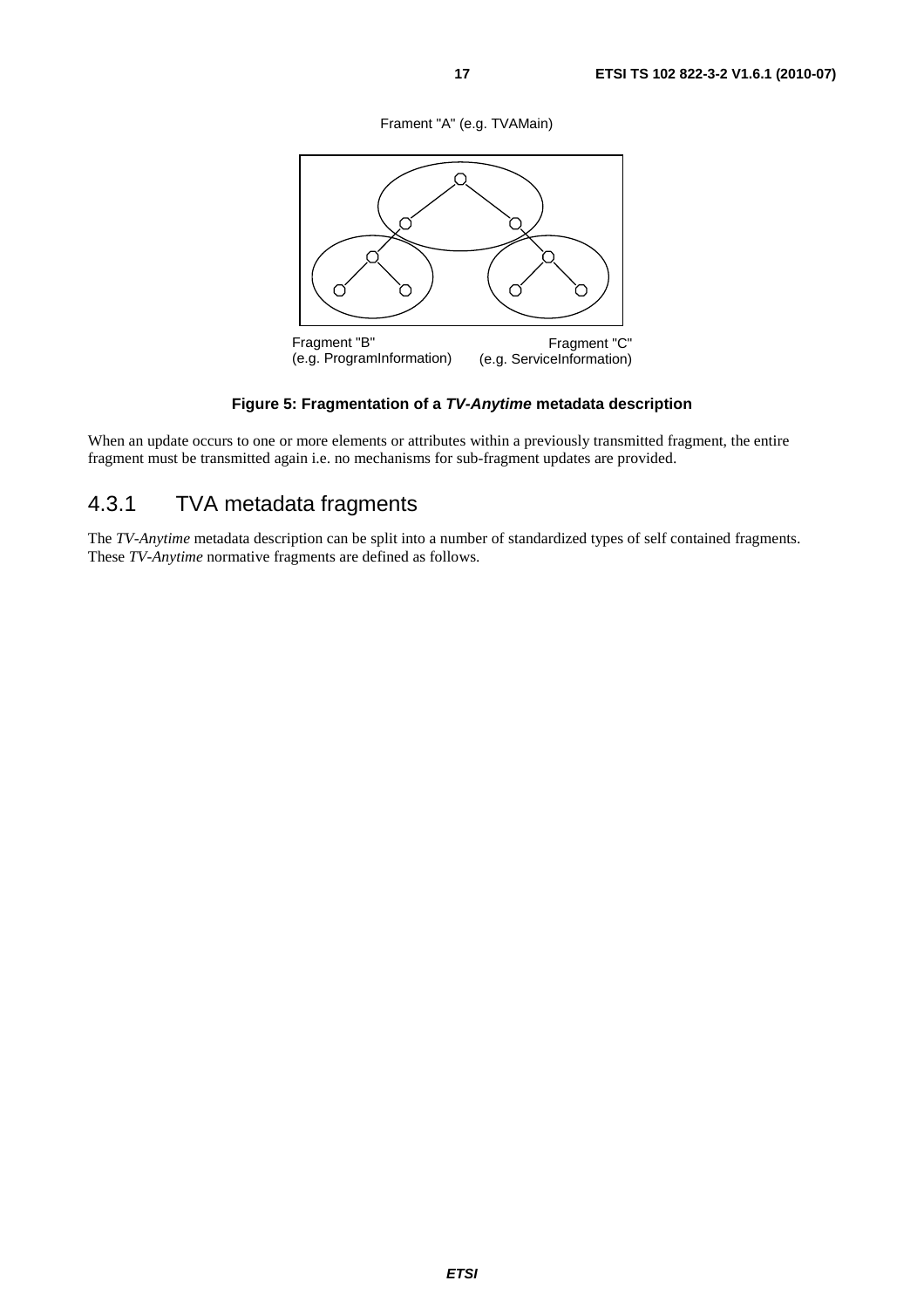Frament "A" (e.g. TVAMain)

Fragment "B" (e.g. ProgramInformation)

Fragment "C" (e.g. ServiceInformation)

**Figure 5: Fragmentation of a *TV-Anytime* metadata description**

When an update occurs to one or more elements or attributes within a previously transmitted fragment, the entire fragment must be transmitted again i.e. no mechanisms for sub-fragment updates are provided.

### 4.3.1 TVA metadata fragments

The *TV-Anytime* metadata description can be split into a number of standardized types of self contained fragments. These *TV-Anytime* normative fragments are defined as follows.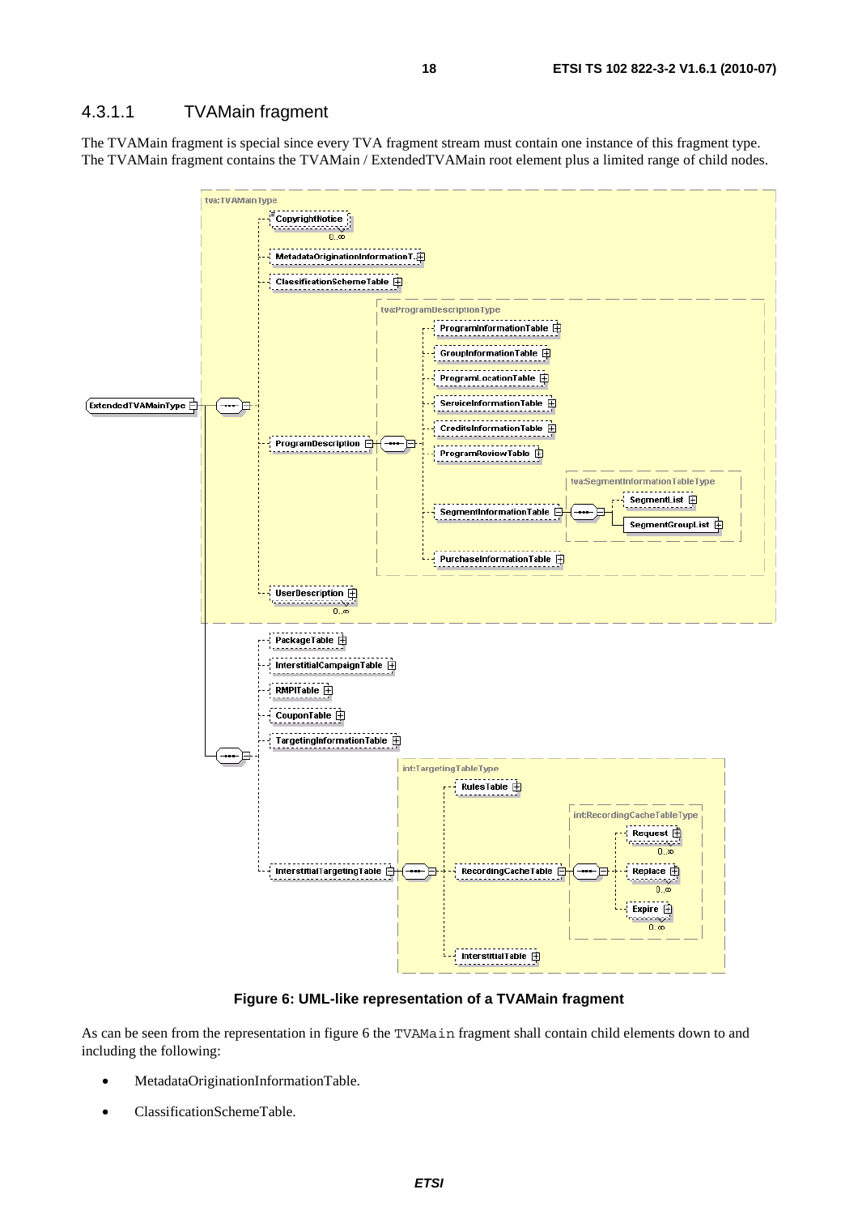#### 4.3.1.1 TVAMain fragment

The TVAMain fragment is special since every TVA fragment stream must contain one instance of this fragment type. The TVAMain fragment contains the TVAMain / ExtendedTVAMain root element plus a limited range of child nodes.

**Figure 6: UML-like representation of a TVAMain fragment**

As can be seen from the representation in figure 6 the `TVAMain` fragment shall contain child elements down to and including the following:

- MetadataOriginationInformationTable.
- ClassificationSchemeTable.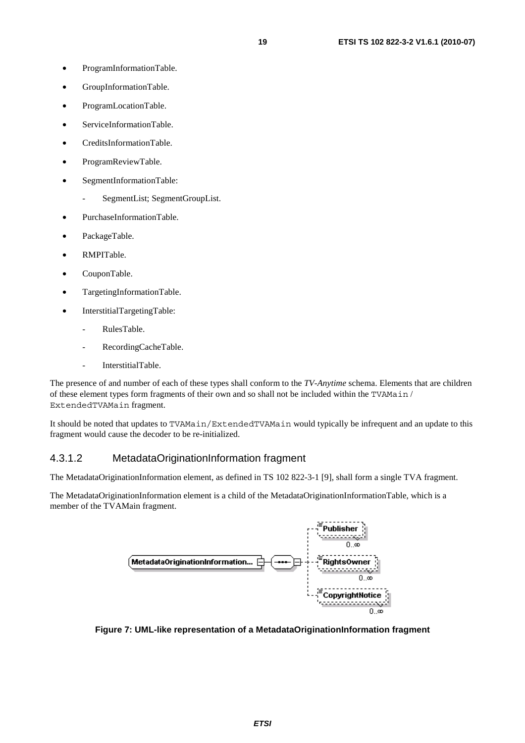- ProgramInformationTable.
- GroupInformationTable.
- ProgramLocationTable.
- ServiceInformationTable.
- CreditsInformationTable.
- ProgramReviewTable.
- SegmentInformationTable:
  - SegmentList; SegmentGroupList.
- PurchaseInformationTable.
- PackageTable.
- RMPITable.
- CouponTable.
- TargetingInformationTable.
- InterstitialTargetingTable:
  - RulesTable.
  - RecordingCacheTable.
  - InterstitialTable.

The presence of and number of each of these types shall conform to the *TV-Anytime* schema. Elements that are children of these element types form fragments of their own and so shall not be included within the `TVAMain` / `ExtendedTVAMain` fragment.

It should be noted that updates to `TVAMain/ExtendedTVAMain` would typically be infrequent and an update to this fragment would cause the decoder to be re-initialized.

### 4.3.1.2 MetadataOriginationInformation fragment

The MetadataOriginationInformation element, as defined in TS 102 822-3-1 [9], shall form a single TVA fragment.

The MetadataOriginationInformation element is a child of the MetadataOriginationInformationTable, which is a member of the TVAMain fragment.

**Figure 7: UML-like representation of a MetadataOriginationInformation fragment**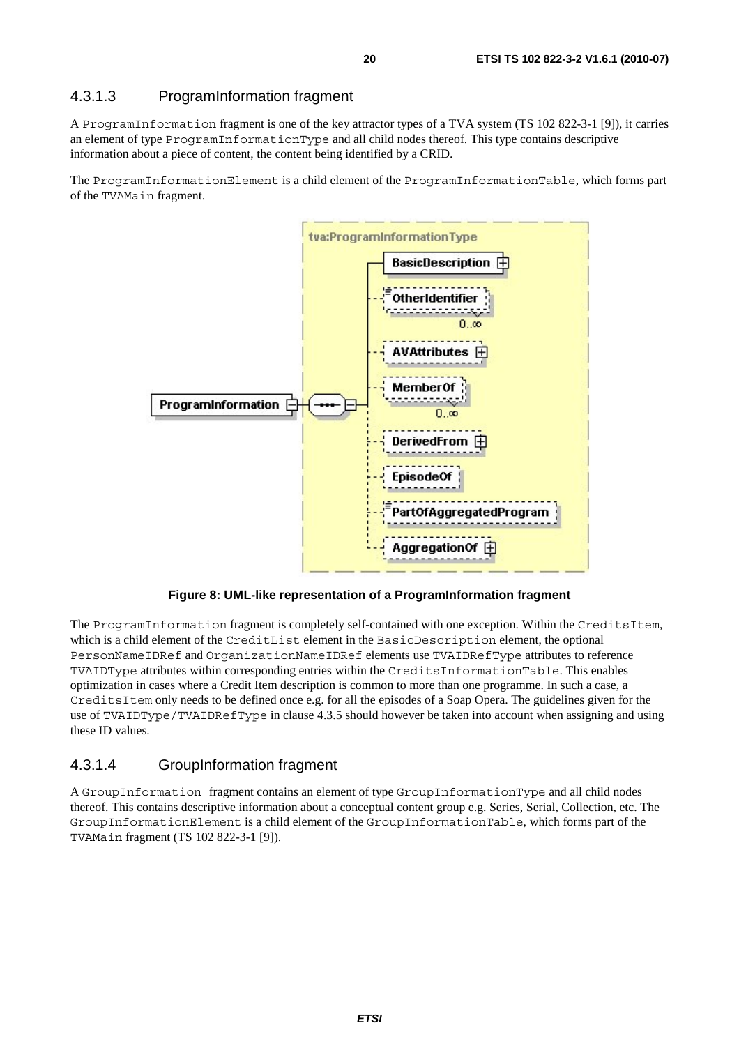### 4.3.1.3 ProgramInformation fragment

A ProgramInformation fragment is one of the key attractor types of a TVA system (TS 102 822-3-1 [9]), it carries an element of type ProgramInformationType and all child nodes thereof. This type contains descriptive information about a piece of content, the content being identified by a CRID.

The ProgramInformationElement is a child element of the ProgramInformationTable, which forms part of the TVAMain fragment.

**Figure 8: UML-like representation of a ProgramInformation fragment**

The ProgramInformation fragment is completely self-contained with one exception. Within the CreditsItem, which is a child element of the CreditList element in the BasicDescription element, the optional PersonNameIDRef and OrganizationNameIDRef elements use TVAIDRefType attributes to reference TVAIDType attributes within corresponding entries within the CreditsInformationTable. This enables optimization in cases where a Credit Item description is common to more than one programme. In such a case, a CreditsItem only needs to be defined once e.g. for all the episodes of a Soap Opera. The guidelines given for the use of TVAIDType/TVAIDRefType in clause 4.3.5 should however be taken into account when assigning and using these ID values.

### 4.3.1.4 GroupInformation fragment

A GroupInformation fragment contains an element of type GroupInformationType and all child nodes thereof. This contains descriptive information about a conceptual content group e.g. Series, Serial, Collection, etc. The GroupInformationElement is a child element of the GroupInformationTable, which forms part of the TVAMain fragment (TS 102 822-3-1 [9]).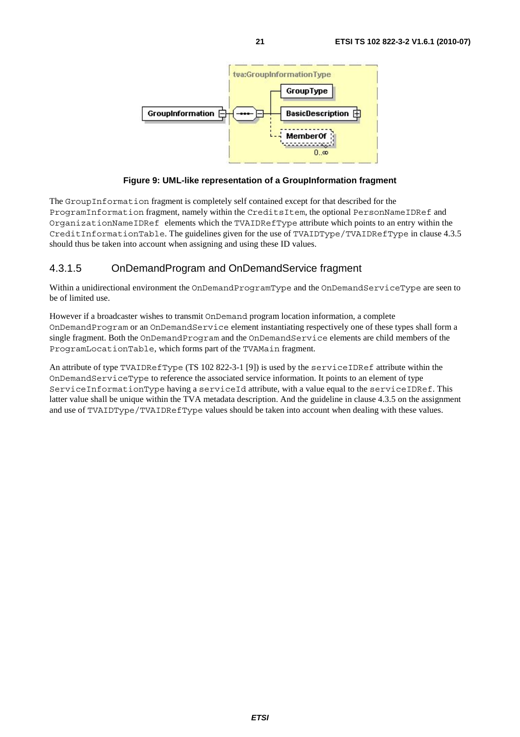**Figure 9: UML-like representation of a GroupInformation fragment**

The GroupInformation fragment is completely self contained except for that described for the ProgramInformation fragment, namely within the CreditsItem, the optional PersonNameIDRef and OrganizationNameIDRef elements which the TVAIDRefType attribute which points to an entry within the CreditInformationTable. The guidelines given for the use of TVAIDType/TVAIDRefType in clause 4.3.5 should thus be taken into account when assigning and using these ID values.

### 4.3.1.5 OnDemandProgram and OnDemandService fragment

Within a unidirectional environment the OnDemandProgramType and the OnDemandServiceType are seen to be of limited use.

However if a broadcaster wishes to transmit OnDemand program location information, a complete OnDemandProgram or an OnDemandService element instantiating respectively one of these types shall form a single fragment. Both the OnDemandProgram and the OnDemandService elements are child members of the ProgramLocationTable, which forms part of the TVAMain fragment.

An attribute of type TVAIDRefType (TS 102 822-3-1 [9]) is used by the serviceIDRef attribute within the OnDemandServiceType to reference the associated service information. It points to an element of type ServiceInformationType having a serviceId attribute, with a value equal to the serviceIDRef. This latter value shall be unique within the TVA metadata description. And the guideline in clause 4.3.5 on the assignment and use of TVAIDType/TVAIDRefType values should be taken into account when dealing with these values.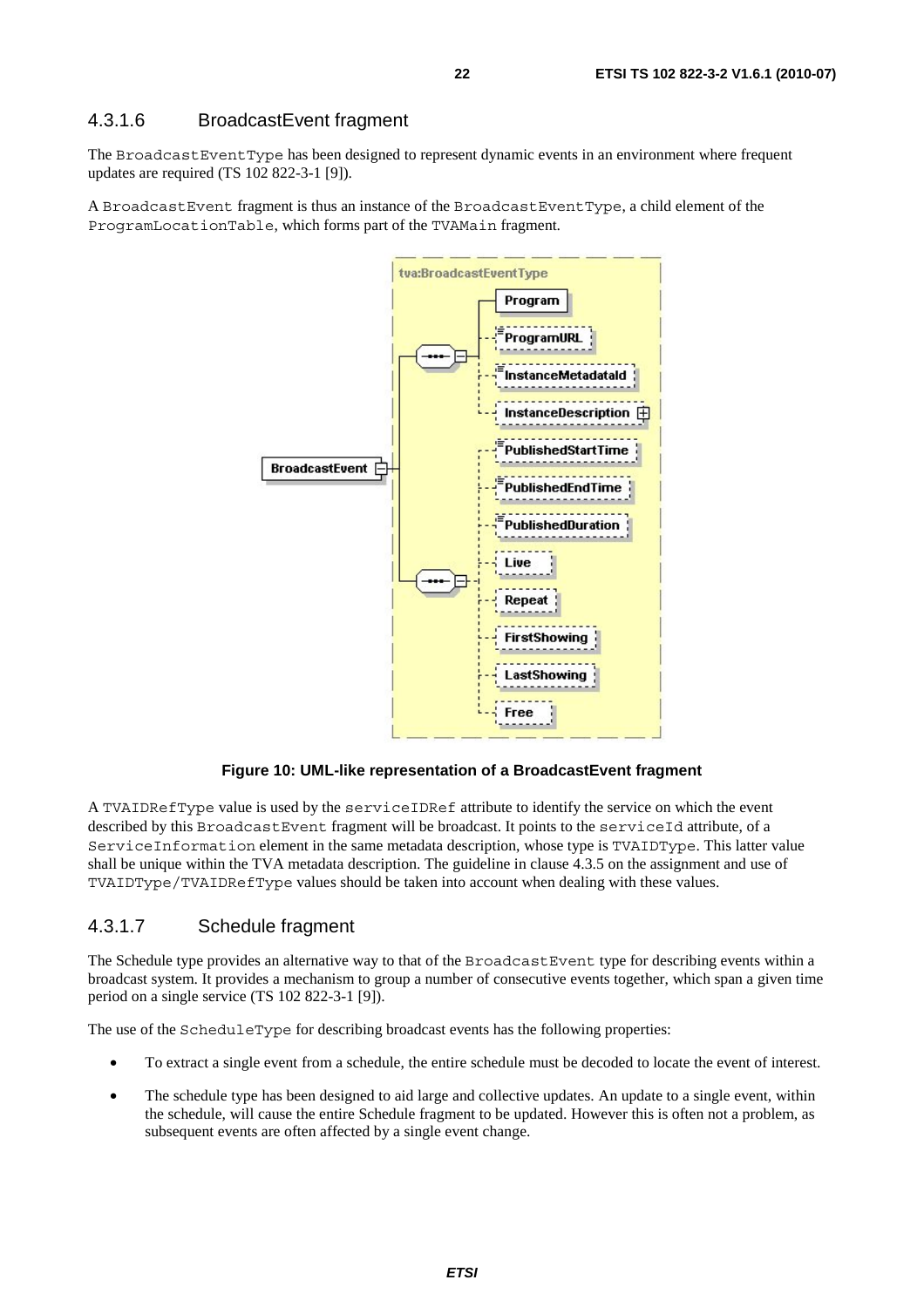### 4.3.1.6 BroadcastEvent fragment

The BroadcastEventType has been designed to represent dynamic events in an environment where frequent updates are required (TS 102 822-3-1 [9]).

A BroadcastEvent fragment is thus an instance of the BroadcastEventType, a child element of the ProgramLocationTable, which forms part of the TVAMain fragment.

**Figure 10: UML-like representation of a BroadcastEvent fragment**

A TVAIDRefType value is used by the serviceIDRef attribute to identify the service on which the event described by this BroadcastEvent fragment will be broadcast. It points to the serviceId attribute, of a ServiceInformation element in the same metadata description, whose type is TVAIDType. This latter value shall be unique within the TVA metadata description. The guideline in clause 4.3.5 on the assignment and use of TVAIDType/TVAIDRefType values should be taken into account when dealing with these values.

### 4.3.1.7 Schedule fragment

The Schedule type provides an alternative way to that of the BroadcastEvent type for describing events within a broadcast system. It provides a mechanism to group a number of consecutive events together, which span a given time period on a single service (TS 102 822-3-1 [9]).

The use of the ScheduleType for describing broadcast events has the following properties:

- To extract a single event from a schedule, the entire schedule must be decoded to locate the event of interest.
- The schedule type has been designed to aid large and collective updates. An update to a single event, within the schedule, will cause the entire Schedule fragment to be updated. However this is often not a problem, as subsequent events are often affected by a single event change.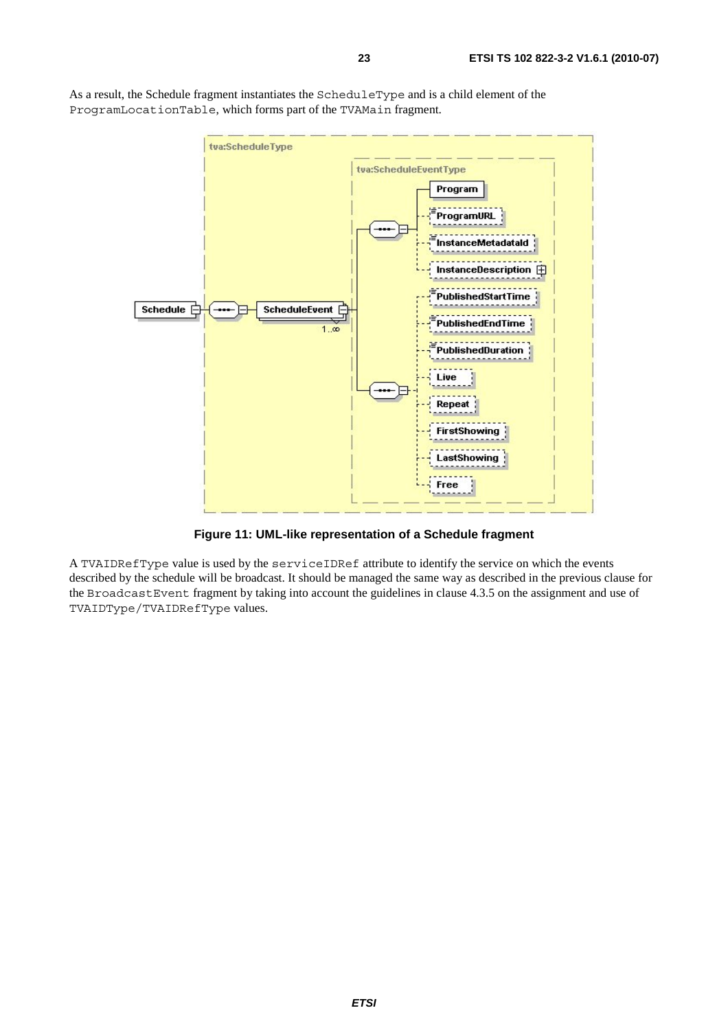As a result, the Schedule fragment instantiates the `ScheduleType` and is a child element of the `ProgramLocationTable`, which forms part of the `TVAMain` fragment.

**Figure 11: UML-like representation of a Schedule fragment**

A `TVAIDRefType` value is used by the `serviceIDRef` attribute to identify the service on which the events described by the schedule will be broadcast. It should be managed the same way as described in the previous clause for the `BroadcastEvent` fragment by taking into account the guidelines in clause 4.3.5 on the assignment and use of `TVAIDType/TVAIDRefType` values.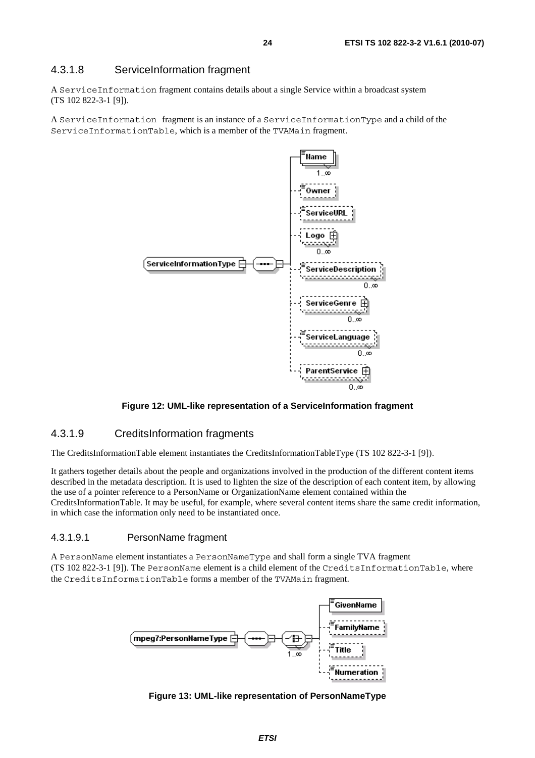#### 4.3.1.8 ServiceInformation fragment

A ServiceInformation fragment contains details about a single Service within a broadcast system (TS 102 822-3-1 [9]).

A ServiceInformation fragment is an instance of a ServiceInformationType and a child of the ServiceInformationTable, which is a member of the TVAMain fragment.

**Figure 12: UML-like representation of a ServiceInformation fragment**

#### 4.3.1.9 CreditsInformation fragments

The CreditsInformationTable element instantiates the CreditsInformationTableType (TS 102 822-3-1 [9]).

It gathers together details about the people and organizations involved in the production of the different content items described in the metadata description. It is used to lighten the size of the description of each content item, by allowing the use of a pointer reference to a PersonName or OrganizationName element contained within the CreditsInformationTable. It may be useful, for example, where several content items share the same credit information, in which case the information only need to be instantiated once.

##### 4.3.1.9.1 PersonName fragment

A PersonName element instantiates a PersonNameType and shall form a single TVA fragment (TS 102 822-3-1 [9]). The PersonName element is a child element of the CreditsInformationTable, where the CreditsInformationTable forms a member of the TVAMain fragment.

**Figure 13: UML-like representation of PersonNameType**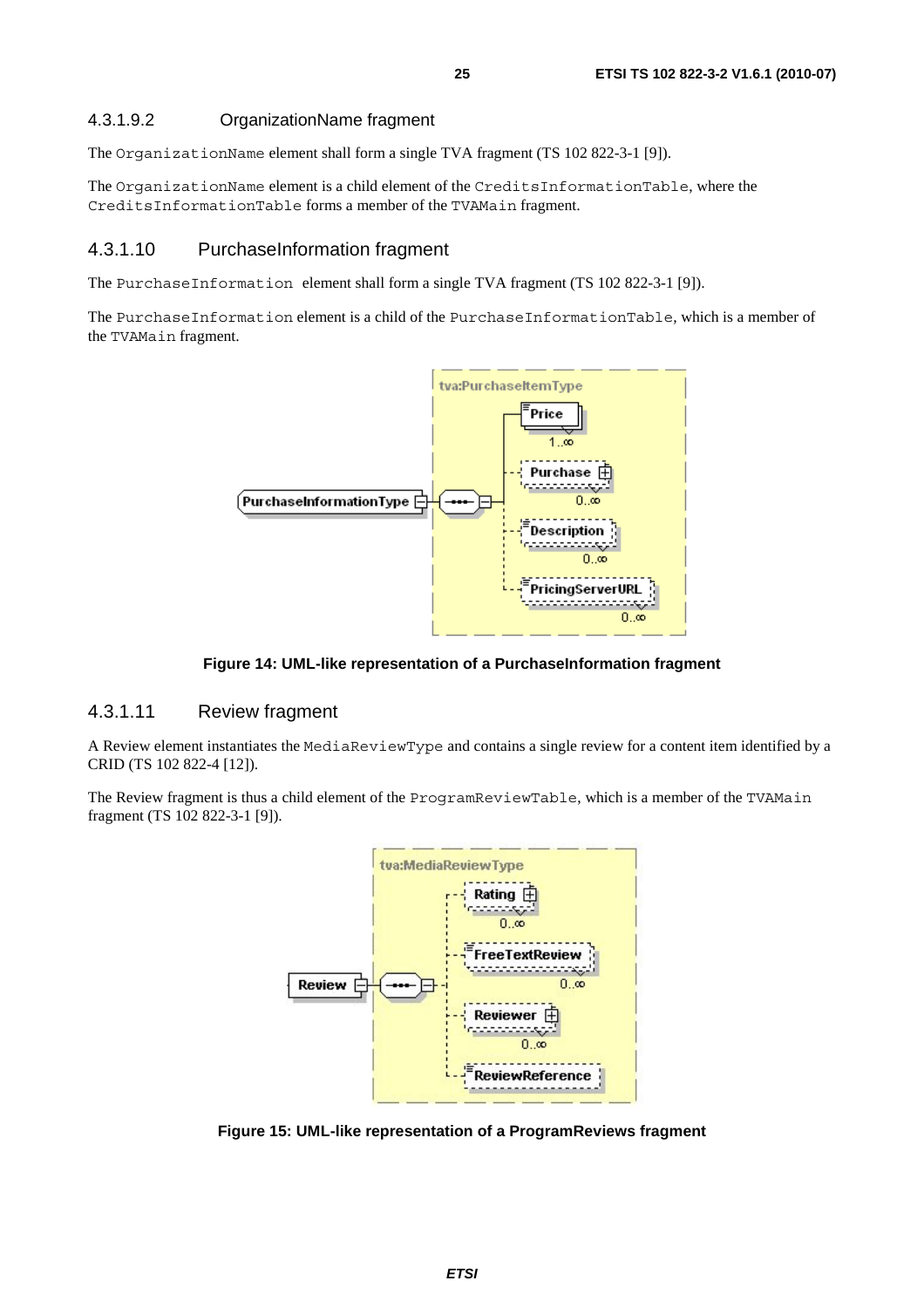#### 4.3.1.9.2 OrganizationName fragment

The OrganizationName element shall form a single TVA fragment (TS 102 822-3-1 [9]).

The OrganizationName element is a child element of the CreditsInformationTable, where the CreditsInformationTable forms a member of the TVAMain fragment.

### 4.3.1.10 PurchaseInformation fragment

The PurchaseInformation element shall form a single TVA fragment (TS 102 822-3-1 [9]).

The PurchaseInformation element is a child of the PurchaseInformationTable, which is a member of the TVAMain fragment.

**Figure 14: UML-like representation of a PurchaseInformation fragment**

### 4.3.1.11 Review fragment

A Review element instantiates the MediaReviewType and contains a single review for a content item identified by a CRID (TS 102 822-4 [12]).

The Review fragment is thus a child element of the ProgramReviewTable, which is a member of the TVAMain fragment (TS 102 822-3-1 [9]).

**Figure 15: UML-like representation of a ProgramReviews fragment**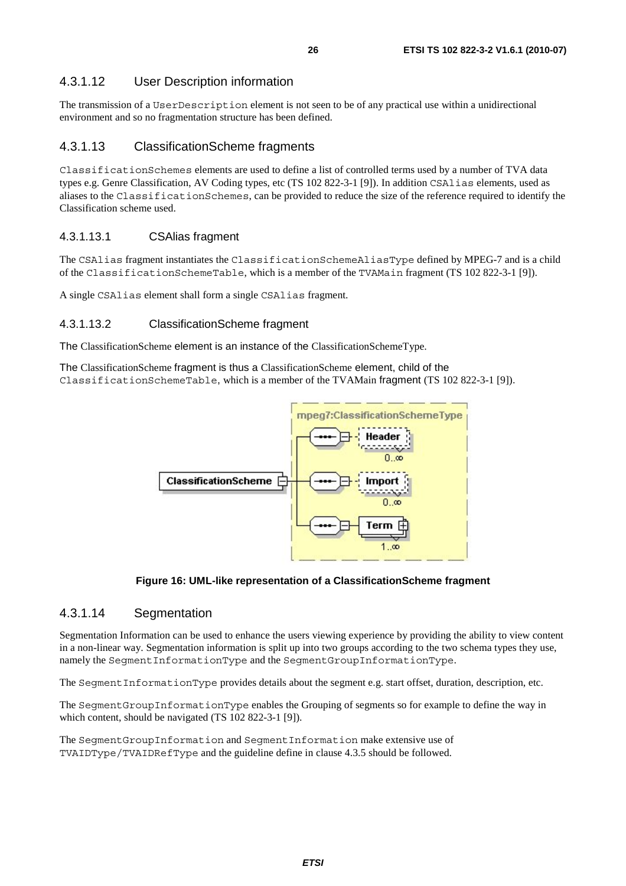#### 4.3.1.12 User Description information

The transmission of a UserDescription element is not seen to be of any practical use within a unidirectional environment and so no fragmentation structure has been defined.

#### 4.3.1.13 ClassificationScheme fragments

ClassificationSchemes elements are used to define a list of controlled terms used by a number of TVA data types e.g. Genre Classification, AV Coding types, etc (TS 102 822-3-1 [9]). In addition CSAlias elements, used as aliases to the ClassificationSchemes, can be provided to reduce the size of the reference required to identify the Classification scheme used.

##### 4.3.1.13.1 CSAlias fragment

The CSAlias fragment instantiates the ClassificationSchemeAliasType defined by MPEG-7 and is a child of the ClassificationSchemeTable, which is a member of the TVAMain fragment (TS 102 822-3-1 [9]).

A single CSAlias element shall form a single CSAlias fragment.

##### 4.3.1.13.2 ClassificationScheme fragment

The ClassificationScheme element is an instance of the ClassificationSchemeType.

The ClassificationScheme fragment is thus a ClassificationScheme element, child of the ClassificationSchemeTable, which is a member of the TVAMain fragment (TS 102 822-3-1 [9]).

**Figure 16: UML-like representation of a ClassificationScheme fragment**

#### 4.3.1.14 Segmentation

Segmentation Information can be used to enhance the users viewing experience by providing the ability to view content in a non-linear way. Segmentation information is split up into two groups according to the two schema types they use, namely the SegmentInformationType and the SegmentGroupInformationType.

The SegmentInformationType provides details about the segment e.g. start offset, duration, description, etc.

The SegmentGroupInformationType enables the Grouping of segments so for example to define the way in which content, should be navigated (TS 102 822-3-1 [9]).

The SegmentGroupInformation and SegmentInformation make extensive use of TVAIDType/TVAIDRefType and the guideline define in clause 4.3.5 should be followed.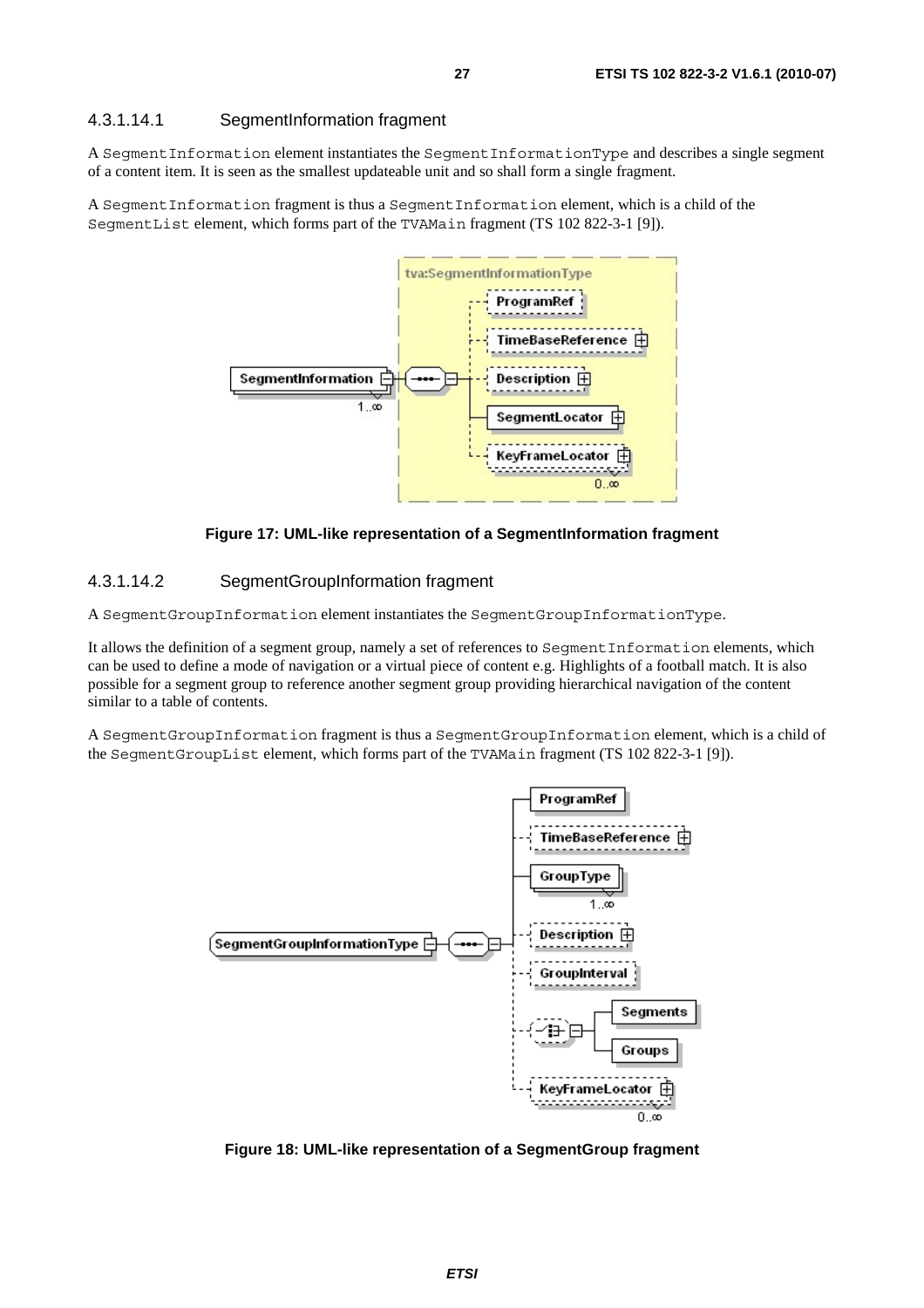#### 4.3.1.14.1 SegmentInformation fragment

A SegmentInformation element instantiates the SegmentInformationType and describes a single segment of a content item. It is seen as the smallest updateable unit and so shall form a single fragment.

A SegmentInformation fragment is thus a SegmentInformation element, which is a child of the SegmentList element, which forms part of the TVAMain fragment (TS 102 822-3-1 [9]).

**Figure 17: UML-like representation of a SegmentInformation fragment**

#### 4.3.1.14.2 SegmentGroupInformation fragment

A SegmentGroupInformation element instantiates the SegmentGroupInformationType.

It allows the definition of a segment group, namely a set of references to SegmentInformation elements, which can be used to define a mode of navigation or a virtual piece of content e.g. Highlights of a football match. It is also possible for a segment group to reference another segment group providing hierarchical navigation of the content similar to a table of contents.

A SegmentGroupInformation fragment is thus a SegmentGroupInformation element, which is a child of the SegmentGroupList element, which forms part of the TVAMain fragment (TS 102 822-3-1 [9]).

**Figure 18: UML-like representation of a SegmentGroup fragment**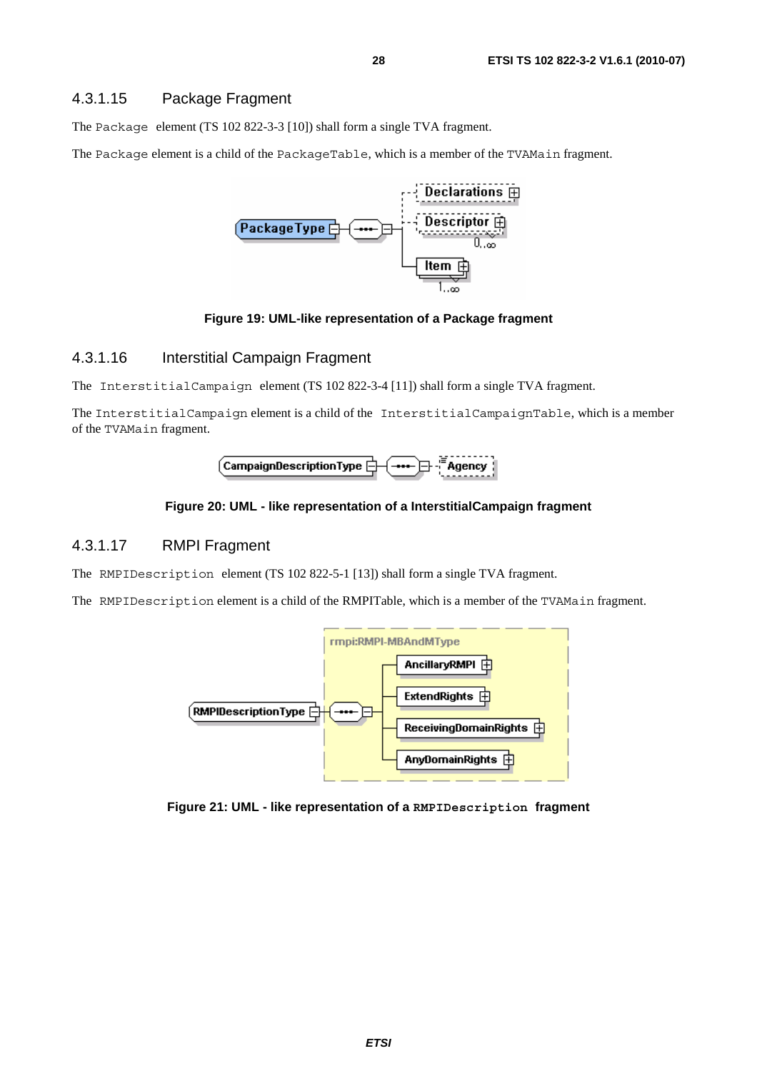### 4.3.1.15 Package Fragment

The `Package` element (TS 102 822-3-3 [10]) shall form a single TVA fragment.

The `Package` element is a child of the `PackageTable`, which is a member of the `TVAMain` fragment.

**Figure 19: UML-like representation of a Package fragment**

### 4.3.1.16 Interstitial Campaign Fragment

The `InterstitialCampaign` element (TS 102 822-3-4 [11]) shall form a single TVA fragment.

The `InterstitialCampaign` element is a child of the `InterstitialCampaignTable`, which is a member of the `TVAMain` fragment.

**Figure 20: UML - like representation of a InterstitialCampaign fragment**

### 4.3.1.17 RMPI Fragment

The `RMPIDescription` element (TS 102 822-5-1 [13]) shall form a single TVA fragment.

The `RMPIDescription` element is a child of the RMPITable, which is a member of the `TVAMain` fragment.

**Figure 21: UML - like representation of a `RMPIDescription` fragment**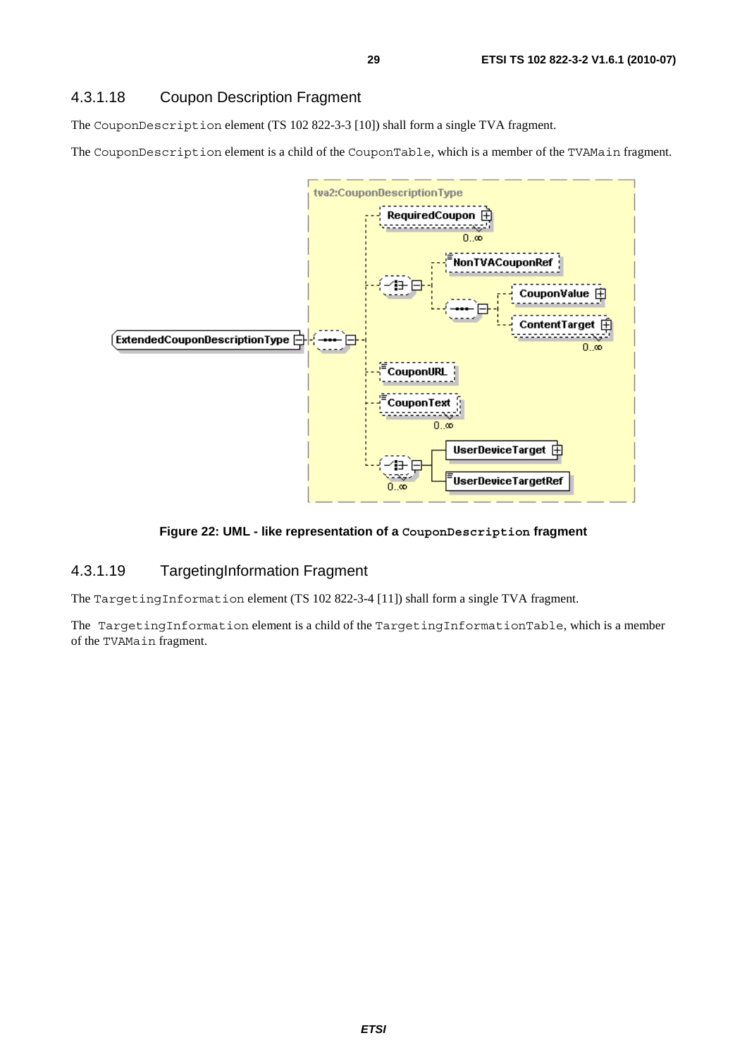### 4.3.1.18 Coupon Description Fragment

The `CouponDescription` element (TS 102 822-3-3 [10]) shall form a single TVA fragment.

The `CouponDescription` element is a child of the `CouponTable`, which is a member of the `TVAMain` fragment.

tva2:CouponDescriptionType

ExtendedCouponDescriptionType

RequiredCoupon 0..∞

NonTVACouponRef

CouponValue

ContentTarget 0..∞

CouponURL

CouponText 0..∞

UserDeviceTarget

UserDeviceTargetRef

0..∞

**Figure 22: UML - like representation of a `CouponDescription` fragment**

### 4.3.1.19 TargetingInformation Fragment

The `TargetingInformation` element (TS 102 822-3-4 [11]) shall form a single TVA fragment.

The `TargetingInformation` element is a child of the `TargetingInformationTable`, which is a member of the `TVAMain` fragment.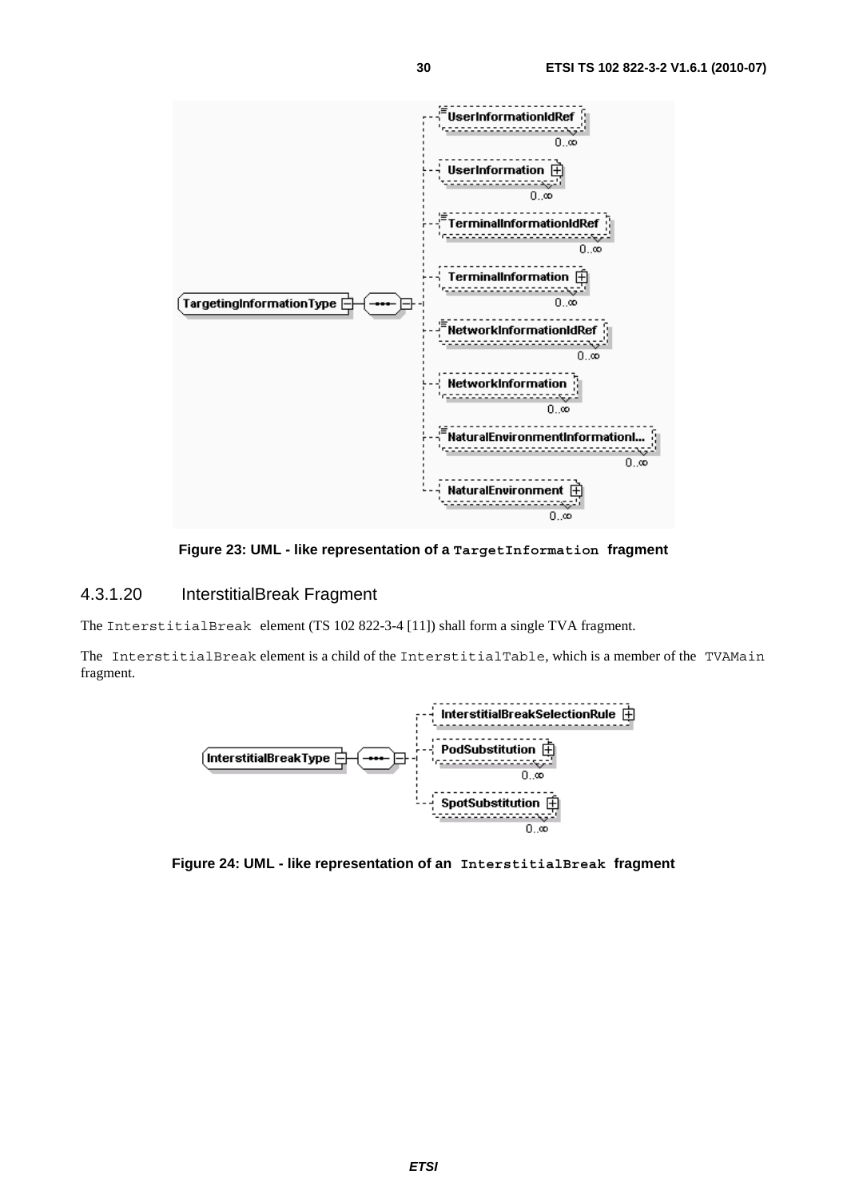Figure 23: UML - like representation of a `TargetInformation` fragment

### 4.3.1.20 InterstitialBreak Fragment

The `InterstitialBreak` element (TS 102 822-3-4 [11]) shall form a single TVA fragment.

The `InterstitialBreak` element is a child of the `InterstitialTable`, which is a member of the `TVAMain` fragment.

Figure 24: UML - like representation of an `InterstitialBreak` fragment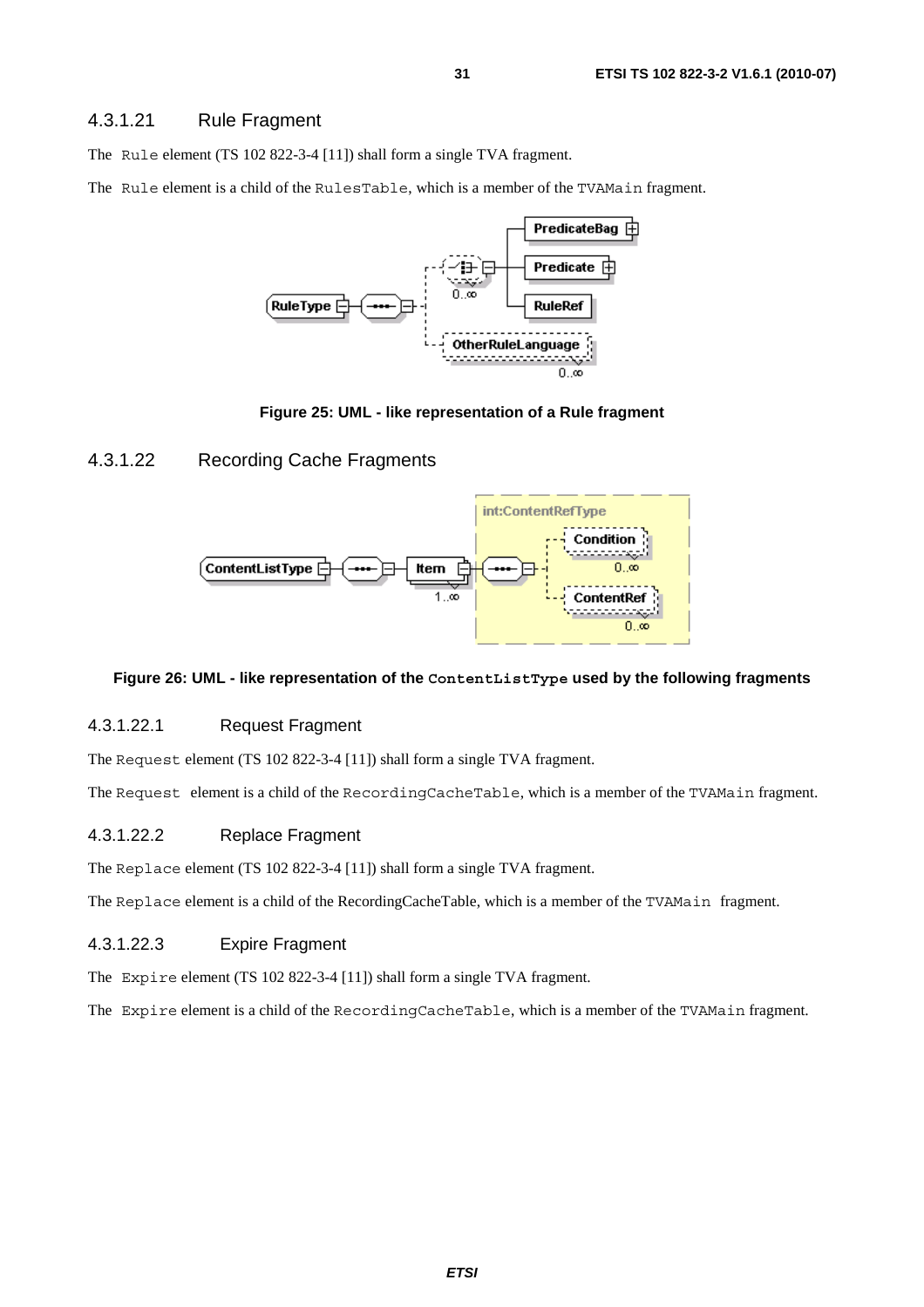#### 4.3.1.21 Rule Fragment

The Rule element (TS 102 822-3-4 [11]) shall form a single TVA fragment.

The Rule element is a child of the RulesTable, which is a member of the TVAMain fragment.

**Figure 25: UML - like representation of a Rule fragment**

#### 4.3.1.22 Recording Cache Fragments

**Figure 26: UML - like representation of the ContentListType used by the following fragments**

##### 4.3.1.22.1 Request Fragment

The Request element (TS 102 822-3-4 [11]) shall form a single TVA fragment.

The Request element is a child of the RecordingCacheTable, which is a member of the TVAMain fragment.

##### 4.3.1.22.2 Replace Fragment

The Replace element (TS 102 822-3-4 [11]) shall form a single TVA fragment.

The Replace element is a child of the RecordingCacheTable, which is a member of the TVAMain fragment.

##### 4.3.1.22.3 Expire Fragment

The Expire element (TS 102 822-3-4 [11]) shall form a single TVA fragment.

The Expire element is a child of the RecordingCacheTable, which is a member of the TVAMain fragment.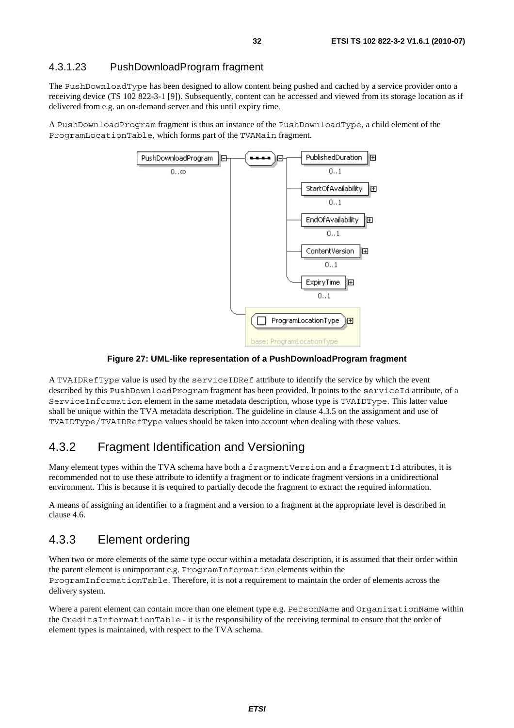#### 4.3.1.23 PushDownloadProgram fragment

The PushDownloadType has been designed to allow content being pushed and cached by a service provider onto a receiving device (TS 102 822-3-1 [9]). Subsequently, content can be accessed and viewed from its storage location as if delivered from e.g. an on-demand server and this until expiry time.

A PushDownloadProgram fragment is thus an instance of the PushDownloadType, a child element of the ProgramLocationTable, which forms part of the TVAMain fragment.

**Figure 27: UML-like representation of a PushDownloadProgram fragment**

A TVAIDRefType value is used by the serviceIDRef attribute to identify the service by which the event described by this PushDownloadProgram fragment has been provided. It points to the serviceId attribute, of a ServiceInformation element in the same metadata description, whose type is TVAIDType. This latter value shall be unique within the TVA metadata description. The guideline in clause 4.3.5 on the assignment and use of TVAIDType/TVAIDRefType values should be taken into account when dealing with these values.

### 4.3.2 Fragment Identification and Versioning

Many element types within the TVA schema have both a fragmentVersion and a fragmentId attributes, it is recommended not to use these attribute to identify a fragment or to indicate fragment versions in a unidirectional environment. This is because it is required to partially decode the fragment to extract the required information.

A means of assigning an identifier to a fragment and a version to a fragment at the appropriate level is described in clause 4.6.

### 4.3.3 Element ordering

When two or more elements of the same type occur within a metadata description, it is assumed that their order within the parent element is unimportant e.g. ProgramInformation elements within the ProgramInformationTable. Therefore, it is not a requirement to maintain the order of elements across the delivery system.

Where a parent element can contain more than one element type e.g. PersonName and OrganizationName within the CreditsInformationTable - it is the responsibility of the receiving terminal to ensure that the order of element types is maintained, with respect to the TVA schema.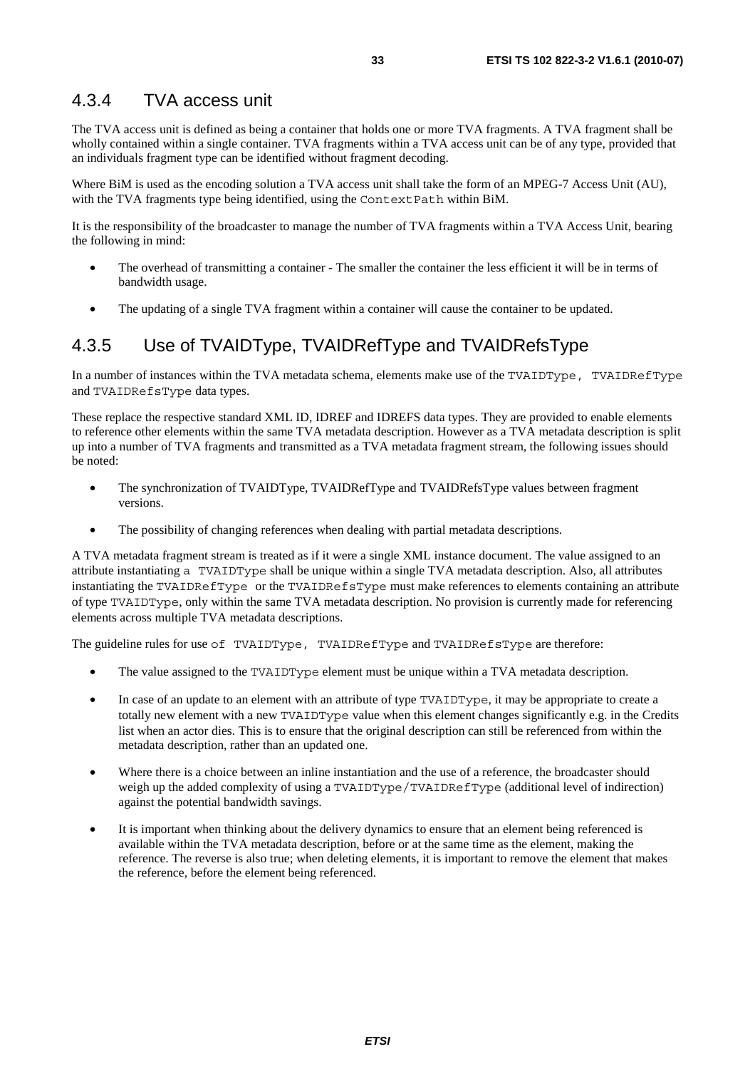### 4.3.4 TVA access unit

The TVA access unit is defined as being a container that holds one or more TVA fragments. A TVA fragment shall be wholly contained within a single container. TVA fragments within a TVA access unit can be of any type, provided that an individuals fragment type can be identified without fragment decoding.

Where BiM is used as the encoding solution a TVA access unit shall take the form of an MPEG-7 Access Unit (AU), with the TVA fragments type being identified, using the `ContextPath` within BiM.

It is the responsibility of the broadcaster to manage the number of TVA fragments within a TVA Access Unit, bearing the following in mind:

- The overhead of transmitting a container - The smaller the container the less efficient it will be in terms of bandwidth usage.
- The updating of a single TVA fragment within a container will cause the container to be updated.

### 4.3.5 Use of TVAIDType, TVAIDRefType and TVAIDRefsType

In a number of instances within the TVA metadata schema, elements make use of the `TVAIDType`, `TVAIDRefType` and `TVAIDRefsType` data types.

These replace the respective standard XML ID, IDREF and IDREFS data types. They are provided to enable elements to reference other elements within the same TVA metadata description. However as a TVA metadata description is split up into a number of TVA fragments and transmitted as a TVA metadata fragment stream, the following issues should be noted:

- The synchronization of TVAIDType, TVAIDRefType and TVAIDRefsType values between fragment versions.
- The possibility of changing references when dealing with partial metadata descriptions.

A TVA metadata fragment stream is treated as if it were a single XML instance document. The value assigned to an attribute instantiating a `TVAIDType` shall be unique within a single TVA metadata description. Also, all attributes instantiating the `TVAIDRefType` or the `TVAIDRefsType` must make references to elements containing an attribute of type `TVAIDType`, only within the same TVA metadata description. No provision is currently made for referencing elements across multiple TVA metadata descriptions.

The guideline rules for use of `TVAIDType`, `TVAIDRefType` and `TVAIDRefsType` are therefore:

- The value assigned to the `TVAIDType` element must be unique within a TVA metadata description.
- In case of an update to an element with an attribute of type `TVAIDType`, it may be appropriate to create a totally new element with a new `TVAIDType` value when this element changes significantly e.g. in the Credits list when an actor dies. This is to ensure that the original description can still be referenced from within the metadata description, rather than an updated one.
- Where there is a choice between an inline instantiation and the use of a reference, the broadcaster should weigh up the added complexity of using a `TVAIDType/TVAIDRefType` (additional level of indirection) against the potential bandwidth savings.
- It is important when thinking about the delivery dynamics to ensure that an element being referenced is available within the TVA metadata description, before or at the same time as the element, making the reference. The reverse is also true; when deleting elements, it is important to remove the element that makes the reference, before the element being referenced.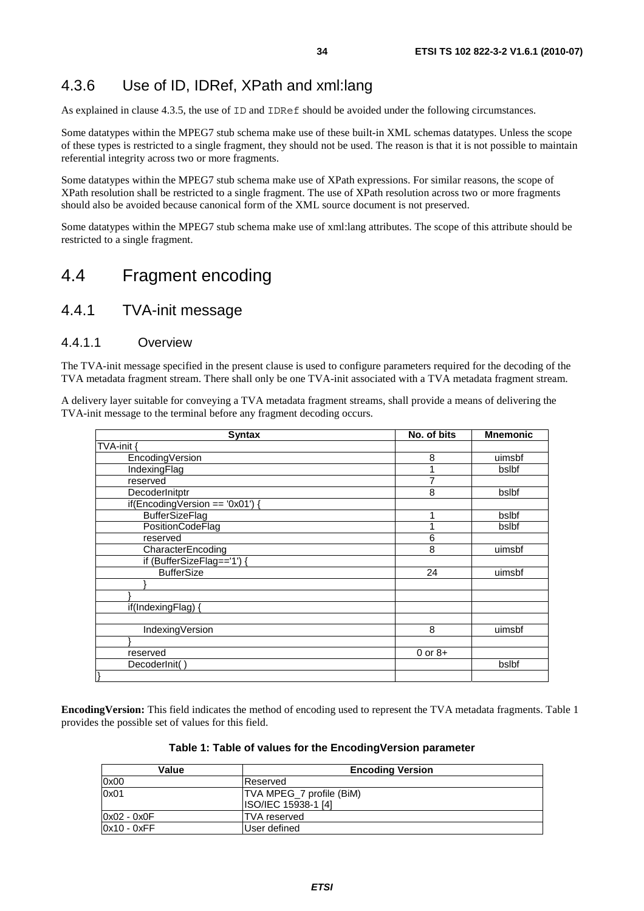### 4.3.6 Use of ID, IDRef, XPath and xml:lang

As explained in clause 4.3.5, the use of `ID` and `IDRef` should be avoided under the following circumstances.

Some datatypes within the MPEG7 stub schema make use of these built-in XML schemas datatypes. Unless the scope of these types is restricted to a single fragment, they should not be used. The reason is that it is not possible to maintain referential integrity across two or more fragments.

Some datatypes within the MPEG7 stub schema make use of XPath expressions. For similar reasons, the scope of XPath resolution shall be restricted to a single fragment. The use of XPath resolution across two or more fragments should also be avoided because canonical form of the XML source document is not preserved.

Some datatypes within the MPEG7 stub schema make use of xml:lang attributes. The scope of this attribute should be restricted to a single fragment.

## 4.4 Fragment encoding

### 4.4.1 TVA-init message

#### 4.4.1.1 Overview

The TVA-init message specified in the present clause is used to configure parameters required for the decoding of the TVA metadata fragment stream. There shall only be one TVA-init associated with a TVA metadata fragment stream.

A delivery layer suitable for conveying a TVA metadata fragment streams, shall provide a means of delivering the TVA-init message to the terminal before any fragment decoding occurs.

| Syntax | No. of bits | Mnemonic |
|---|---|---|
| TVA-init { | | |
| EncodingVersion | 8 | uimsbf |
| IndexingFlag | 1 | bslbf |
| reserved | 7 | |
| DecoderInitptr | 8 | bslbf |
| if(EncodingVersion == '0x01') { | | |
| BufferSizeFlag | 1 | bslbf |
| PositionCodeFlag | 1 | bslbf |
| reserved | 6 | |
| CharacterEncoding | 8 | uimsbf |
| if (BufferSizeFlag=='1') { | | |
| BufferSize | 24 | uimsbf |
| } | | |
| } | | |
| if(IndexingFlag) { | | |
| | | |
| IndexingVersion | 8 | uimsbf |
| } | | |
| reserved | 0 or 8+ | |
| DecoderInit( ) | | bslbf |
| } | | |

**EncodingVersion:** This field indicates the method of encoding used to represent the TVA metadata fragments. Table 1 provides the possible set of values for this field.

**Table 1: Table of values for the EncodingVersion parameter**

| Value | Encoding Version |
|---|---|
| 0x00 | Reserved |
| 0x01 | TVA MPEG_7 profile (BiM) ISO/IEC 15938-1 [4] |
| 0x02 - 0x0F | TVA reserved |
| 0x10 - 0xFF | User defined |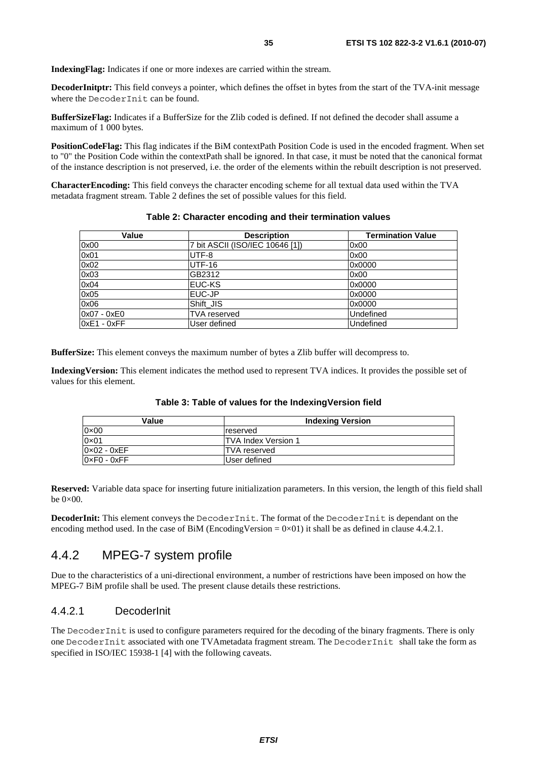**IndexingFlag:** Indicates if one or more indexes are carried within the stream.

**DecoderInitptr:** This field conveys a pointer, which defines the offset in bytes from the start of the TVA-init message where the `DecoderInit` can be found.

**BufferSizeFlag:** Indicates if a BufferSize for the Zlib coded is defined. If not defined the decoder shall assume a maximum of 1 000 bytes.

**PositionCodeFlag:** This flag indicates if the BiM contextPath Position Code is used in the encoded fragment. When set to "0" the Position Code within the contextPath shall be ignored. In that case, it must be noted that the canonical format of the instance description is not preserved, i.e. the order of the elements within the rebuilt description is not preserved.

**CharacterEncoding:** This field conveys the character encoding scheme for all textual data used within the TVA metadata fragment stream. Table 2 defines the set of possible values for this field.

**Table 2: Character encoding and their termination values**

| Value | Description | Termination Value |
|---|---|---|
| 0x00 | 7 bit ASCII (ISO/IEC 10646 [1]) | 0x00 |
| 0x01 | UTF-8 | 0x00 |
| 0x02 | UTF-16 | 0x0000 |
| 0x03 | GB2312 | 0x00 |
| 0x04 | EUC-KS | 0x0000 |
| 0x05 | EUC-JP | 0x0000 |
| 0x06 | Shift_JIS | 0x0000 |
| 0x07 - 0xE0 | TVA reserved | Undefined |
| 0xE1 - 0xFF | User defined | Undefined |

**BufferSize:** This element conveys the maximum number of bytes a Zlib buffer will decompress to.

**IndexingVersion:** This element indicates the method used to represent TVA indices. It provides the possible set of values for this element.

**Table 3: Table of values for the IndexingVersion field**

| Value | Indexing Version |
|---|---|
| 0×00 | reserved |
| 0×01 | TVA Index Version 1 |
| 0×02 - 0xEF | TVA reserved |
| 0×F0 - 0xFF | User defined |

**Reserved:** Variable data space for inserting future initialization parameters. In this version, the length of this field shall be 0×00.

**DecoderInit:** This element conveys the `DecoderInit`. The format of the `DecoderInit` is dependant on the encoding method used. In the case of BiM (EncodingVersion = 0×01) it shall be as defined in clause 4.4.2.1.

## 4.4.2 MPEG-7 system profile

Due to the characteristics of a uni-directional environment, a number of restrictions have been imposed on how the MPEG-7 BiM profile shall be used. The present clause details these restrictions.

### 4.4.2.1 DecoderInit

The `DecoderInit` is used to configure parameters required for the decoding of the binary fragments. There is only one `DecoderInit` associated with one TVAmetadata fragment stream. The `DecoderInit` shall take the form as specified in ISO/IEC 15938-1 [4] with the following caveats.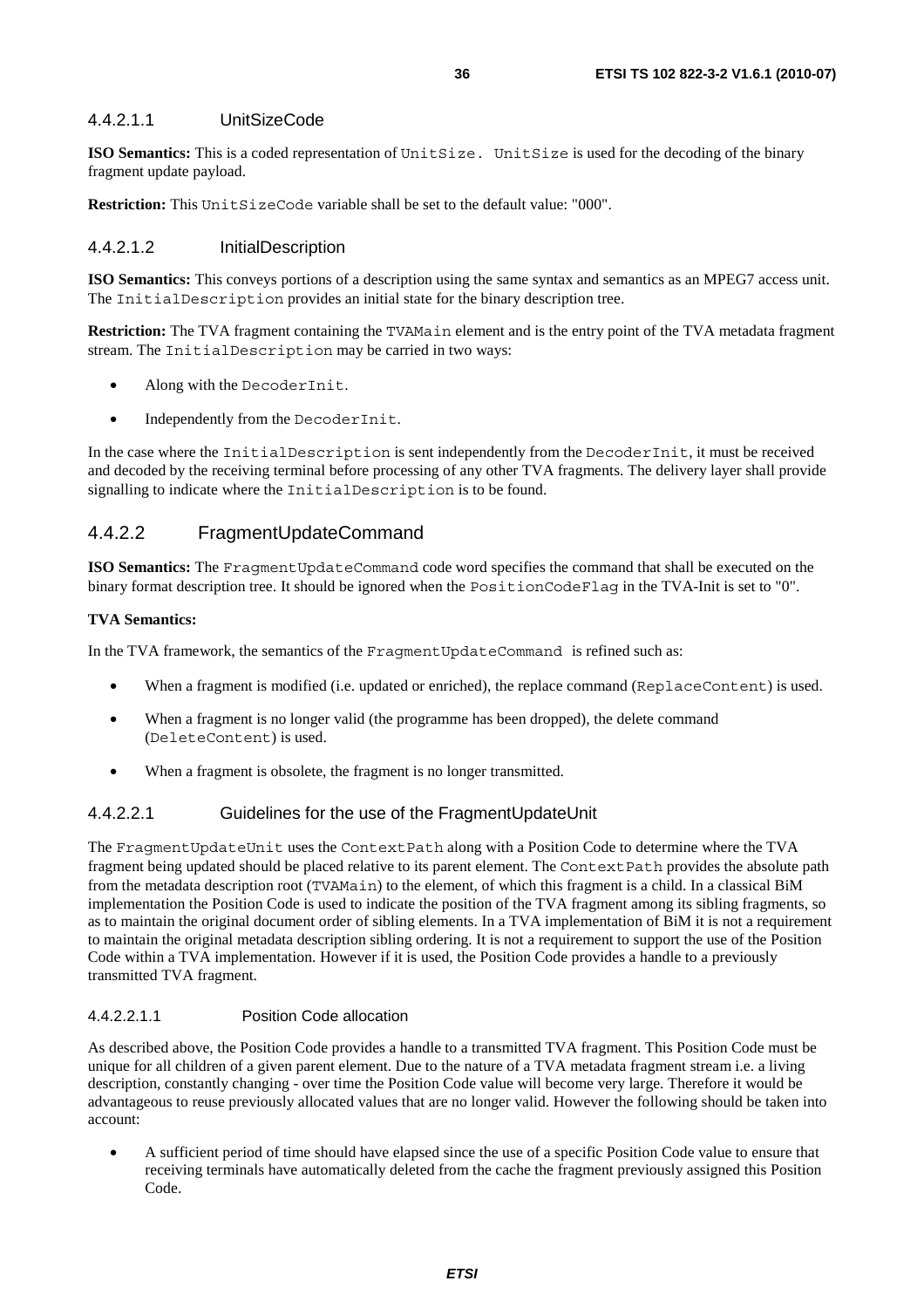#### 4.4.2.1.1 UnitSizeCode

**ISO Semantics:** This is a coded representation of UnitSize. UnitSize is used for the decoding of the binary fragment update payload.

**Restriction:** This UnitSizeCode variable shall be set to the default value: "000".

#### 4.4.2.1.2 InitialDescription

**ISO Semantics:** This conveys portions of a description using the same syntax and semantics as an MPEG7 access unit. The InitialDescription provides an initial state for the binary description tree.

**Restriction:** The TVA fragment containing the TVAMain element and is the entry point of the TVA metadata fragment stream. The InitialDescription may be carried in two ways:

- Along with the DecoderInit.
- Independently from the DecoderInit.

In the case where the InitialDescription is sent independently from the DecoderInit, it must be received and decoded by the receiving terminal before processing of any other TVA fragments. The delivery layer shall provide signalling to indicate where the InitialDescription is to be found.

### 4.4.2.2 FragmentUpdateCommand

**ISO Semantics:** The FragmentUpdateCommand code word specifies the command that shall be executed on the binary format description tree. It should be ignored when the PositionCodeFlag in the TVA-Init is set to "0".

**TVA Semantics:**

In the TVA framework, the semantics of the FragmentUpdateCommand is refined such as:

- When a fragment is modified (i.e. updated or enriched), the replace command (ReplaceContent) is used.
- When a fragment is no longer valid (the programme has been dropped), the delete command (DeleteContent) is used.
- When a fragment is obsolete, the fragment is no longer transmitted.

#### 4.4.2.2.1 Guidelines for the use of the FragmentUpdateUnit

The FragmentUpdateUnit uses the ContextPath along with a Position Code to determine where the TVA fragment being updated should be placed relative to its parent element. The ContextPath provides the absolute path from the metadata description root (TVAMain) to the element, of which this fragment is a child. In a classical BiM implementation the Position Code is used to indicate the position of the TVA fragment among its sibling fragments, so as to maintain the original document order of sibling elements. In a TVA implementation of BiM it is not a requirement to maintain the original metadata description sibling ordering. It is not a requirement to support the use of the Position Code within a TVA implementation. However if it is used, the Position Code provides a handle to a previously transmitted TVA fragment.

##### 4.4.2.2.1.1 Position Code allocation

As described above, the Position Code provides a handle to a transmitted TVA fragment. This Position Code must be unique for all children of a given parent element. Due to the nature of a TVA metadata fragment stream i.e. a living description, constantly changing - over time the Position Code value will become very large. Therefore it would be advantageous to reuse previously allocated values that are no longer valid. However the following should be taken into account:

- A sufficient period of time should have elapsed since the use of a specific Position Code value to ensure that receiving terminals have automatically deleted from the cache the fragment previously assigned this Position Code.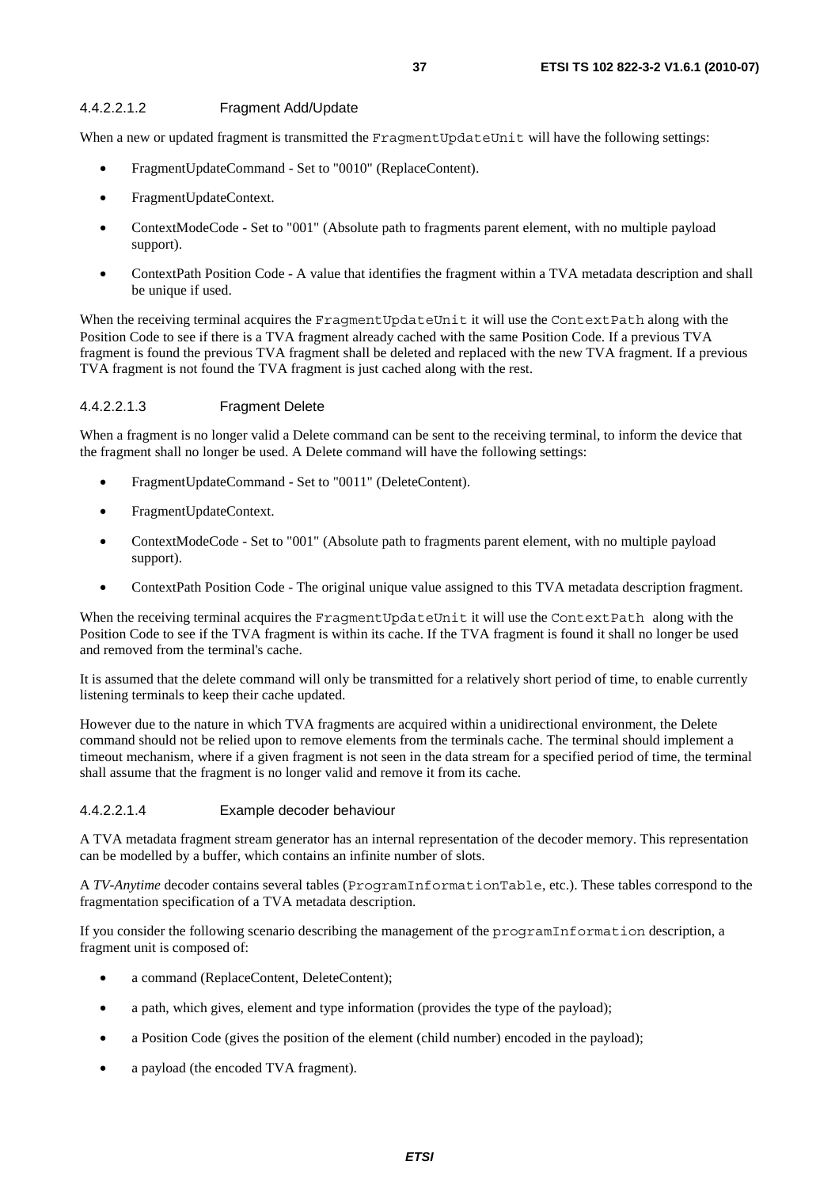#### 4.4.2.2.1.2 Fragment Add/Update

When a new or updated fragment is transmitted the `FragmentUpdateUnit` will have the following settings:

- FragmentUpdateCommand - Set to "0010" (ReplaceContent).
- FragmentUpdateContext.
- ContextModeCode - Set to "001" (Absolute path to fragments parent element, with no multiple payload support).
- ContextPath Position Code - A value that identifies the fragment within a TVA metadata description and shall be unique if used.

When the receiving terminal acquires the `FragmentUpdateUnit` it will use the `ContextPath` along with the Position Code to see if there is a TVA fragment already cached with the same Position Code. If a previous TVA fragment is found the previous TVA fragment shall be deleted and replaced with the new TVA fragment. If a previous TVA fragment is not found the TVA fragment is just cached along with the rest.

#### 4.4.2.2.1.3 Fragment Delete

When a fragment is no longer valid a Delete command can be sent to the receiving terminal, to inform the device that the fragment shall no longer be used. A Delete command will have the following settings:

- FragmentUpdateCommand - Set to "0011" (DeleteContent).
- FragmentUpdateContext.
- ContextModeCode - Set to "001" (Absolute path to fragments parent element, with no multiple payload support).
- ContextPath Position Code - The original unique value assigned to this TVA metadata description fragment.

When the receiving terminal acquires the `FragmentUpdateUnit` it will use the `ContextPath` along with the Position Code to see if the TVA fragment is within its cache. If the TVA fragment is found it shall no longer be used and removed from the terminal's cache.

It is assumed that the delete command will only be transmitted for a relatively short period of time, to enable currently listening terminals to keep their cache updated.

However due to the nature in which TVA fragments are acquired within a unidirectional environment, the Delete command should not be relied upon to remove elements from the terminals cache. The terminal should implement a timeout mechanism, where if a given fragment is not seen in the data stream for a specified period of time, the terminal shall assume that the fragment is no longer valid and remove it from its cache.

#### 4.4.2.2.1.4 Example decoder behaviour

A TVA metadata fragment stream generator has an internal representation of the decoder memory. This representation can be modelled by a buffer, which contains an infinite number of slots.

A *TV-Anytime* decoder contains several tables (`ProgramInformationTable`, etc.). These tables correspond to the fragmentation specification of a TVA metadata description.

If you consider the following scenario describing the management of the `programInformation` description, a fragment unit is composed of:

- a command (ReplaceContent, DeleteContent);
- a path, which gives, element and type information (provides the type of the payload);
- a Position Code (gives the position of the element (child number) encoded in the payload);
- a payload (the encoded TVA fragment).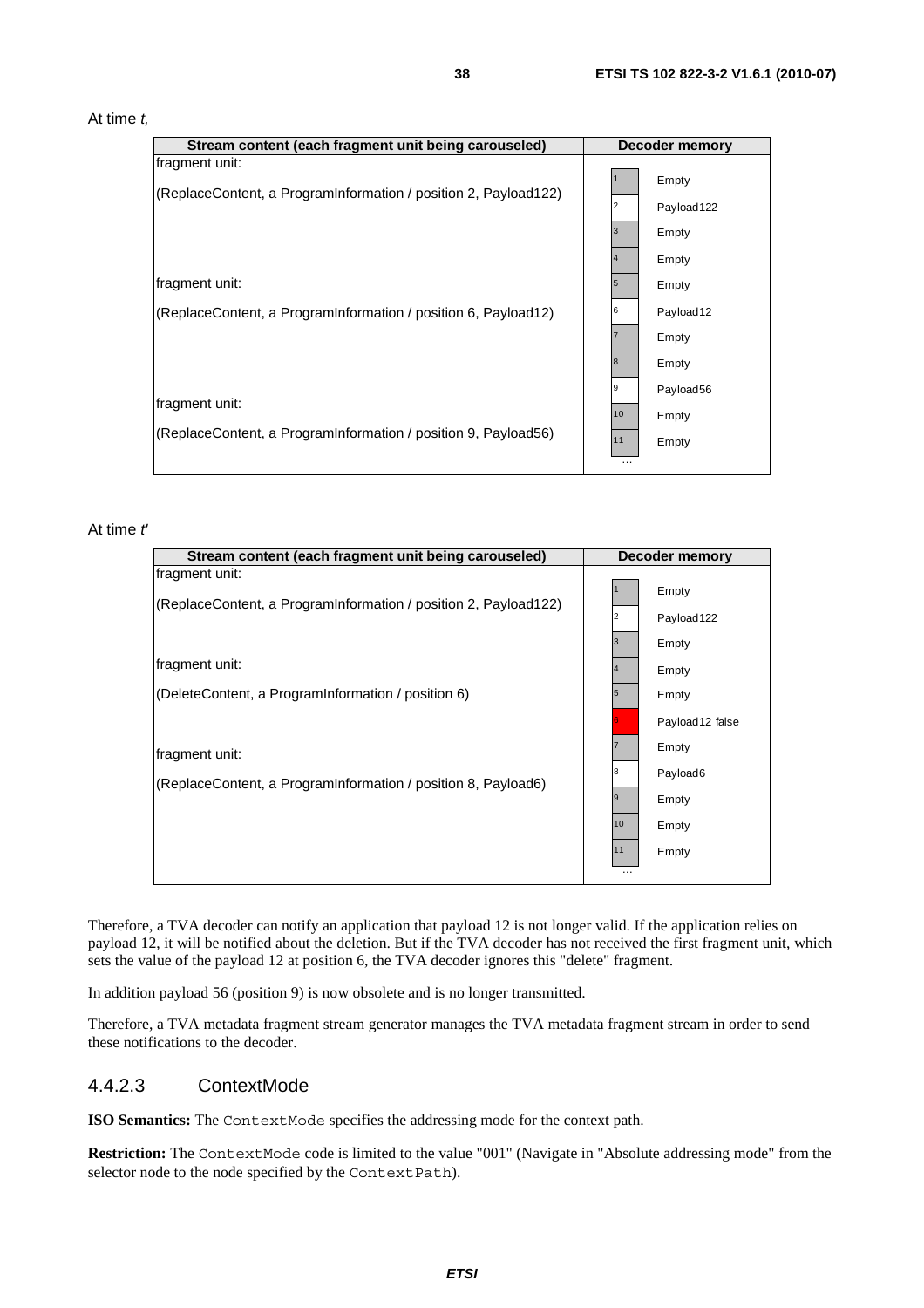At time *t,*

| Stream content (each fragment unit being carouseled) | Decoder memory |
|---|---|
| fragment unit:<br><br>(ReplaceContent, a ProgramInformation / position 2, Payload122)<br><br>fragment unit:<br><br>(ReplaceContent, a ProgramInformation / position 6, Payload12)<br><br>fragment unit:<br><br>(ReplaceContent, a ProgramInformation / position 9, Payload56) | 1 Empty<br>2 Payload122<br>3 Empty<br>4 Empty<br>5 Empty<br>6 Payload12<br>7 Empty<br>8 Empty<br>9 Payload56<br>10 Empty<br>11 Empty<br>... |

At time *t'*

| Stream content (each fragment unit being carouseled) | Decoder memory |
|---|---|
| fragment unit:<br><br>(ReplaceContent, a ProgramInformation / position 2, Payload122)<br><br>fragment unit:<br><br>(DeleteContent, a ProgramInformation / position 6)<br><br>fragment unit:<br><br>(ReplaceContent, a ProgramInformation / position 8, Payload6) | 1 Empty<br>2 Payload122<br>3 Empty<br>4 Empty<br>5 Empty<br>6 Payload12 false<br>7 Empty<br>8 Payload6<br>9 Empty<br>10 Empty<br>11 Empty<br>... |

Therefore, a TVA decoder can notify an application that payload 12 is not longer valid. If the application relies on payload 12, it will be notified about the deletion. But if the TVA decoder has not received the first fragment unit, which sets the value of the payload 12 at position 6, the TVA decoder ignores this "delete" fragment.

In addition payload 56 (position 9) is now obsolete and is no longer transmitted.

Therefore, a TVA metadata fragment stream generator manages the TVA metadata fragment stream in order to send these notifications to the decoder.

### 4.4.2.3 ContextMode

**ISO Semantics:** The `ContextMode` specifies the addressing mode for the context path.

**Restriction:** The `ContextMode` code is limited to the value "001" (Navigate in "Absolute addressing mode" from the selector node to the node specified by the `ContextPath`).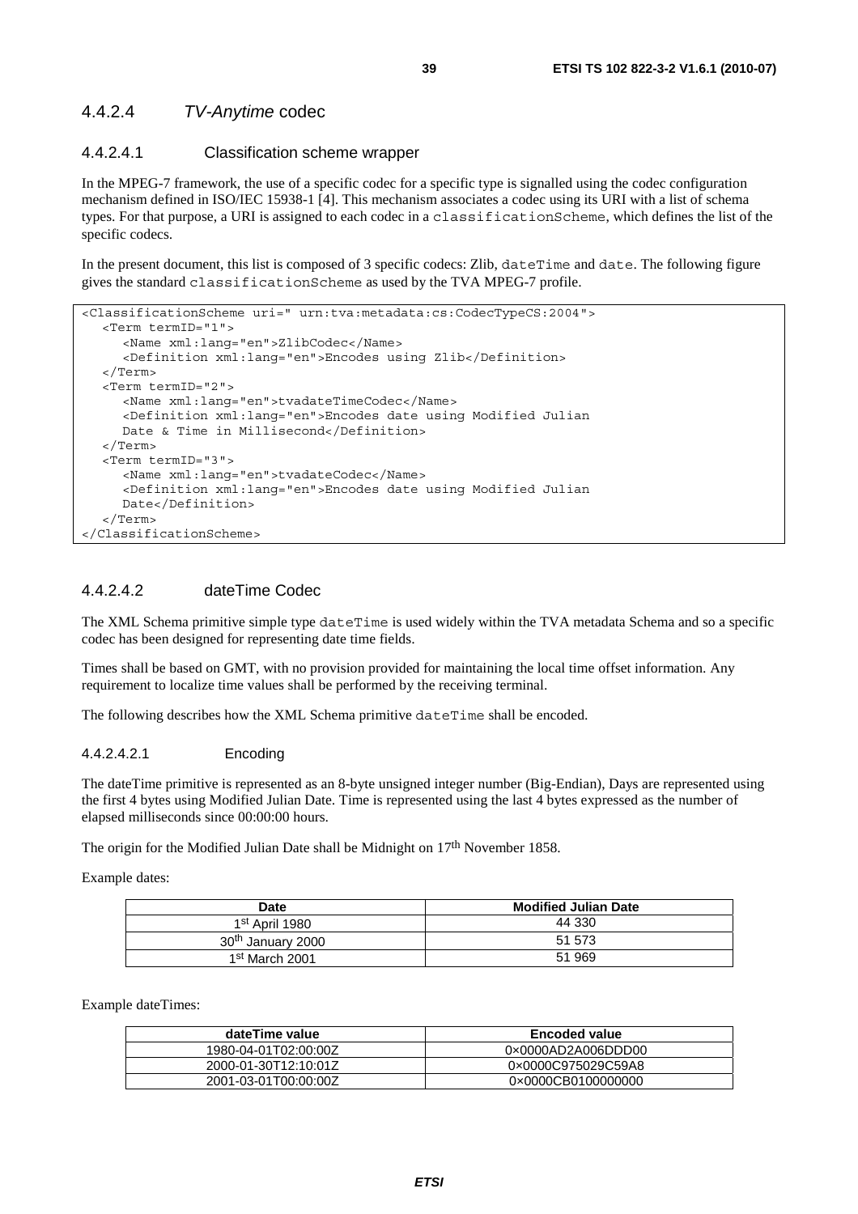### 4.4.2.4 *TV-Anytime* codec

#### 4.4.2.4.1 Classification scheme wrapper

In the MPEG-7 framework, the use of a specific codec for a specific type is signalled using the codec configuration mechanism defined in ISO/IEC 15938-1 [4]. This mechanism associates a codec using its URI with a list of schema types. For that purpose, a URI is assigned to each codec in a `classificationScheme`, which defines the list of the specific codecs.

In the present document, this list is composed of 3 specific codecs: Zlib, `dateTime` and `date`. The following figure gives the standard `classificationScheme` as used by the TVA MPEG-7 profile.

```
<ClassificationScheme uri=" urn:tva:metadata:cs:CodecTypeCS:2004">
   <Term termID="1">
      <Name xml:lang="en">ZlibCodec</Name>
      <Definition xml:lang="en">Encodes using Zlib</Definition>
   </Term>
   <Term termID="2">
      <Name xml:lang="en">tvadateTimeCodec</Name>
      <Definition xml:lang="en">Encodes date using Modified Julian
      Date & Time in Millisecond</Definition>
   </Term>
   <Term termID="3">
      <Name xml:lang="en">tvadateCodec</Name>
      <Definition xml:lang="en">Encodes date using Modified Julian
      Date</Definition>
   </Term>
</ClassificationScheme>
```

#### 4.4.2.4.2 dateTime Codec

The XML Schema primitive simple type `dateTime` is used widely within the TVA metadata Schema and so a specific codec has been designed for representing date time fields.

Times shall be based on GMT, with no provision provided for maintaining the local time offset information. Any requirement to localize time values shall be performed by the receiving terminal.

The following describes how the XML Schema primitive `dateTime` shall be encoded.

##### 4.4.2.4.2.1 Encoding

The dateTime primitive is represented as an 8-byte unsigned integer number (Big-Endian), Days are represented using the first 4 bytes using Modified Julian Date. Time is represented using the last 4 bytes expressed as the number of elapsed milliseconds since 00:00:00 hours.

The origin for the Modified Julian Date shall be Midnight on 17th November 1858.

Example dates:

| Date | Modified Julian Date |
|---|---|
| 1st April 1980 | 44 330 |
| 30th January 2000 | 51 573 |
| 1st March 2001 | 51 969 |

Example dateTimes:

| dateTime value | Encoded value |
|---|---|
| 1980-04-01T02:00:00Z | 0×0000AD2A006DDD00 |
| 2000-01-30T12:10:01Z | 0×0000C975029C59A8 |
| 2001-03-01T00:00:00Z | 0×0000CB0100000000 |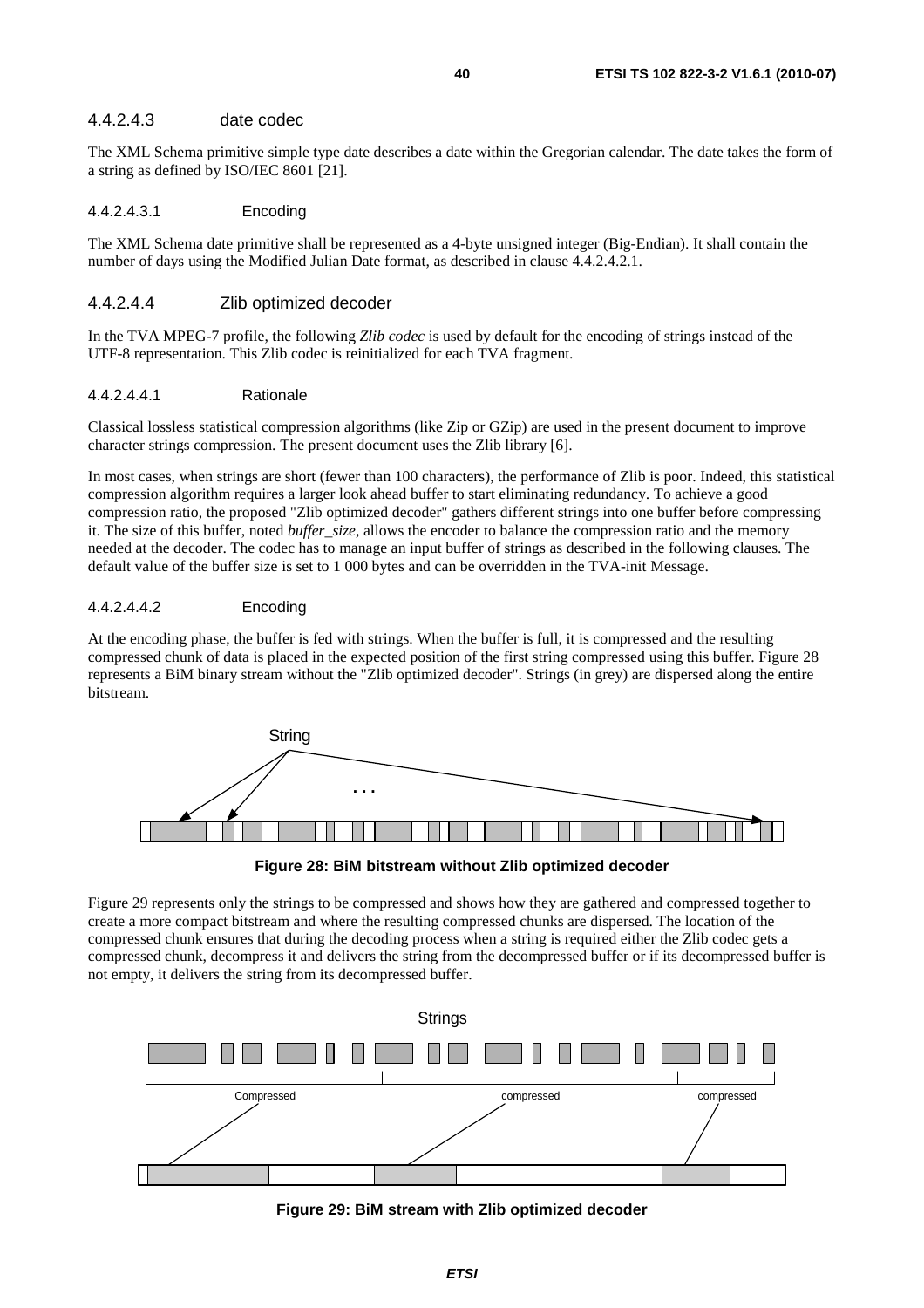#### 4.4.2.4.3 date codec

The XML Schema primitive simple type date describes a date within the Gregorian calendar. The date takes the form of a string as defined by ISO/IEC 8601 [21].

##### 4.4.2.4.3.1 Encoding

The XML Schema date primitive shall be represented as a 4-byte unsigned integer (Big-Endian). It shall contain the number of days using the Modified Julian Date format, as described in clause 4.4.2.4.2.1.

#### 4.4.2.4.4 Zlib optimized decoder

In the TVA MPEG-7 profile, the following *Zlib codec* is used by default for the encoding of strings instead of the UTF-8 representation. This Zlib codec is reinitialized for each TVA fragment.

##### 4.4.2.4.4.1 Rationale

Classical lossless statistical compression algorithms (like Zip or GZip) are used in the present document to improve character strings compression. The present document uses the Zlib library [6].

In most cases, when strings are short (fewer than 100 characters), the performance of Zlib is poor. Indeed, this statistical compression algorithm requires a larger look ahead buffer to start eliminating redundancy. To achieve a good compression ratio, the proposed "Zlib optimized decoder" gathers different strings into one buffer before compressing it. The size of this buffer, noted *buffer_size*, allows the encoder to balance the compression ratio and the memory needed at the decoder. The codec has to manage an input buffer of strings as described in the following clauses. The default value of the buffer size is set to 1 000 bytes and can be overridden in the TVA-init Message.

##### 4.4.2.4.4.2 Encoding

At the encoding phase, the buffer is fed with strings. When the buffer is full, it is compressed and the resulting compressed chunk of data is placed in the expected position of the first string compressed using this buffer. Figure 28 represents a BiM binary stream without the "Zlib optimized decoder". Strings (in grey) are dispersed along the entire bitstream.

**Figure 28: BiM bitstream without Zlib optimized decoder**

Figure 29 represents only the strings to be compressed and shows how they are gathered and compressed together to create a more compact bitstream and where the resulting compressed chunks are dispersed. The location of the compressed chunk ensures that during the decoding process when a string is required either the Zlib codec gets a compressed chunk, decompress it and delivers the string from the decompressed buffer or if its decompressed buffer is not empty, it delivers the string from its decompressed buffer.

**Figure 29: BiM stream with Zlib optimized decoder**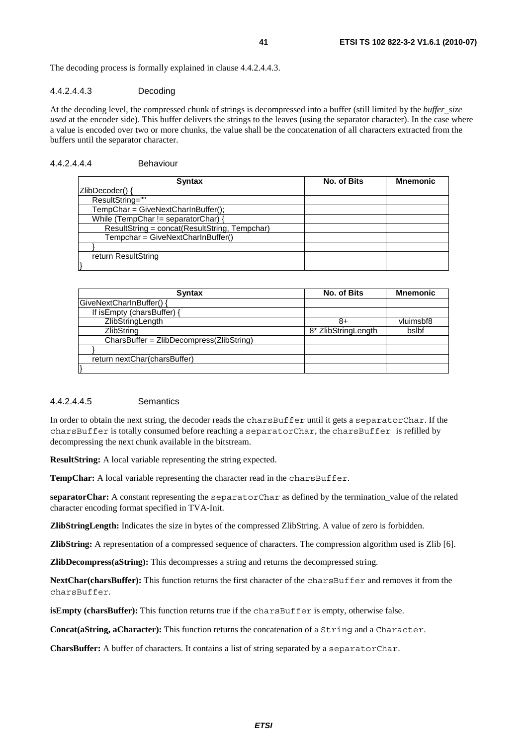The decoding process is formally explained in clause 4.4.2.4.4.3.

#### 4.4.2.4.4.3 Decoding

At the decoding level, the compressed chunk of strings is decompressed into a buffer (still limited by the *buffer_size used* at the encoder side). This buffer delivers the strings to the leaves (using the separator character). In the case where a value is encoded over two or more chunks, the value shall be the concatenation of all characters extracted from the buffers until the separator character.

#### 4.4.2.4.4.4 Behaviour

| Syntax | No. of Bits | Mnemonic |
|---|---|---|
| ZlibDecoder() { | | |
| ResultString="" | | |
| TempChar = GiveNextCharInBuffer(); | | |
| While (TempChar != separatorChar) { | | |
| ResultString = concat(ResultString, Tempchar) | | |
| Tempchar = GiveNextCharInBuffer() | | |
| } | | |
| return ResultString | | |
| } | | |

| Syntax | No. of Bits | Mnemonic |
|---|---|---|
| GiveNextCharInBuffer() { | | |
| If isEmpty (charsBuffer) { | | |
| ZlibStringLength | 8+ | vluimsbf8 |
| ZlibString | 8* ZlibStringLength | bslbf |
| CharsBuffer = ZlibDecompress(ZlibString) | | |
| } | | |
| return nextChar(charsBuffer) | | |
| } | | |

#### 4.4.2.4.4.5 Semantics

In order to obtain the next string, the decoder reads the charsBuffer until it gets a separatorChar. If the charsBuffer is totally consumed before reaching a separatorChar, the charsBuffer is refilled by decompressing the next chunk available in the bitstream.

**ResultString:** A local variable representing the string expected.

**TempChar:** A local variable representing the character read in the charsBuffer.

**separatorChar:** A constant representing the separatorChar as defined by the termination_value of the related character encoding format specified in TVA-Init.

**ZlibStringLength:** Indicates the size in bytes of the compressed ZlibString. A value of zero is forbidden.

**ZlibString:** A representation of a compressed sequence of characters. The compression algorithm used is Zlib [6].

**ZlibDecompress(aString):** This decompresses a string and returns the decompressed string.

**NextChar(charsBuffer):** This function returns the first character of the charsBuffer and removes it from the charsBuffer.

**isEmpty (charsBuffer):** This function returns true if the charsBuffer is empty, otherwise false.

**Concat(aString, aCharacter):** This function returns the concatenation of a String and a Character.

**CharsBuffer:** A buffer of characters. It contains a list of string separated by a separatorChar.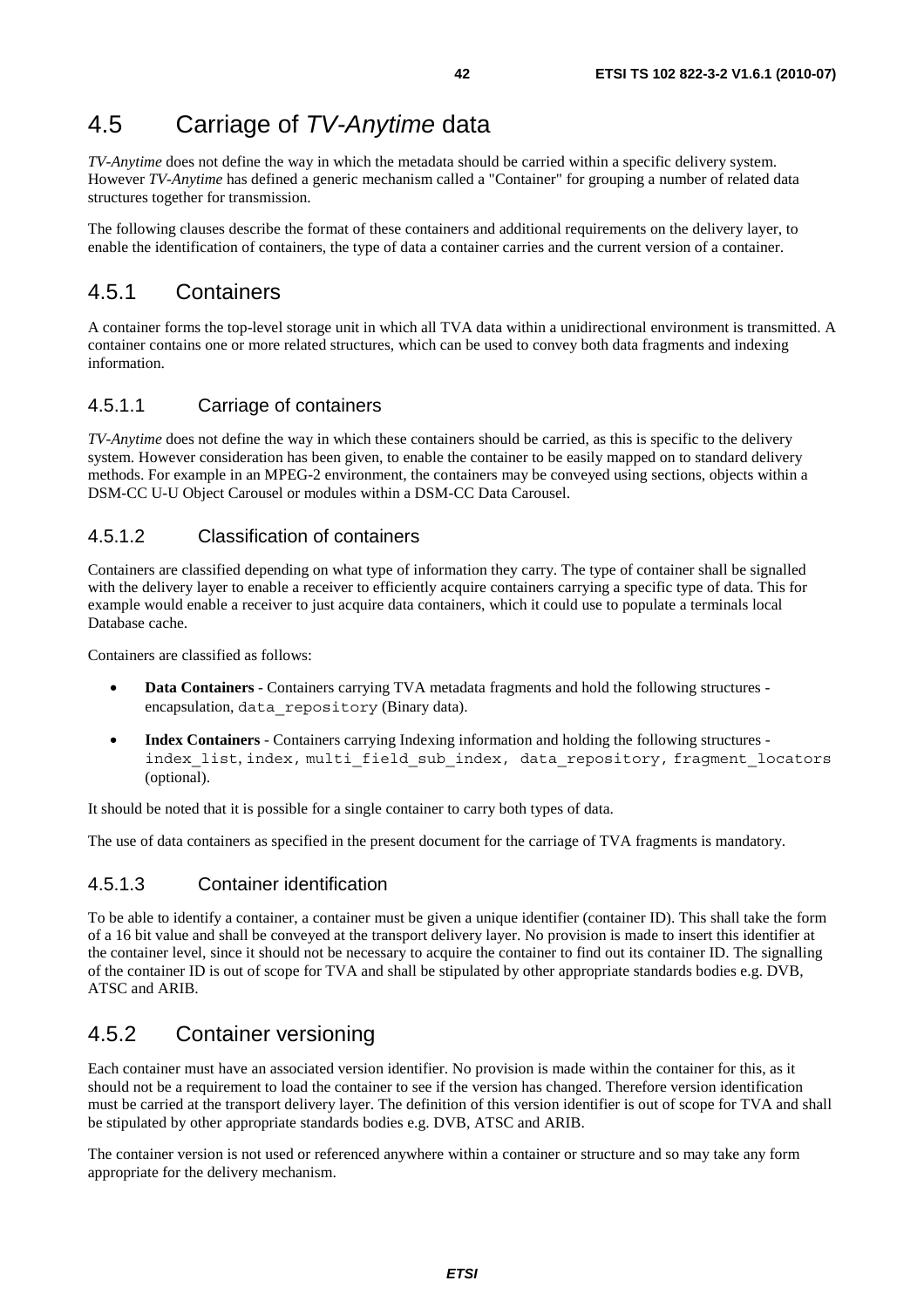## 4.5 Carriage of *TV-Anytime* data

*TV-Anytime* does not define the way in which the metadata should be carried within a specific delivery system. However *TV-Anytime* has defined a generic mechanism called a "Container" for grouping a number of related data structures together for transmission.

The following clauses describe the format of these containers and additional requirements on the delivery layer, to enable the identification of containers, the type of data a container carries and the current version of a container.

### 4.5.1 Containers

A container forms the top-level storage unit in which all TVA data within a unidirectional environment is transmitted. A container contains one or more related structures, which can be used to convey both data fragments and indexing information.

#### 4.5.1.1 Carriage of containers

*TV-Anytime* does not define the way in which these containers should be carried, as this is specific to the delivery system. However consideration has been given, to enable the container to be easily mapped on to standard delivery methods. For example in an MPEG-2 environment, the containers may be conveyed using sections, objects within a DSM-CC U-U Object Carousel or modules within a DSM-CC Data Carousel.

#### 4.5.1.2 Classification of containers

Containers are classified depending on what type of information they carry. The type of container shall be signalled with the delivery layer to enable a receiver to efficiently acquire containers carrying a specific type of data. This for example would enable a receiver to just acquire data containers, which it could use to populate a terminals local Database cache.

Containers are classified as follows:

- **Data Containers** - Containers carrying TVA metadata fragments and hold the following structures - encapsulation, `data_repository` (Binary data).
- **Index Containers** - Containers carrying Indexing information and holding the following structures - `index_list`, `index`, `multi_field_sub_index`, `data_repository`, `fragment_locators` (optional).

It should be noted that it is possible for a single container to carry both types of data.

The use of data containers as specified in the present document for the carriage of TVA fragments is mandatory.

#### 4.5.1.3 Container identification

To be able to identify a container, a container must be given a unique identifier (container ID). This shall take the form of a 16 bit value and shall be conveyed at the transport delivery layer. No provision is made to insert this identifier at the container level, since it should not be necessary to acquire the container to find out its container ID. The signalling of the container ID is out of scope for TVA and shall be stipulated by other appropriate standards bodies e.g. DVB, ATSC and ARIB.

### 4.5.2 Container versioning

Each container must have an associated version identifier. No provision is made within the container for this, as it should not be a requirement to load the container to see if the version has changed. Therefore version identification must be carried at the transport delivery layer. The definition of this version identifier is out of scope for TVA and shall be stipulated by other appropriate standards bodies e.g. DVB, ATSC and ARIB.

The container version is not used or referenced anywhere within a container or structure and so may take any form appropriate for the delivery mechanism.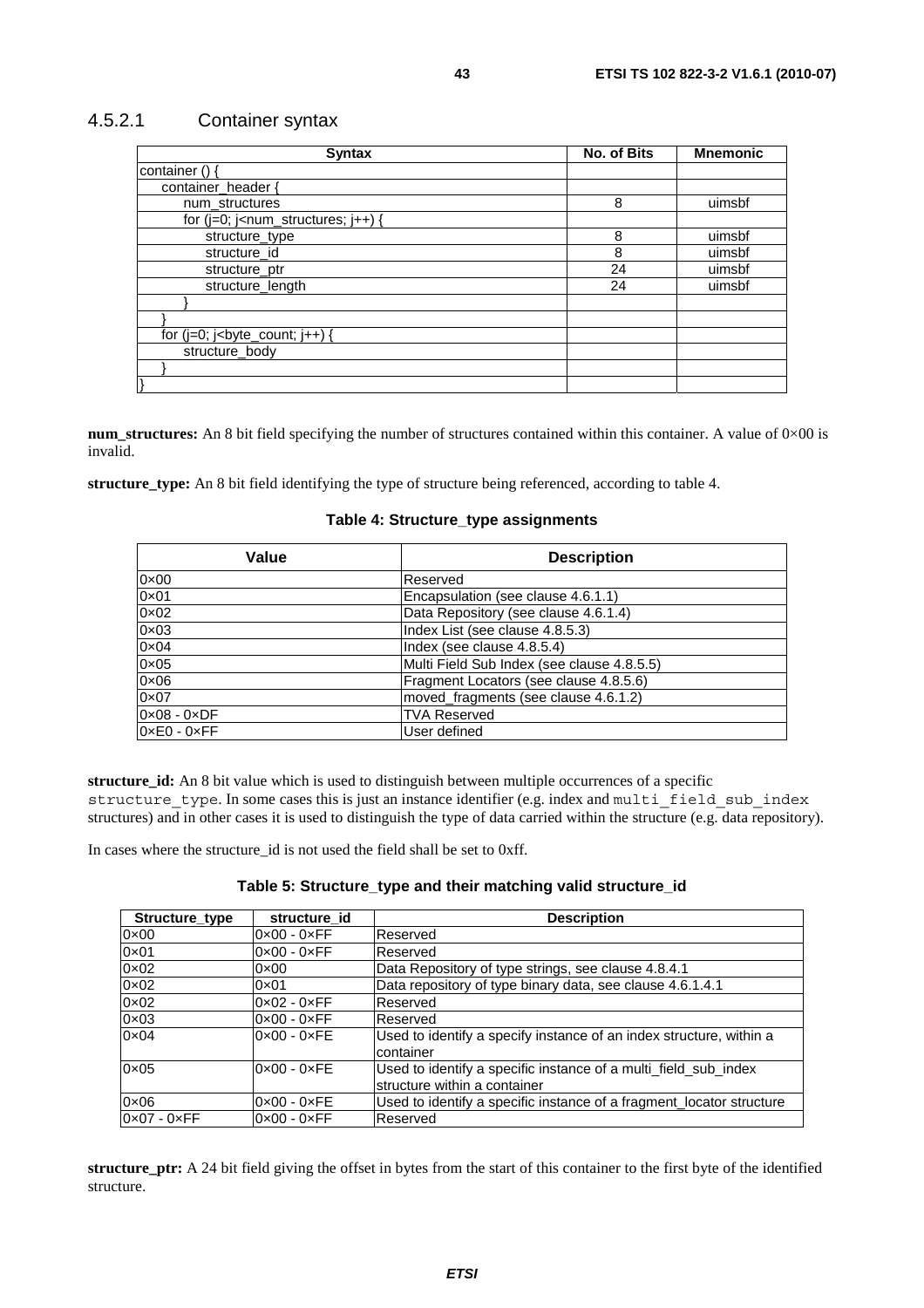### 4.5.2.1 Container syntax

| Syntax | No. of Bits | Mnemonic |
|---|---|---|
| container () { | | |
|     container_header { | | |
|         num_structures | 8 | uimsbf |
|         for (j=0; j<num_structures; j++) { | | |
|             structure_type | 8 | uimsbf |
|             structure_id | 8 | uimsbf |
|             structure_ptr | 24 | uimsbf |
|             structure_length | 24 | uimsbf |
|         } | | |
|     } | | |
|     for (j=0; j<byte_count; j++) { | | |
|         structure_body | | |
|     } | | |
| } | | |

**num_structures:** An 8 bit field specifying the number of structures contained within this container. A value of 0×00 is invalid.

**structure_type:** An 8 bit field identifying the type of structure being referenced, according to table 4.

**Table 4: Structure_type assignments**

| Value | Description |
|---|---|
| 0×00 | Reserved |
| 0×01 | Encapsulation (see clause 4.6.1.1) |
| 0×02 | Data Repository (see clause 4.6.1.4) |
| 0×03 | Index List (see clause 4.8.5.3) |
| 0×04 | Index (see clause 4.8.5.4) |
| 0×05 | Multi Field Sub Index (see clause 4.8.5.5) |
| 0×06 | Fragment Locators (see clause 4.8.5.6) |
| 0×07 | moved_fragments (see clause 4.6.1.2) |
| 0×08 - 0×DF | TVA Reserved |
| 0×E0 - 0×FF | User defined |

**structure_id:** An 8 bit value which is used to distinguish between multiple occurrences of a specific `structure_type`. In some cases this is just an instance identifier (e.g. index and `multi_field_sub_index` structures) and in other cases it is used to distinguish the type of data carried within the structure (e.g. data repository).

In cases where the structure_id is not used the field shall be set to 0xff.

**Table 5: Structure_type and their matching valid structure_id**

| Structure_type | structure_id | Description |
|---|---|---|
| 0×00 | 0×00 - 0×FF | Reserved |
| 0×01 | 0×00 - 0×FF | Reserved |
| 0×02 | 0×00 | Data Repository of type strings, see clause 4.8.4.1 |
| 0×02 | 0×01 | Data repository of type binary data, see clause 4.6.1.4.1 |
| 0×02 | 0×02 - 0×FF | Reserved |
| 0×03 | 0×00 - 0×FF | Reserved |
| 0×04 | 0×00 - 0×FE | Used to identify a specify instance of an index structure, within a container |
| 0×05 | 0×00 - 0×FE | Used to identify a specific instance of a multi_field_sub_index structure within a container |
| 0×06 | 0×00 - 0×FE | Used to identify a specific instance of a fragment_locator structure |
| 0×07 - 0×FF | 0×00 - 0×FF | Reserved |

**structure_ptr:** A 24 bit field giving the offset in bytes from the start of this container to the first byte of the identified structure.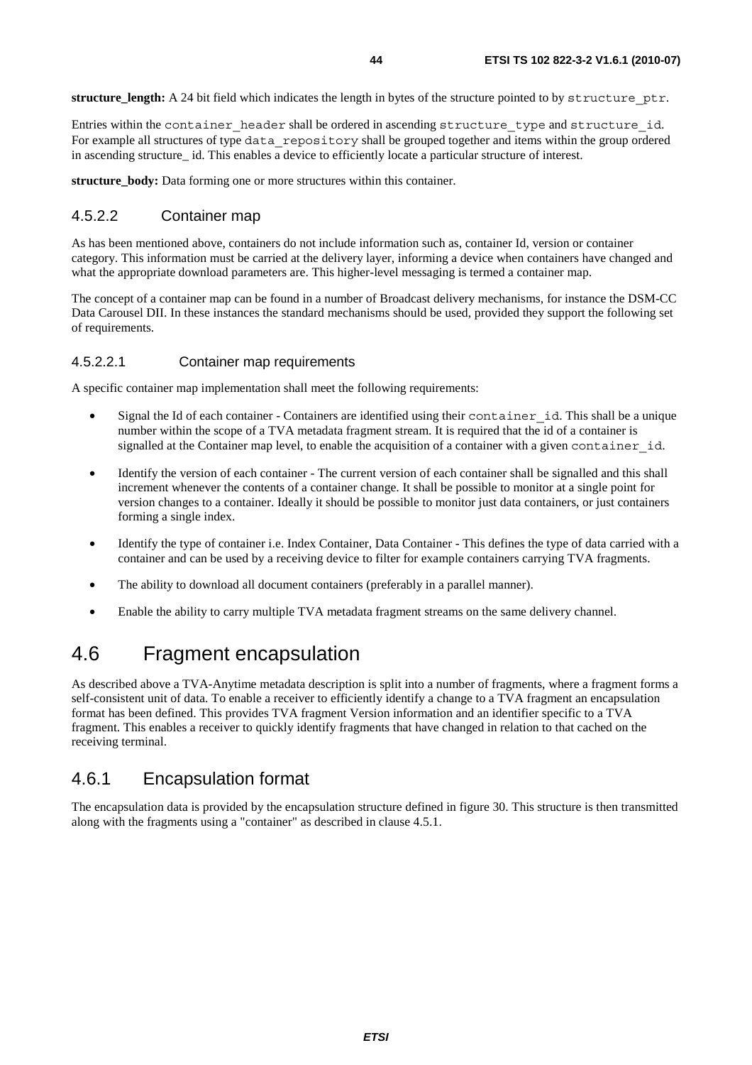**structure_length:** A 24 bit field which indicates the length in bytes of the structure pointed to by `structure_ptr`.

Entries within the `container_header` shall be ordered in ascending `structure_type` and `structure_id`. For example all structures of type `data_repository` shall be grouped together and items within the group ordered in ascending structure_ id. This enables a device to efficiently locate a particular structure of interest.

**structure_body:** Data forming one or more structures within this container.

### 4.5.2.2 Container map

As has been mentioned above, containers do not include information such as, container Id, version or container category. This information must be carried at the delivery layer, informing a device when containers have changed and what the appropriate download parameters are. This higher-level messaging is termed a container map.

The concept of a container map can be found in a number of Broadcast delivery mechanisms, for instance the DSM-CC Data Carousel DII. In these instances the standard mechanisms should be used, provided they support the following set of requirements.

#### 4.5.2.2.1 Container map requirements

A specific container map implementation shall meet the following requirements:

- Signal the Id of each container - Containers are identified using their `container_id`. This shall be a unique number within the scope of a TVA metadata fragment stream. It is required that the id of a container is signalled at the Container map level, to enable the acquisition of a container with a given `container_id`.
- Identify the version of each container - The current version of each container shall be signalled and this shall increment whenever the contents of a container change. It shall be possible to monitor at a single point for version changes to a container. Ideally it should be possible to monitor just data containers, or just containers forming a single index.
- Identify the type of container i.e. Index Container, Data Container - This defines the type of data carried with a container and can be used by a receiving device to filter for example containers carrying TVA fragments.
- The ability to download all document containers (preferably in a parallel manner).
- Enable the ability to carry multiple TVA metadata fragment streams on the same delivery channel.

# 4.6 Fragment encapsulation

As described above a TVA-Anytime metadata description is split into a number of fragments, where a fragment forms a self-consistent unit of data. To enable a receiver to efficiently identify a change to a TVA fragment an encapsulation format has been defined. This provides TVA fragment Version information and an identifier specific to a TVA fragment. This enables a receiver to quickly identify fragments that have changed in relation to that cached on the receiving terminal.

## 4.6.1 Encapsulation format

The encapsulation data is provided by the encapsulation structure defined in figure 30. This structure is then transmitted along with the fragments using a "container" as described in clause 4.5.1.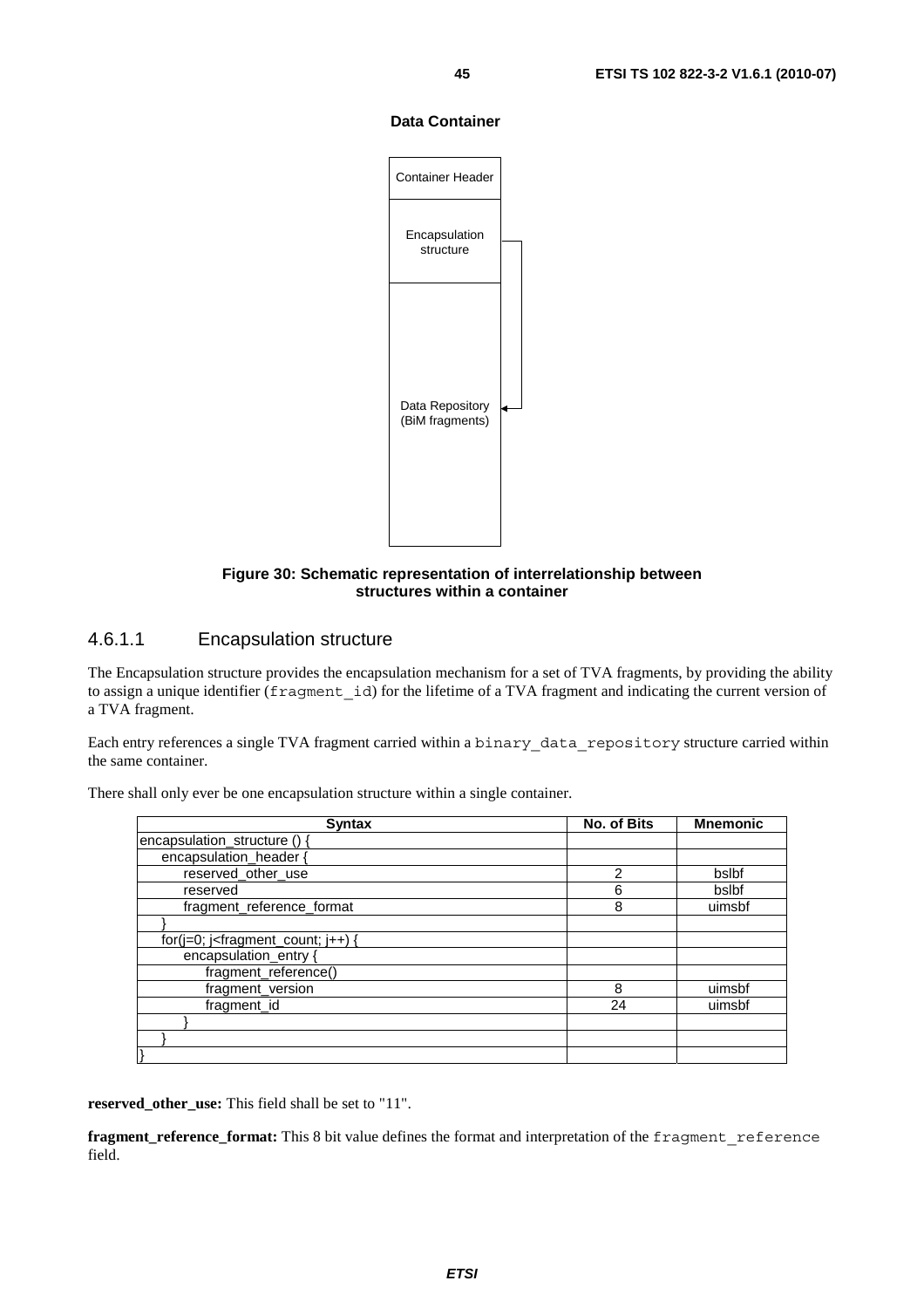**Data Container**

Container Header

Encapsulation structure

Data Repository (BiM fragments)

**Figure 30: Schematic representation of interrelationship between structures within a container**

### 4.6.1.1 Encapsulation structure

The Encapsulation structure provides the encapsulation mechanism for a set of TVA fragments, by providing the ability to assign a unique identifier (`fragment_id`) for the lifetime of a TVA fragment and indicating the current version of a TVA fragment.

Each entry references a single TVA fragment carried within a `binary_data_repository` structure carried within the same container.

There shall only ever be one encapsulation structure within a single container.

| Syntax | No. of Bits | Mnemonic |
|---|---|---|
| encapsulation_structure () { | | |
| encapsulation_header { | | |
| reserved_other_use | 2 | bslbf |
| reserved | 6 | bslbf |
| fragment_reference_format | 8 | uimsbf |
| } | | |
| for(j=0; j<fragment_count; j++) { | | |
| encapsulation_entry { | | |
| fragment_reference() | | |
| fragment_version | 8 | uimsbf |
| fragment_id | 24 | uimsbf |
| } | | |
| } | | |
| } | | |

**reserved_other_use:** This field shall be set to "11".

**fragment_reference_format:** This 8 bit value defines the format and interpretation of the `fragment_reference` field.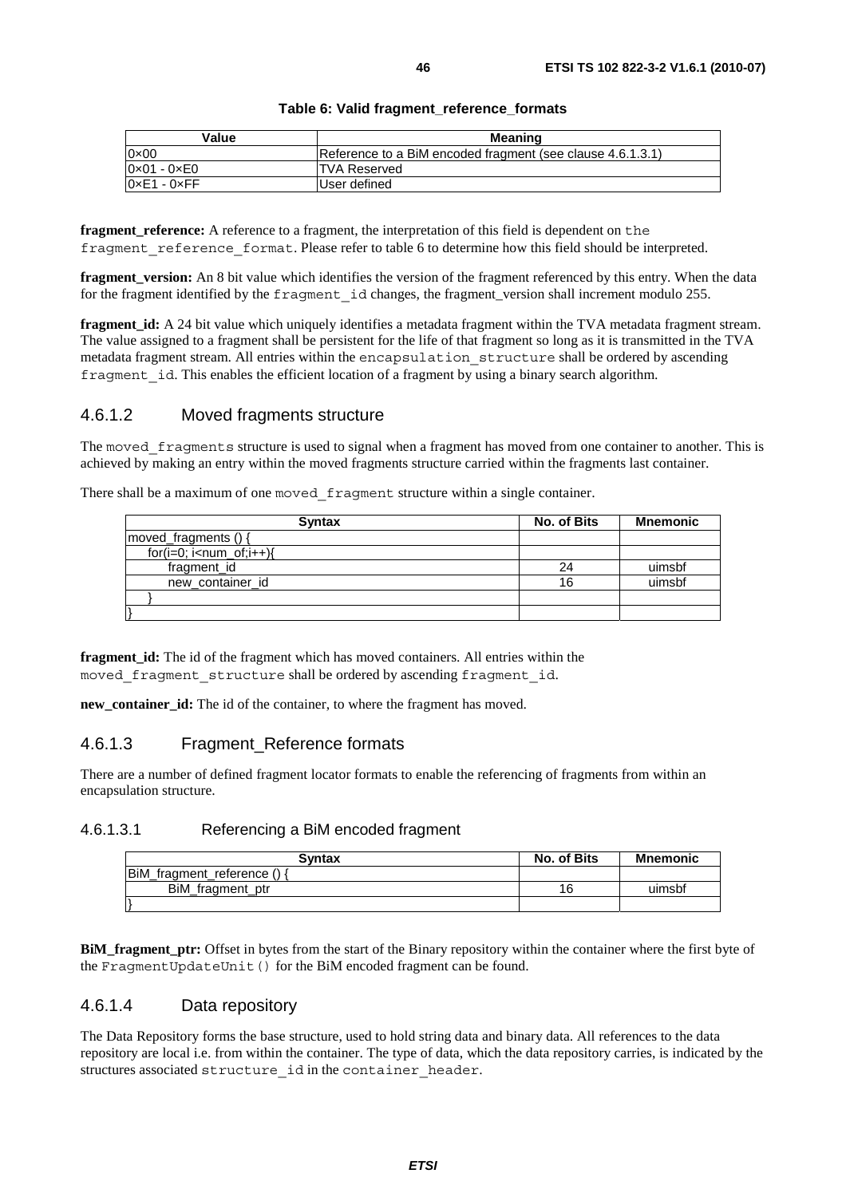**Table 6: Valid fragment_reference_formats**

| Value | Meaning |
|---|---|
| 0×00 | Reference to a BiM encoded fragment (see clause 4.6.1.3.1) |
| 0×01 - 0×E0 | TVA Reserved |
| 0×E1 - 0×FF | User defined |

**fragment_reference:** A reference to a fragment, the interpretation of this field is dependent on the fragment_reference_format. Please refer to table 6 to determine how this field should be interpreted.

**fragment_version:** An 8 bit value which identifies the version of the fragment referenced by this entry. When the data for the fragment identified by the fragment_id changes, the fragment_version shall increment modulo 255.

**fragment_id:** A 24 bit value which uniquely identifies a metadata fragment within the TVA metadata fragment stream. The value assigned to a fragment shall be persistent for the life of that fragment so long as it is transmitted in the TVA metadata fragment stream. All entries within the encapsulation_structure shall be ordered by ascending fragment_id. This enables the efficient location of a fragment by using a binary search algorithm.

### 4.6.1.2 Moved fragments structure

The moved_fragments structure is used to signal when a fragment has moved from one container to another. This is achieved by making an entry within the moved fragments structure carried within the fragments last container.

There shall be a maximum of one moved_fragment structure within a single container.

| Syntax | No. of Bits | Mnemonic |
|---|---|---|
| moved_fragments () { | | |
| for(i=0; i<num_of;i++){ | | |
| fragment_id | 24 | uimsbf |
| new_container_id | 16 | uimsbf |
| } | | |
| } | | |

**fragment_id:** The id of the fragment which has moved containers. All entries within the moved_fragment_structure shall be ordered by ascending fragment_id.

**new_container_id:** The id of the container, to where the fragment has moved.

### 4.6.1.3 Fragment_Reference formats

There are a number of defined fragment locator formats to enable the referencing of fragments from within an encapsulation structure.

#### 4.6.1.3.1 Referencing a BiM encoded fragment

| Syntax | No. of Bits | Mnemonic |
|---|---|---|
| BiM_fragment_reference () { | | |
| BiM_fragment_ptr | 16 | uimsbf |
| } | | |

**BiM_fragment_ptr:** Offset in bytes from the start of the Binary repository within the container where the first byte of the FragmentUpdateUnit() for the BiM encoded fragment can be found.

### 4.6.1.4 Data repository

The Data Repository forms the base structure, used to hold string data and binary data. All references to the data repository are local i.e. from within the container. The type of data, which the data repository carries, is indicated by the structures associated structure_id in the container_header.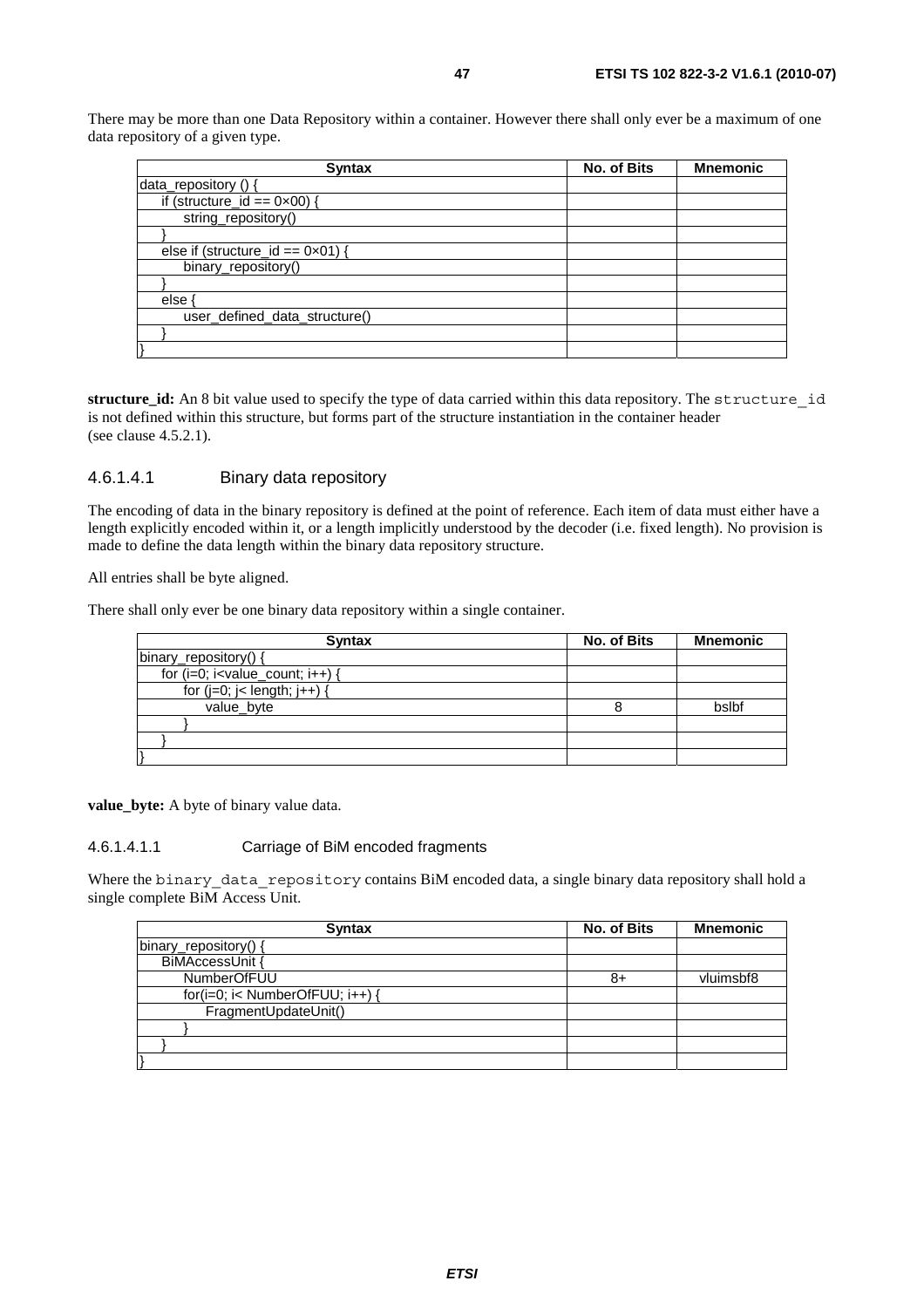There may be more than one Data Repository within a container. However there shall only ever be a maximum of one data repository of a given type.

| Syntax | No. of Bits | Mnemonic |
|---|---|---|
| data_repository () { | | |
| &nbsp;&nbsp;&nbsp;&nbsp;if (structure_id == 0×00) { | | |
| &nbsp;&nbsp;&nbsp;&nbsp;&nbsp;&nbsp;&nbsp;&nbsp;string_repository() | | |
| &nbsp;&nbsp;&nbsp;&nbsp;} | | |
| &nbsp;&nbsp;&nbsp;&nbsp;else if (structure_id == 0×01) { | | |
| &nbsp;&nbsp;&nbsp;&nbsp;&nbsp;&nbsp;&nbsp;&nbsp;binary_repository() | | |
| &nbsp;&nbsp;&nbsp;&nbsp;} | | |
| &nbsp;&nbsp;&nbsp;&nbsp;else { | | |
| &nbsp;&nbsp;&nbsp;&nbsp;&nbsp;&nbsp;&nbsp;&nbsp;user_defined_data_structure() | | |
| &nbsp;&nbsp;&nbsp;&nbsp;} | | |
| } | | |

**structure_id:** An 8 bit value used to specify the type of data carried within this data repository. The `structure_id` is not defined within this structure, but forms part of the structure instantiation in the container header (see clause 4.5.2.1).

#### 4.6.1.4.1 Binary data repository

The encoding of data in the binary repository is defined at the point of reference. Each item of data must either have a length explicitly encoded within it, or a length implicitly understood by the decoder (i.e. fixed length). No provision is made to define the data length within the binary data repository structure.

All entries shall be byte aligned.

There shall only ever be one binary data repository within a single container.

| Syntax | No. of Bits | Mnemonic |
|---|---|---|
| binary_repository() { | | |
| &nbsp;&nbsp;&nbsp;&nbsp;for (i=0; i<value_count; i++) { | | |
| &nbsp;&nbsp;&nbsp;&nbsp;&nbsp;&nbsp;&nbsp;&nbsp;for (j=0; j< length; j++) { | | |
| &nbsp;&nbsp;&nbsp;&nbsp;&nbsp;&nbsp;&nbsp;&nbsp;&nbsp;&nbsp;&nbsp;&nbsp;value_byte | 8 | bslbf |
| &nbsp;&nbsp;&nbsp;&nbsp;&nbsp;&nbsp;&nbsp;&nbsp;} | | |
| &nbsp;&nbsp;&nbsp;&nbsp;} | | |
| } | | |

**value_byte:** A byte of binary value data.

##### 4.6.1.4.1.1 Carriage of BiM encoded fragments

Where the `binary_data_repository` contains BiM encoded data, a single binary data repository shall hold a single complete BiM Access Unit.

| Syntax | No. of Bits | Mnemonic |
|---|---|---|
| binary_repository() { | | |
| &nbsp;&nbsp;&nbsp;&nbsp;BiMAccessUnit { | | |
| &nbsp;&nbsp;&nbsp;&nbsp;&nbsp;&nbsp;&nbsp;&nbsp;NumberOfFUU | 8+ | vluimsbf8 |
| &nbsp;&nbsp;&nbsp;&nbsp;&nbsp;&nbsp;&nbsp;&nbsp;for(i=0; i< NumberOfFUU; i++) { | | |
| &nbsp;&nbsp;&nbsp;&nbsp;&nbsp;&nbsp;&nbsp;&nbsp;&nbsp;&nbsp;&nbsp;&nbsp;FragmentUpdateUnit() | | |
| &nbsp;&nbsp;&nbsp;&nbsp;&nbsp;&nbsp;&nbsp;&nbsp;} | | |
| &nbsp;&nbsp;&nbsp;&nbsp;} | | |
| } | | |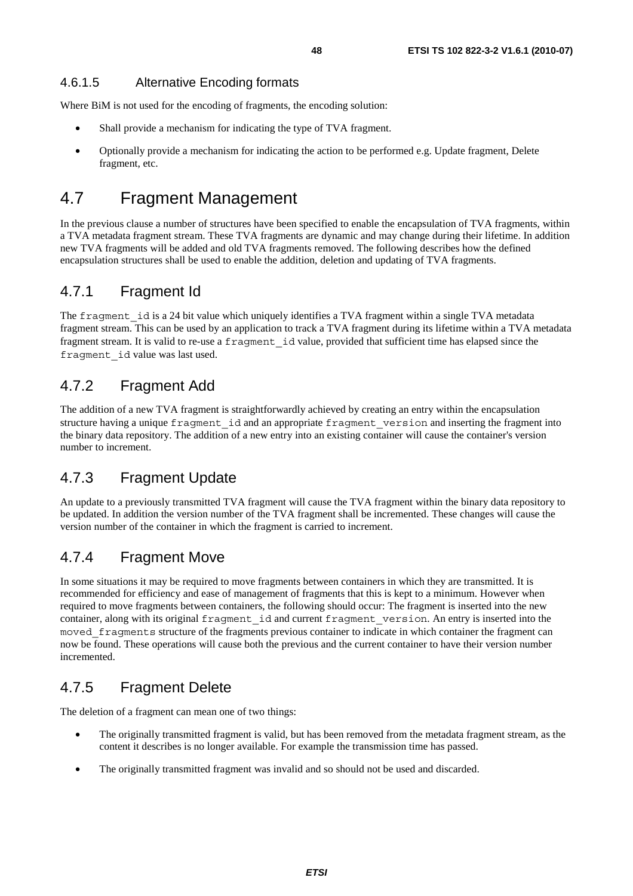#### 4.6.1.5 Alternative Encoding formats

Where BiM is not used for the encoding of fragments, the encoding solution:

- Shall provide a mechanism for indicating the type of TVA fragment.
- Optionally provide a mechanism for indicating the action to be performed e.g. Update fragment, Delete fragment, etc.

## 4.7 Fragment Management

In the previous clause a number of structures have been specified to enable the encapsulation of TVA fragments, within a TVA metadata fragment stream. These TVA fragments are dynamic and may change during their lifetime. In addition new TVA fragments will be added and old TVA fragments removed. The following describes how the defined encapsulation structures shall be used to enable the addition, deletion and updating of TVA fragments.

### 4.7.1 Fragment Id

The `fragment_id` is a 24 bit value which uniquely identifies a TVA fragment within a single TVA metadata fragment stream. This can be used by an application to track a TVA fragment during its lifetime within a TVA metadata fragment stream. It is valid to re-use a `fragment_id` value, provided that sufficient time has elapsed since the `fragment_id` value was last used.

### 4.7.2 Fragment Add

The addition of a new TVA fragment is straightforwardly achieved by creating an entry within the encapsulation structure having a unique `fragment_id` and an appropriate `fragment_version` and inserting the fragment into the binary data repository. The addition of a new entry into an existing container will cause the container's version number to increment.

### 4.7.3 Fragment Update

An update to a previously transmitted TVA fragment will cause the TVA fragment within the binary data repository to be updated. In addition the version number of the TVA fragment shall be incremented. These changes will cause the version number of the container in which the fragment is carried to increment.

### 4.7.4 Fragment Move

In some situations it may be required to move fragments between containers in which they are transmitted. It is recommended for efficiency and ease of management of fragments that this is kept to a minimum. However when required to move fragments between containers, the following should occur: The fragment is inserted into the new container, along with its original `fragment_id` and current `fragment_version`. An entry is inserted into the `moved_fragments` structure of the fragments previous container to indicate in which container the fragment can now be found. These operations will cause both the previous and the current container to have their version number incremented.

### 4.7.5 Fragment Delete

The deletion of a fragment can mean one of two things:

- The originally transmitted fragment is valid, but has been removed from the metadata fragment stream, as the content it describes is no longer available. For example the transmission time has passed.
- The originally transmitted fragment was invalid and so should not be used and discarded.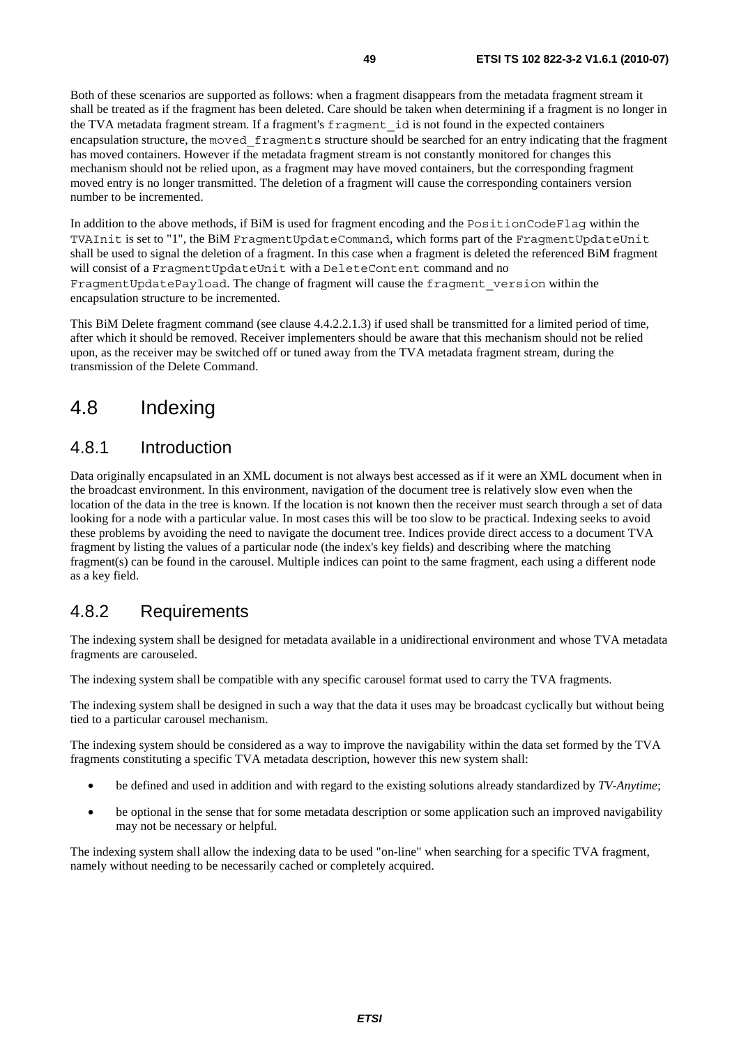Both of these scenarios are supported as follows: when a fragment disappears from the metadata fragment stream it shall be treated as if the fragment has been deleted. Care should be taken when determining if a fragment is no longer in the TVA metadata fragment stream. If a fragment's `fragment_id` is not found in the expected containers encapsulation structure, the `moved_fragments` structure should be searched for an entry indicating that the fragment has moved containers. However if the metadata fragment stream is not constantly monitored for changes this mechanism should not be relied upon, as a fragment may have moved containers, but the corresponding fragment moved entry is no longer transmitted. The deletion of a fragment will cause the corresponding containers version number to be incremented.

In addition to the above methods, if BiM is used for fragment encoding and the `PositionCodeFlag` within the `TVAInit` is set to "1", the BiM `FragmentUpdateCommand`, which forms part of the `FragmentUpdateUnit` shall be used to signal the deletion of a fragment. In this case when a fragment is deleted the referenced BiM fragment will consist of a `FragmentUpdateUnit` with a `DeleteContent` command and no `FragmentUpdatePayload`. The change of fragment will cause the `fragment_version` within the encapsulation structure to be incremented.

This BiM Delete fragment command (see clause 4.4.2.2.1.3) if used shall be transmitted for a limited period of time, after which it should be removed. Receiver implementers should be aware that this mechanism should not be relied upon, as the receiver may be switched off or tuned away from the TVA metadata fragment stream, during the transmission of the Delete Command.

# 4.8 Indexing

## 4.8.1 Introduction

Data originally encapsulated in an XML document is not always best accessed as if it were an XML document when in the broadcast environment. In this environment, navigation of the document tree is relatively slow even when the location of the data in the tree is known. If the location is not known then the receiver must search through a set of data looking for a node with a particular value. In most cases this will be too slow to be practical. Indexing seeks to avoid these problems by avoiding the need to navigate the document tree. Indices provide direct access to a document TVA fragment by listing the values of a particular node (the index's key fields) and describing where the matching fragment(s) can be found in the carousel. Multiple indices can point to the same fragment, each using a different node as a key field.

## 4.8.2 Requirements

The indexing system shall be designed for metadata available in a unidirectional environment and whose TVA metadata fragments are carouseled.

The indexing system shall be compatible with any specific carousel format used to carry the TVA fragments.

The indexing system shall be designed in such a way that the data it uses may be broadcast cyclically but without being tied to a particular carousel mechanism.

The indexing system should be considered as a way to improve the navigability within the data set formed by the TVA fragments constituting a specific TVA metadata description, however this new system shall:

- be defined and used in addition and with regard to the existing solutions already standardized by *TV-Anytime*;
- be optional in the sense that for some metadata description or some application such an improved navigability may not be necessary or helpful.

The indexing system shall allow the indexing data to be used "on-line" when searching for a specific TVA fragment, namely without needing to be necessarily cached or completely acquired.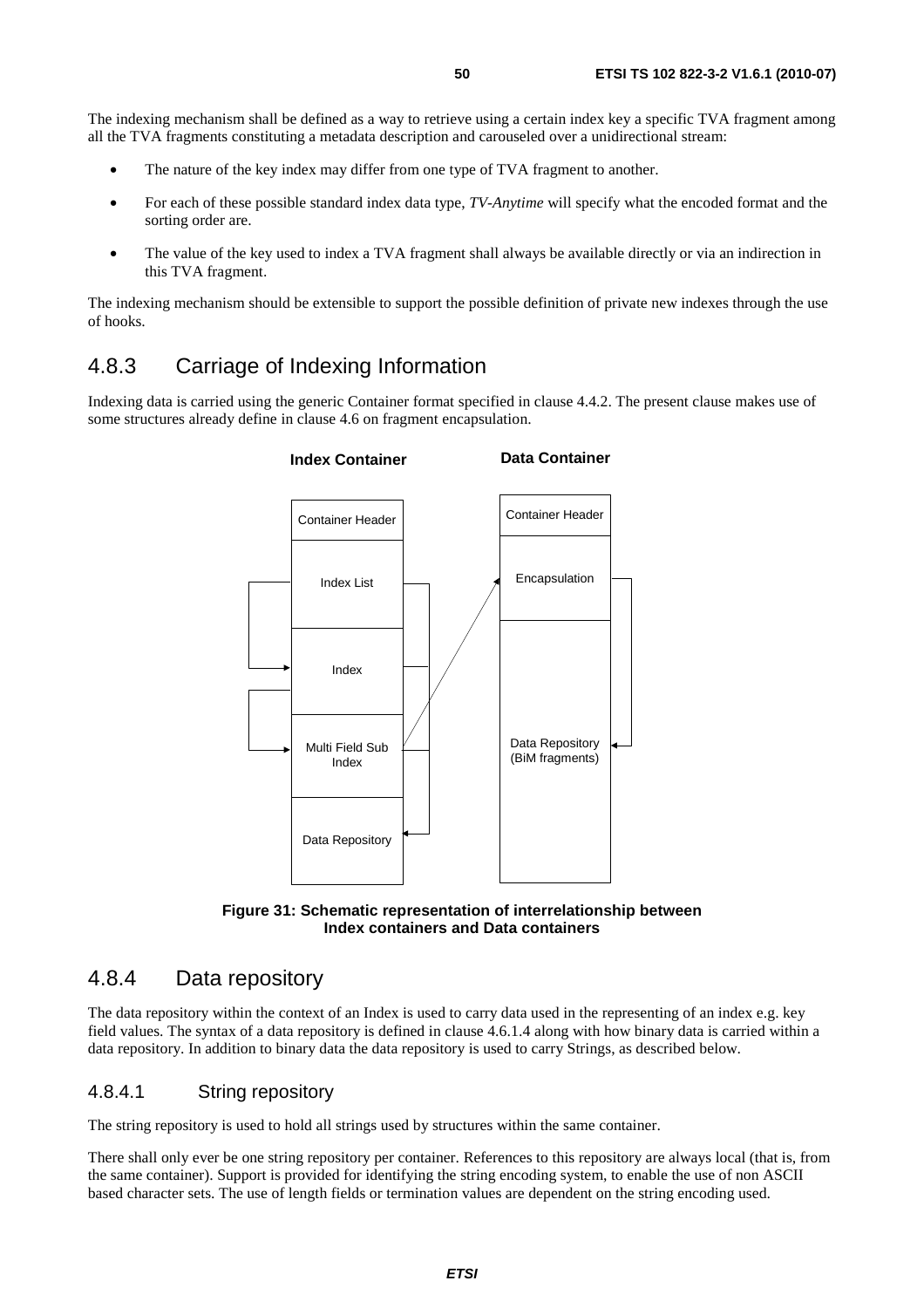The indexing mechanism shall be defined as a way to retrieve using a certain index key a specific TVA fragment among all the TVA fragments constituting a metadata description and carouseled over a unidirectional stream:

- The nature of the key index may differ from one type of TVA fragment to another.
- For each of these possible standard index data type, *TV-Anytime* will specify what the encoded format and the sorting order are.
- The value of the key used to index a TVA fragment shall always be available directly or via an indirection in this TVA fragment.

The indexing mechanism should be extensible to support the possible definition of private new indexes through the use of hooks.

## 4.8.3 Carriage of Indexing Information

Indexing data is carried using the generic Container format specified in clause 4.4.2. The present clause makes use of some structures already define in clause 4.6 on fragment encapsulation.

**Figure 31: Schematic representation of interrelationship between Index containers and Data containers**

## 4.8.4 Data repository

The data repository within the context of an Index is used to carry data used in the representing of an index e.g. key field values. The syntax of a data repository is defined in clause 4.6.1.4 along with how binary data is carried within a data repository. In addition to binary data the data repository is used to carry Strings, as described below.

### 4.8.4.1 String repository

The string repository is used to hold all strings used by structures within the same container.

There shall only ever be one string repository per container. References to this repository are always local (that is, from the same container). Support is provided for identifying the string encoding system, to enable the use of non ASCII based character sets. The use of length fields or termination values are dependent on the string encoding used.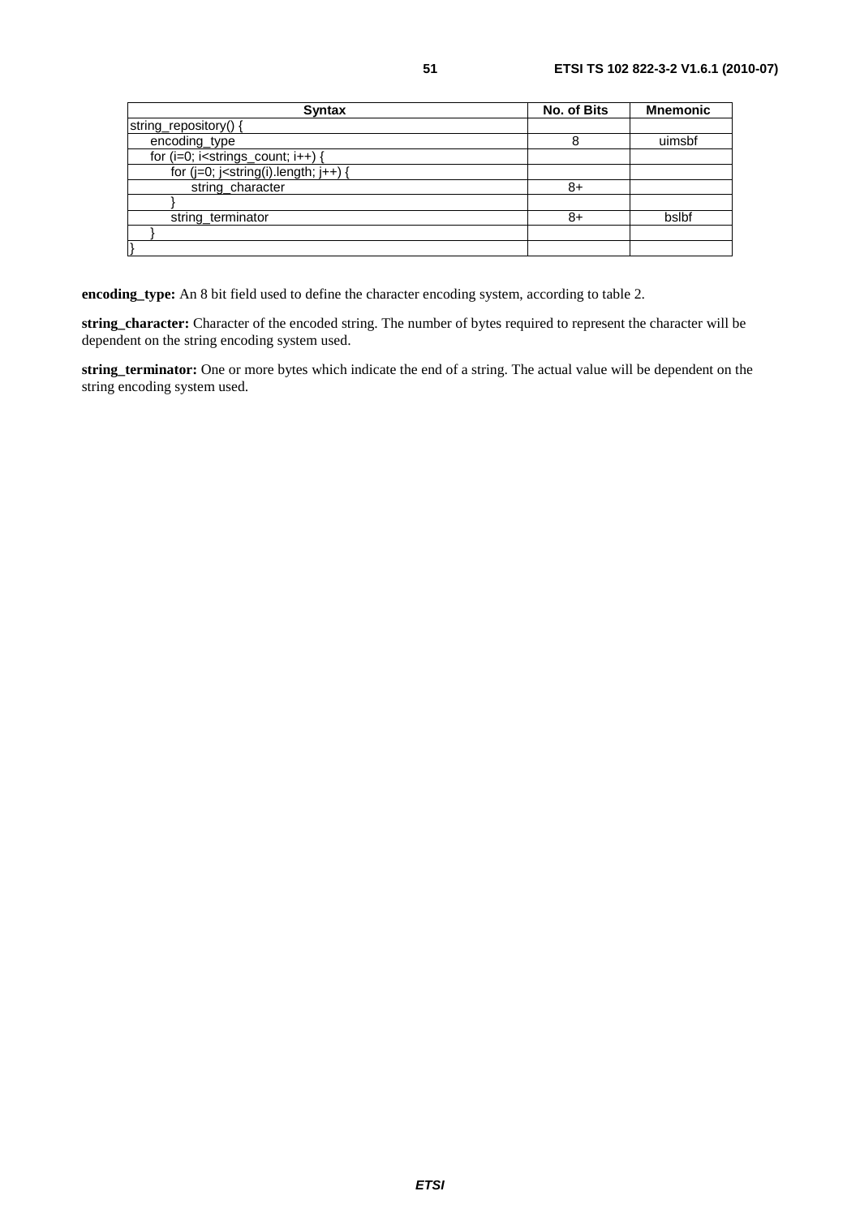| Syntax | No. of Bits | Mnemonic |
|---|---|---|
| string_repository() { | | |
| encoding_type | 8 | uimsbf |
| for (i=0; i<strings_count; i++) { | | |
| for (j=0; j<string(i).length; j++) { | | |
| string_character | 8+ | |
| } | | |
| string_terminator | 8+ | bslbf |
| } | | |
| } | | |

**encoding_type:** An 8 bit field used to define the character encoding system, according to table 2.

**string_character:** Character of the encoded string. The number of bytes required to represent the character will be dependent on the string encoding system used.

**string_terminator:** One or more bytes which indicate the end of a string. The actual value will be dependent on the string encoding system used.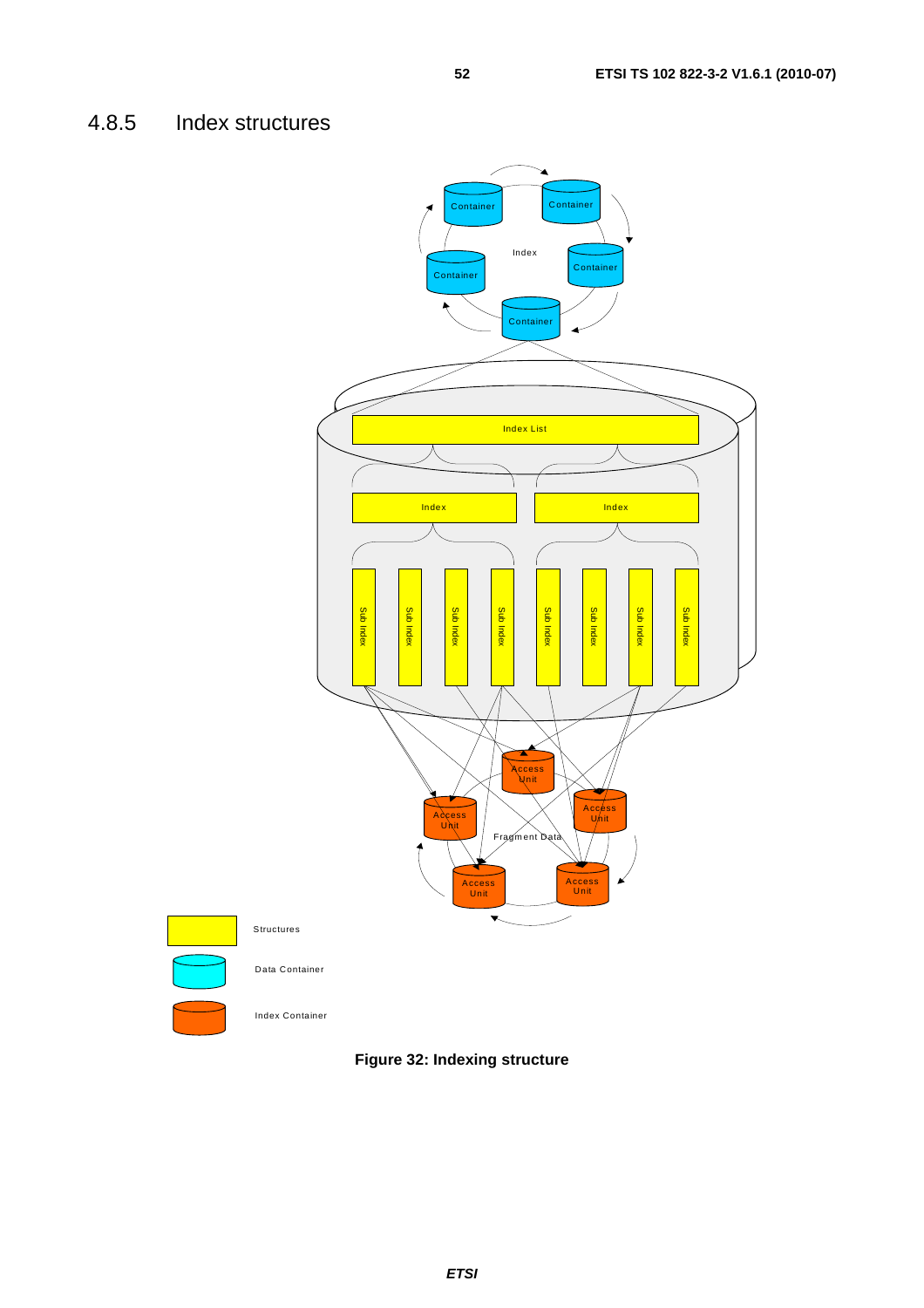### 4.8.5 Index structures

**Figure 32: Indexing structure**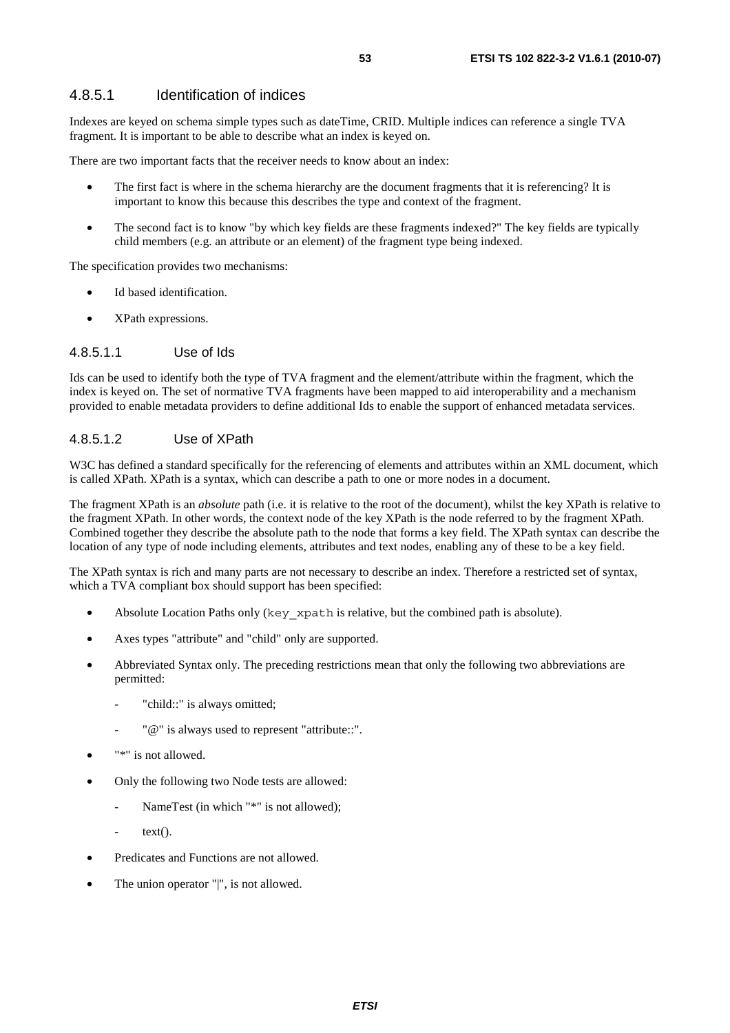#### 4.8.5.1 Identification of indices

Indexes are keyed on schema simple types such as dateTime, CRID. Multiple indices can reference a single TVA fragment. It is important to be able to describe what an index is keyed on.

There are two important facts that the receiver needs to know about an index:

- The first fact is where in the schema hierarchy are the document fragments that it is referencing? It is important to know this because this describes the type and context of the fragment.
- The second fact is to know "by which key fields are these fragments indexed?" The key fields are typically child members (e.g. an attribute or an element) of the fragment type being indexed.

The specification provides two mechanisms:

- Id based identification.
- XPath expressions.

##### 4.8.5.1.1 Use of Ids

Ids can be used to identify both the type of TVA fragment and the element/attribute within the fragment, which the index is keyed on. The set of normative TVA fragments have been mapped to aid interoperability and a mechanism provided to enable metadata providers to define additional Ids to enable the support of enhanced metadata services.

##### 4.8.5.1.2 Use of XPath

W3C has defined a standard specifically for the referencing of elements and attributes within an XML document, which is called XPath. XPath is a syntax, which can describe a path to one or more nodes in a document.

The fragment XPath is an *absolute* path (i.e. it is relative to the root of the document), whilst the key XPath is relative to the fragment XPath. In other words, the context node of the key XPath is the node referred to by the fragment XPath. Combined together they describe the absolute path to the node that forms a key field. The XPath syntax can describe the location of any type of node including elements, attributes and text nodes, enabling any of these to be a key field.

The XPath syntax is rich and many parts are not necessary to describe an index. Therefore a restricted set of syntax, which a TVA compliant box should support has been specified:

- Absolute Location Paths only (`key_xpath` is relative, but the combined path is absolute).
- Axes types "attribute" and "child" only are supported.
- Abbreviated Syntax only. The preceding restrictions mean that only the following two abbreviations are permitted:
  - "child::" is always omitted;
  - "@" is always used to represent "attribute::".
- "*" is not allowed.
- Only the following two Node tests are allowed:
  - NameTest (in which "*" is not allowed);
  - text().
- Predicates and Functions are not allowed.
- The union operator "|", is not allowed.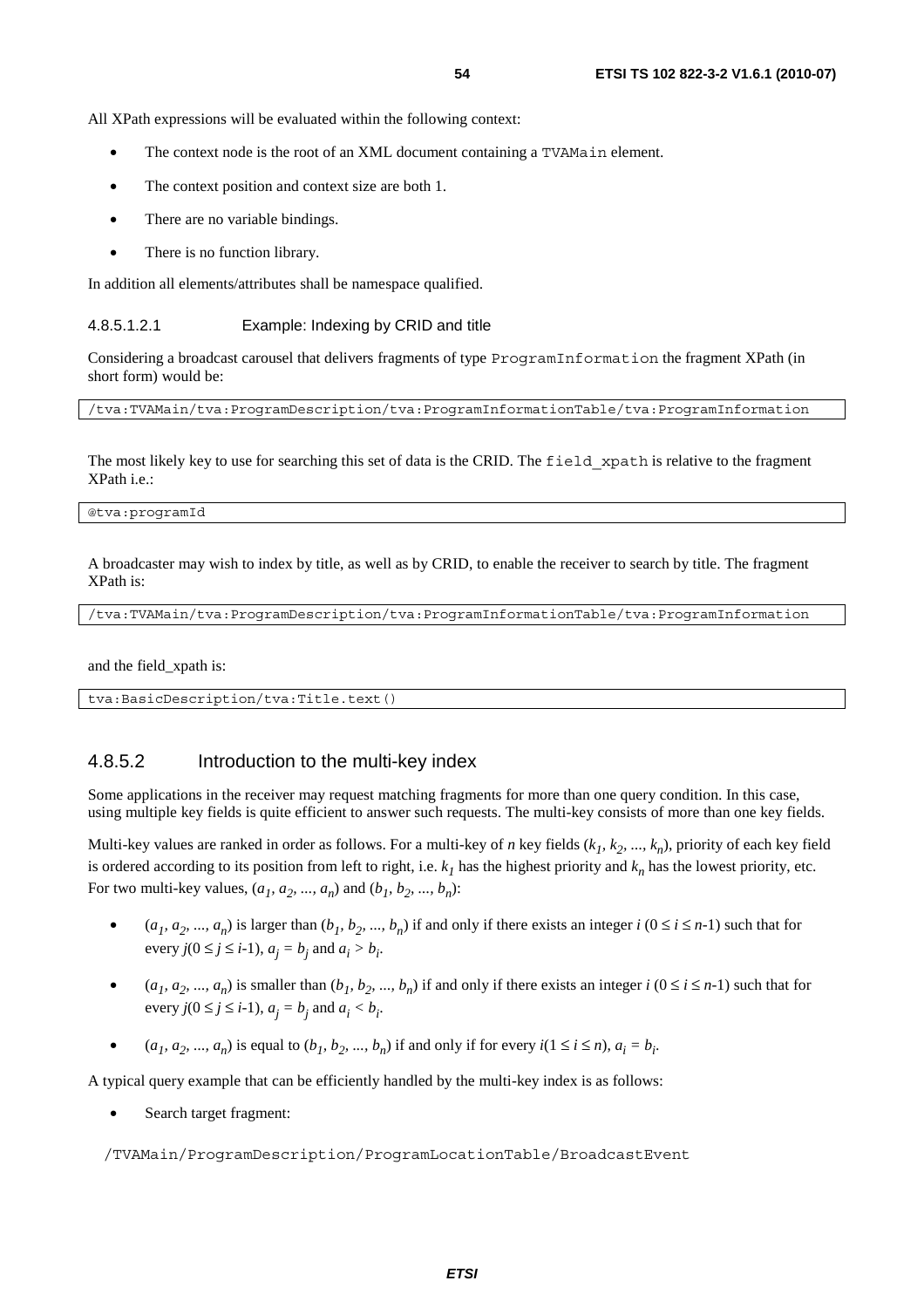All XPath expressions will be evaluated within the following context:

- The context node is the root of an XML document containing a `TVAMain` element.
- The context position and context size are both 1.
- There are no variable bindings.
- There is no function library.

In addition all elements/attributes shall be namespace qualified.

#### 4.8.5.1.2.1 Example: Indexing by CRID and title

Considering a broadcast carousel that delivers fragments of type `ProgramInformation` the fragment XPath (in short form) would be:

```
/tva:TVAMain/tva:ProgramDescription/tva:ProgramInformationTable/tva:ProgramInformation
```

The most likely key to use for searching this set of data is the CRID. The `field_xpath` is relative to the fragment XPath i.e.:

```
@tva:programId
```

A broadcaster may wish to index by title, as well as by CRID, to enable the receiver to search by title. The fragment XPath is:

```
/tva:TVAMain/tva:ProgramDescription/tva:ProgramInformationTable/tva:ProgramInformation
```

and the field_xpath is:

```
tva:BasicDescription/tva:Title.text()
```

### 4.8.5.2 Introduction to the multi-key index

Some applications in the receiver may request matching fragments for more than one query condition. In this case, using multiple key fields is quite efficient to answer such requests. The multi-key consists of more than one key fields.

Multi-key values are ranked in order as follows. For a multi-key of $n$ key fields ($k_1, k_2, ..., k_n$), priority of each key field is ordered according to its position from left to right, i.e. $k_1$ has the highest priority and $k_n$ has the lowest priority, etc. For two multi-key values, ($a_1, a_2, ..., a_n$) and ($b_1, b_2, ..., b_n$):

- ($a_1, a_2, ..., a_n$) is larger than ($b_1, b_2, ..., b_n$) if and only if there exists an integer $i$ ($0 \leq i \leq n$-1) such that for every $j(0 \leq j \leq i$-1), $a_j = b_j$ and $a_i > b_i$.
- ($a_1, a_2, ..., a_n$) is smaller than ($b_1, b_2, ..., b_n$) if and only if there exists an integer $i$ ($0 \leq i \leq n$-1) such that for every $j(0 \leq j \leq i$-1), $a_j = b_j$ and $a_i < b_i$.
- ($a_1, a_2, ..., a_n$) is equal to ($b_1, b_2, ..., b_n$) if and only if for every $i(1 \leq i \leq n)$, $a_i = b_i$.

A typical query example that can be efficiently handled by the multi-key index is as follows:

- Search target fragment:

/TVAMain/ProgramDescription/ProgramLocationTable/BroadcastEvent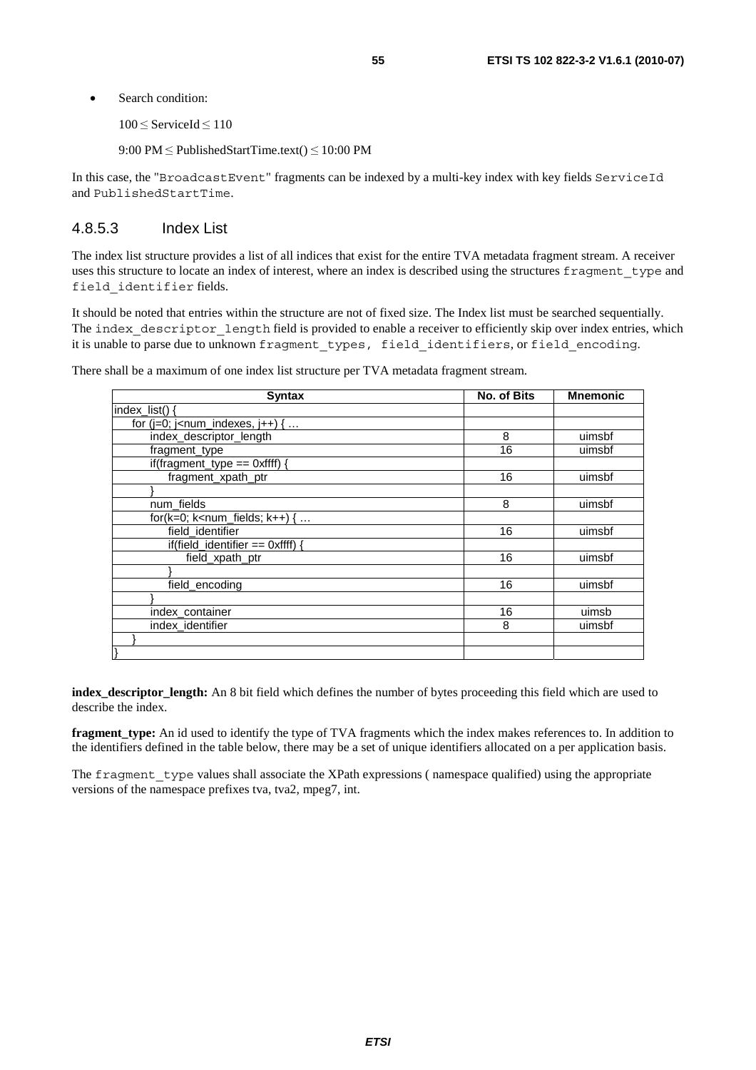- Search condition:

  100 ≤ ServiceId ≤ 110

  9:00 PM ≤ PublishedStartTime.text() ≤ 10:00 PM

In this case, the "BroadcastEvent" fragments can be indexed by a multi-key index with key fields ServiceId and PublishedStartTime.

### 4.8.5.3 Index List

The index list structure provides a list of all indices that exist for the entire TVA metadata fragment stream. A receiver uses this structure to locate an index of interest, where an index is described using the structures fragment_type and field_identifier fields.

It should be noted that entries within the structure are not of fixed size. The Index list must be searched sequentially. The index_descriptor_length field is provided to enable a receiver to efficiently skip over index entries, which it is unable to parse due to unknown fragment_types, field_identifiers, or field_encoding.

There shall be a maximum of one index list structure per TVA metadata fragment stream.

| Syntax | No. of Bits | Mnemonic |
|---|---|---|
| index_list() { | | |
| &nbsp;&nbsp;for (j=0; j<num_indexes, j++) { … | | |
| &nbsp;&nbsp;&nbsp;&nbsp;index_descriptor_length | 8 | uimsbf |
| &nbsp;&nbsp;&nbsp;&nbsp;fragment_type | 16 | uimsbf |
| &nbsp;&nbsp;&nbsp;&nbsp;if(fragment_type == 0xffff) { | | |
| &nbsp;&nbsp;&nbsp;&nbsp;&nbsp;&nbsp;fragment_xpath_ptr | 16 | uimsbf |
| &nbsp;&nbsp;&nbsp;&nbsp;} | | |
| &nbsp;&nbsp;&nbsp;&nbsp;num_fields | 8 | uimsbf |
| &nbsp;&nbsp;&nbsp;&nbsp;for(k=0; k<num_fields; k++) { … | | |
| &nbsp;&nbsp;&nbsp;&nbsp;&nbsp;&nbsp;field_identifier | 16 | uimsbf |
| &nbsp;&nbsp;&nbsp;&nbsp;&nbsp;&nbsp;if(field_identifier == 0xffff) { | | |
| &nbsp;&nbsp;&nbsp;&nbsp;&nbsp;&nbsp;&nbsp;&nbsp;field_xpath_ptr | 16 | uimsbf |
| &nbsp;&nbsp;&nbsp;&nbsp;&nbsp;&nbsp;} | | |
| &nbsp;&nbsp;&nbsp;&nbsp;&nbsp;&nbsp;field_encoding | 16 | uimsbf |
| &nbsp;&nbsp;&nbsp;&nbsp;} | | |
| &nbsp;&nbsp;&nbsp;&nbsp;index_container | 16 | uimsb |
| &nbsp;&nbsp;&nbsp;&nbsp;index_identifier | 8 | uimsbf |
| &nbsp;&nbsp;} | | |
| } | | |

**index_descriptor_length:** An 8 bit field which defines the number of bytes proceeding this field which are used to describe the index.

**fragment_type:** An id used to identify the type of TVA fragments which the index makes references to. In addition to the identifiers defined in the table below, there may be a set of unique identifiers allocated on a per application basis.

The fragment_type values shall associate the XPath expressions ( namespace qualified) using the appropriate versions of the namespace prefixes tva, tva2, mpeg7, int.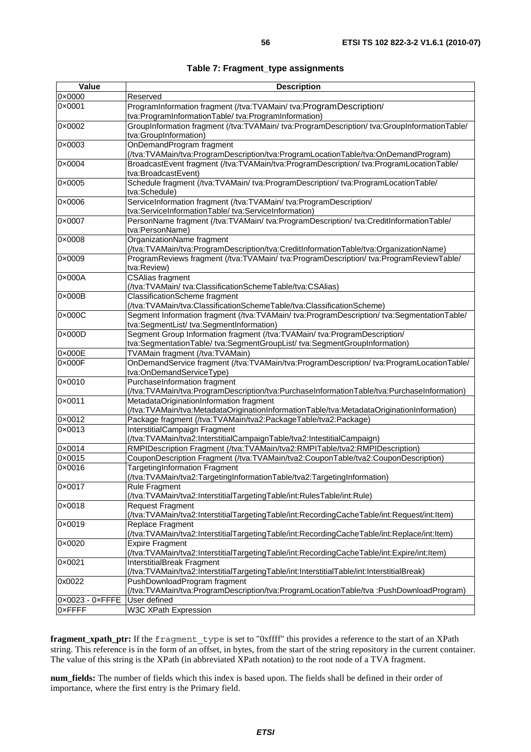**Table 7: Fragment_type assignments**

| Value | Description |
|---|---|
| 0×0000 | Reserved |
| 0×0001 | ProgramInformation fragment (/tva:TVAMain/ tva:ProgramDescription/ tva:ProgramInformationTable/ tva:ProgramInformation) |
| 0×0002 | GroupInformation fragment (/tva:TVAMain/ tva:ProgramDescription/ tva:GroupInformationTable/ tva:GroupInformation) |
| 0×0003 | OnDemandProgram fragment (/tva:TVAMain/tva:ProgramDescription/tva:ProgramLocationTable/tva:OnDemandProgram) |
| 0×0004 | BroadcastEvent fragment (/tva:TVAMain/tva:ProgramDescription/ tva:ProgramLocationTable/ tva:BroadcastEvent) |
| 0×0005 | Schedule fragment (/tva:TVAMain/ tva:ProgramDescription/ tva:ProgramLocationTable/ tva:Schedule) |
| 0×0006 | ServiceInformation fragment (/tva:TVAMain/ tva:ProgramDescription/ tva:ServiceInformationTable/ tva:ServiceInformation) |
| 0×0007 | PersonName fragment (/tva:TVAMain/ tva:ProgramDescription/ tva:CreditInformationTable/ tva:PersonName) |
| 0×0008 | OrganizationName fragment (/tva:TVAMain/tva:ProgramDescription/tva:CreditInformationTable/tva:OrganizationName) |
| 0×0009 | ProgramReviews fragment (/tva:TVAMain/ tva:ProgramDescription/ tva:ProgramReviewTable/ tva:Review) |
| 0×000A | CSAlias fragment (/tva:TVAMain/ tva:ClassificationSchemeTable/tva:CSAlias) |
| 0×000B | ClassificationScheme fragment (/tva:TVAMain/tva:ClassificationSchemeTable/tva:ClassificationScheme) |
| 0×000C | Segment Information fragment (/tva:TVAMain/ tva:ProgramDescription/ tva:SegmentationTable/ tva:SegmentList/ tva:SegmentInformation) |
| 0×000D | Segment Group Information fragment (/tva:TVAMain/ tva:ProgramDescription/ tva:SegmentationTable/ tva:SegmentGroupList/ tva:SegmentGroupInformation) |
| 0×000E | TVAMain fragment (/tva:TVAMain) |
| 0×000F | OnDemandService fragment (/tva:TVAMain/tva:ProgramDescription/ tva:ProgramLocationTable/ tva:OnDemandServiceType) |
| 0×0010 | PurchaseInformation fragment (/tva:TVAMain/tva:ProgramDescription/tva:PurchaseInformationTable/tva:PurchaseInformation) |
| 0×0011 | MetadataOriginationInformation fragment (/tva:TVAMain/tva:MetadataOriginationInformationTable/tva:MetadataOriginationInformation) |
| 0×0012 | Package fragment (/tva:TVAMain/tva2:PackageTable/tva2:Package) |
| 0×0013 | InterstitialCampaign Fragment (/tva:TVAMain/tva2:InterstitialCampaignTable/tva2:IntestitialCampaign) |
| 0×0014 | RMPIDescription Fragment (/tva:TVAMain/tva2:RMPITable/tva2:RMPIDescription) |
| 0×0015 | CouponDescription Fragment (/tva:TVAMain/tva2:CouponTable/tva2:CouponDescription) |
| 0×0016 | TargetingInformation Fragment (/tva:TVAMain/tva2:TargetingInformationTable/tva2:TargetingInformation) |
| 0×0017 | Rule Fragment (/tva:TVAMain/tva2:InterstitialTargetingTable/int:RulesTable/int:Rule) |
| 0×0018 | Request Fragment (/tva:TVAMain/tva2:InterstitialTargetingTable/int:RecordingCacheTable/int:Request/int:Item) |
| 0×0019 | Replace Fragment (/tva:TVAMain/tva2:InterstitialTargetingTable/int:RecordingCacheTable/int:Replace/int:Item) |
| 0×0020 | Expire Fragment (/tva:TVAMain/tva2:InterstitialTargetingTable/int:RecordingCacheTable/int:Expire/int:Item) |
| 0×0021 | InterstitialBreak Fragment (/tva:TVAMain/tva2:InterstitialTargetingTable/int:InterstitialTable/int:InterstitialBreak) |
| 0x0022 | PushDownloadProgram fragment (/tva:TVAMain/tva:ProgramDescription/tva:ProgramLocationTable/tva :PushDownloadProgram) |
| 0×0023 - 0×FFFE | User defined |
| 0×FFFF | W3C XPath Expression |

**fragment_xpath_ptr:** If the `fragment_type` is set to "0xffff" this provides a reference to the start of an XPath string. This reference is in the form of an offset, in bytes, from the start of the string repository in the current container. The value of this string is the XPath (in abbreviated XPath notation) to the root node of a TVA fragment.

**num_fields:** The number of fields which this index is based upon. The fields shall be defined in their order of importance, where the first entry is the Primary field.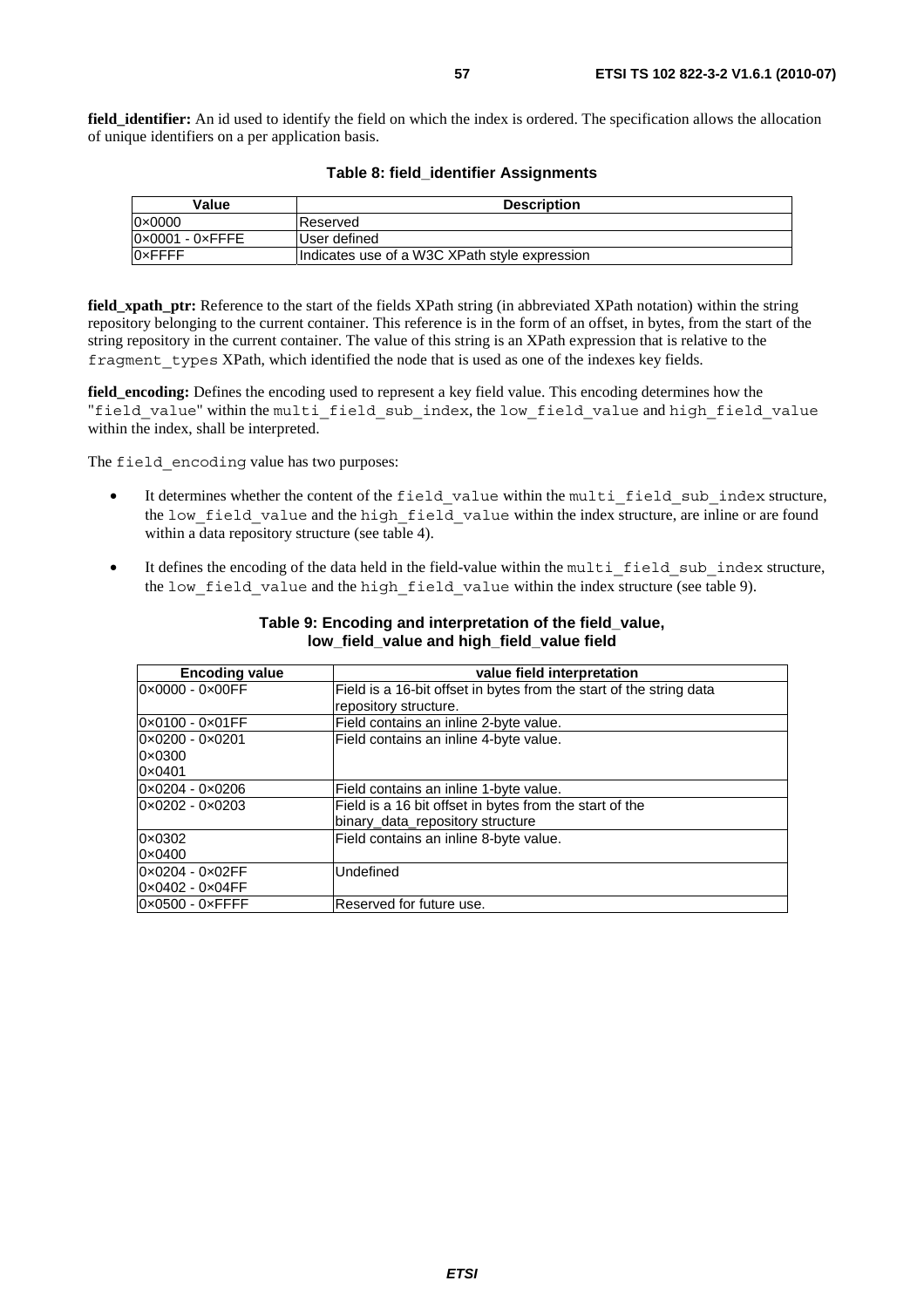**field_identifier:** An id used to identify the field on which the index is ordered. The specification allows the allocation of unique identifiers on a per application basis.

**Table 8: field_identifier Assignments**

| Value | Description |
|---|---|
| 0×0000 | Reserved |
| 0×0001 - 0×FFFE | User defined |
| 0×FFFF | Indicates use of a W3C XPath style expression |

**field_xpath_ptr:** Reference to the start of the fields XPath string (in abbreviated XPath notation) within the string repository belonging to the current container. This reference is in the form of an offset, in bytes, from the start of the string repository in the current container. The value of this string is an XPath expression that is relative to the `fragment_types` XPath, which identified the node that is used as one of the indexes key fields.

**field_encoding:** Defines the encoding used to represent a key field value. This encoding determines how the "`field_value`" within the `multi_field_sub_index`, the `low_field_value` and `high_field_value` within the index, shall be interpreted.

The `field_encoding` value has two purposes:

- It determines whether the content of the `field_value` within the `multi_field_sub_index` structure, the `low_field_value` and the `high_field_value` within the index structure, are inline or are found within a data repository structure (see table 4).
- It defines the encoding of the data held in the field-value within the `multi_field_sub_index` structure, the `low_field_value` and the `high_field_value` within the index structure (see table 9).

**Table 9: Encoding and interpretation of the field_value, low_field_value and high_field_value field**

| Encoding value | value field interpretation |
|---|---|
| 0×0000 - 0×00FF | Field is a 16-bit offset in bytes from the start of the string data repository structure. |
| 0×0100 - 0×01FF | Field contains an inline 2-byte value. |
| 0×0200 - 0×0201<br>0×0300<br>0×0401 | Field contains an inline 4-byte value. |
| 0×0204 - 0×0206 | Field contains an inline 1-byte value. |
| 0×0202 - 0×0203 | Field is a 16 bit offset in bytes from the start of the binary_data_repository structure |
| 0×0302<br>0×0400 | Field contains an inline 8-byte value. |
| 0×0204 - 0×02FF<br>0×0402 - 0×04FF | Undefined |
| 0×0500 - 0×FFFF | Reserved for future use. |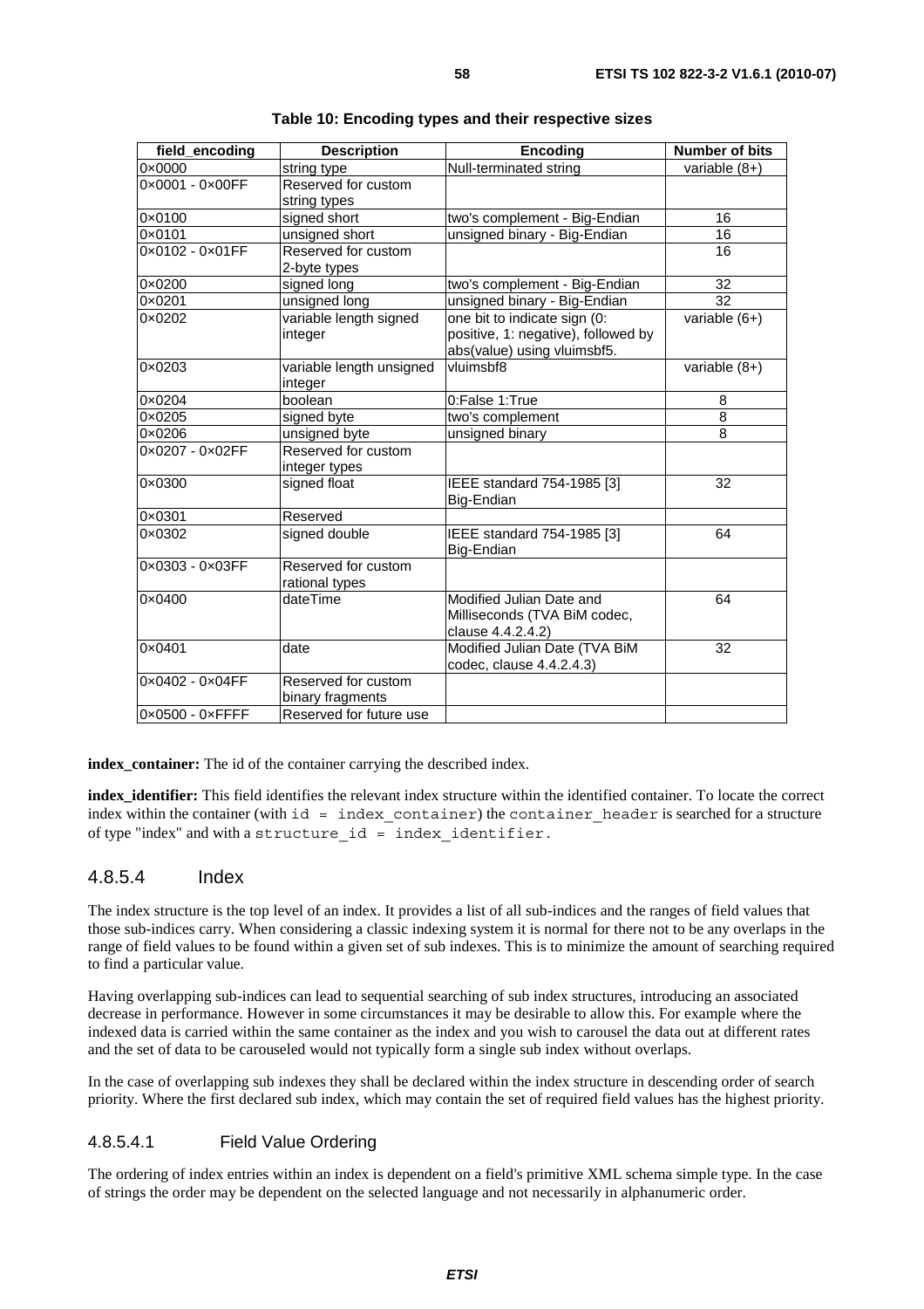**Table 10: Encoding types and their respective sizes**

| field_encoding | Description | Encoding | Number of bits |
|---|---|---|---|
| 0×0000 | string type | Null-terminated string | variable (8+) |
| 0×0001 - 0×00FF | Reserved for custom string types | | |
| 0×0100 | signed short | two's complement - Big-Endian | 16 |
| 0×0101 | unsigned short | unsigned binary - Big-Endian | 16 |
| 0×0102 - 0×01FF | Reserved for custom 2-byte types | | 16 |
| 0×0200 | signed long | two's complement - Big-Endian | 32 |
| 0×0201 | unsigned long | unsigned binary - Big-Endian | 32 |
| 0×0202 | variable length signed integer | one bit to indicate sign (0: positive, 1: negative), followed by abs(value) using vluimsbf5. | variable (6+) |
| 0×0203 | variable length unsigned integer | vluimsbf8 | variable (8+) |
| 0×0204 | boolean | 0:False 1:True | 8 |
| 0×0205 | signed byte | two's complement | 8 |
| 0×0206 | unsigned byte | unsigned binary | 8 |
| 0×0207 - 0×02FF | Reserved for custom integer types | | |
| 0×0300 | signed float | IEEE standard 754-1985 [3] Big-Endian | 32 |
| 0×0301 | Reserved | | |
| 0×0302 | signed double | IEEE standard 754-1985 [3] Big-Endian | 64 |
| 0×0303 - 0×03FF | Reserved for custom rational types | | |
| 0×0400 | dateTime | Modified Julian Date and Milliseconds (TVA BiM codec, clause 4.4.2.4.2) | 64 |
| 0×0401 | date | Modified Julian Date (TVA BiM codec, clause 4.4.2.4.3) | 32 |
| 0×0402 - 0×04FF | Reserved for custom binary fragments | | |
| 0×0500 - 0×FFFF | Reserved for future use | | |

**index_container:** The id of the container carrying the described index.

**index_identifier:** This field identifies the relevant index structure within the identified container. To locate the correct index within the container (with `id = index_container`) the `container_header` is searched for a structure of type "index" and with a `structure_id = index_identifier`.

### 4.8.5.4 Index

The index structure is the top level of an index. It provides a list of all sub-indices and the ranges of field values that those sub-indices carry. When considering a classic indexing system it is normal for there not to be any overlaps in the range of field values to be found within a given set of sub indexes. This is to minimize the amount of searching required to find a particular value.

Having overlapping sub-indices can lead to sequential searching of sub index structures, introducing an associated decrease in performance. However in some circumstances it may be desirable to allow this. For example where the indexed data is carried within the same container as the index and you wish to carousel the data out at different rates and the set of data to be carouseled would not typically form a single sub index without overlaps.

In the case of overlapping sub indexes they shall be declared within the index structure in descending order of search priority. Where the first declared sub index, which may contain the set of required field values has the highest priority.

#### 4.8.5.4.1 Field Value Ordering

The ordering of index entries within an index is dependent on a field's primitive XML schema simple type. In the case of strings the order may be dependent on the selected language and not necessarily in alphanumeric order.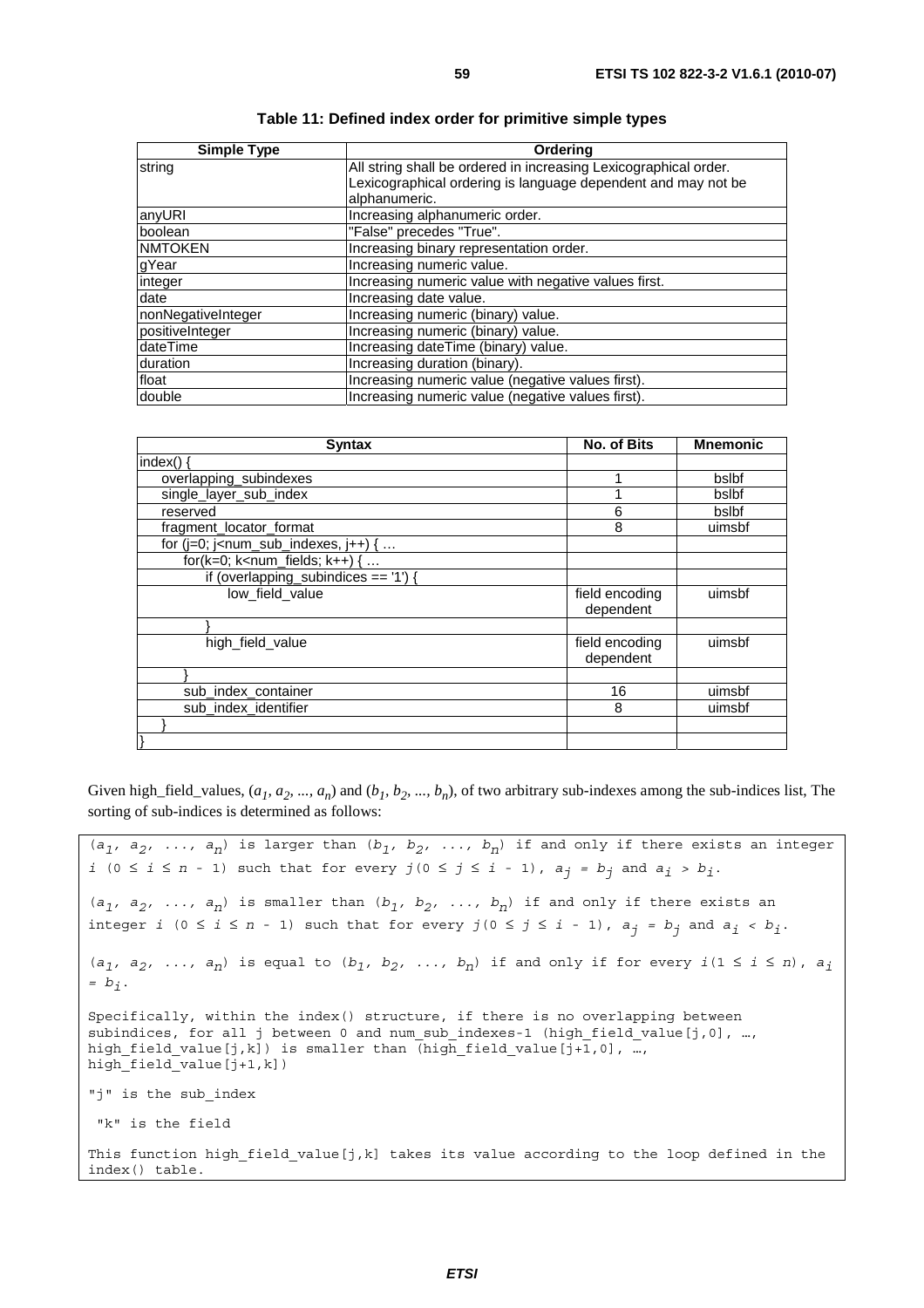**Table 11: Defined index order for primitive simple types**

| Simple Type | Ordering |
|---|---|
| string | All string shall be ordered in increasing Lexicographical order. Lexicographical ordering is language dependent and may not be alphanumeric. |
| anyURI | Increasing alphanumeric order. |
| boolean | "False" precedes "True". |
| NMTOKEN | Increasing binary representation order. |
| gYear | Increasing numeric value. |
| integer | Increasing numeric value with negative values first. |
| date | Increasing date value. |
| nonNegativeInteger | Increasing numeric (binary) value. |
| positiveInteger | Increasing numeric (binary) value. |
| dateTime | Increasing dateTime (binary) value. |
| duration | Increasing duration (binary). |
| float | Increasing numeric value (negative values first). |
| double | Increasing numeric value (negative values first). |

| Syntax | No. of Bits | Mnemonic |
|---|---|---|
| index() { | | |
| &nbsp;&nbsp;overlapping_subindexes | 1 | bslbf |
| &nbsp;&nbsp;single_layer_sub_index | 1 | bslbf |
| &nbsp;&nbsp;reserved | 6 | bslbf |
| &nbsp;&nbsp;fragment_locator_format | 8 | uimsbf |
| &nbsp;&nbsp;for (j=0; j<num_sub_indexes, j++) { … | | |
| &nbsp;&nbsp;&nbsp;&nbsp;for(k=0; k<num_fields; k++) { … | | |
| &nbsp;&nbsp;&nbsp;&nbsp;&nbsp;&nbsp;if (overlapping_subindices == '1') { | | |
| &nbsp;&nbsp;&nbsp;&nbsp;&nbsp;&nbsp;&nbsp;&nbsp;low_field_value | field encoding dependent | uimsbf |
| &nbsp;&nbsp;&nbsp;&nbsp;&nbsp;&nbsp;} | | |
| &nbsp;&nbsp;&nbsp;&nbsp;&nbsp;&nbsp;high_field_value | field encoding dependent | uimsbf |
| &nbsp;&nbsp;&nbsp;&nbsp;} | | |
| &nbsp;&nbsp;&nbsp;&nbsp;sub_index_container | 16 | uimsbf |
| &nbsp;&nbsp;&nbsp;&nbsp;sub_index_identifier | 8 | uimsbf |
| &nbsp;&nbsp;} | | |
| } | | |

Given high_field_values, $(a_1, a_2, ..., a_n)$ and $(b_1, b_2, ..., b_n)$, of two arbitrary sub-indexes among the sub-indices list, The sorting of sub-indices is determined as follows:

$(a_1, a_2, ..., a_n)$ is larger than $(b_1, b_2, ..., b_n)$ if and only if there exists an integer $i$ $(0 \le i \le n - 1)$ such that for every $j (0 \le j \le i - 1)$, $a_j = b_j$ and $a_i > b_i$.

$(a_1, a_2, ..., a_n)$ is smaller than $(b_1, b_2, ..., b_n)$ if and only if there exists an integer $i$ $(0 \le i \le n - 1)$ such that for every $j (0 \le j \le i - 1)$, $a_j = b_j$ and $a_i < b_i$.

$(a_1, a_2, ..., a_n)$ is equal to $(b_1, b_2, ..., b_n)$ if and only if for every $i (1 \le i \le n)$, $a_i = b_i$.

Specifically, within the index() structure, if there is no overlapping between subindices, for all j between 0 and num_sub_indexes-1 (high_field_value[j,0], …, high_field_value[j,k]) is smaller than (high_field_value[j+1,0], …, high_field_value[j+1,k])

"j" is the sub_index

"k" is the field

This function high_field_value[j,k] takes its value according to the loop defined in the index() table.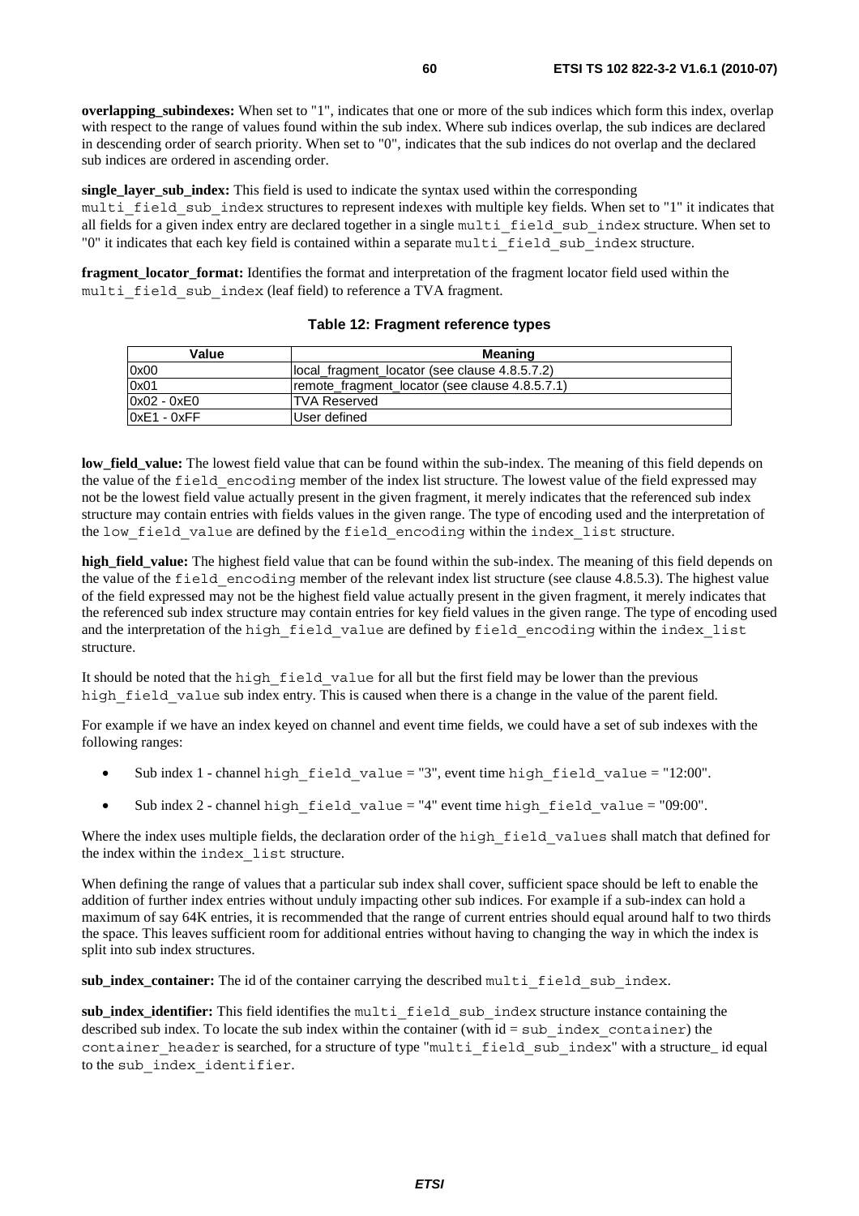**overlapping_subindexes:** When set to "1", indicates that one or more of the sub indices which form this index, overlap with respect to the range of values found within the sub index. Where sub indices overlap, the sub indices are declared in descending order of search priority. When set to "0", indicates that the sub indices do not overlap and the declared sub indices are ordered in ascending order.

**single_layer_sub_index:** This field is used to indicate the syntax used within the corresponding `multi_field_sub_index` structures to represent indexes with multiple key fields. When set to "1" it indicates that all fields for a given index entry are declared together in a single `multi_field_sub_index` structure. When set to "0" it indicates that each key field is contained within a separate `multi_field_sub_index` structure.

**fragment_locator_format:** Identifies the format and interpretation of the fragment locator field used within the `multi_field_sub_index` (leaf field) to reference a TVA fragment.

**Table 12: Fragment reference types**

| Value | Meaning |
|---|---|
| 0x00 | local_fragment_locator (see clause 4.8.5.7.2) |
| 0x01 | remote_fragment_locator (see clause 4.8.5.7.1) |
| 0x02 - 0xE0 | TVA Reserved |
| 0xE1 - 0xFF | User defined |

**low_field_value:** The lowest field value that can be found within the sub-index. The meaning of this field depends on the value of the `field_encoding` member of the index list structure. The lowest value of the field expressed may not be the lowest field value actually present in the given fragment, it merely indicates that the referenced sub index structure may contain entries with fields values in the given range. The type of encoding used and the interpretation of the `low_field_value` are defined by the `field_encoding` within the `index_list` structure.

**high_field_value:** The highest field value that can be found within the sub-index. The meaning of this field depends on the value of the `field_encoding` member of the relevant index list structure (see clause 4.8.5.3). The highest value of the field expressed may not be the highest field value actually present in the given fragment, it merely indicates that the referenced sub index structure may contain entries for key field values in the given range. The type of encoding used and the interpretation of the `high_field_value` are defined by `field_encoding` within the `index_list` structure.

It should be noted that the `high_field_value` for all but the first field may be lower than the previous `high_field_value` sub index entry. This is caused when there is a change in the value of the parent field.

For example if we have an index keyed on channel and event time fields, we could have a set of sub indexes with the following ranges:

- Sub index 1 - channel `high_field_value` = "3", event time `high_field_value` = "12:00".
- Sub index 2 - channel `high_field_value` = "4" event time `high_field_value` = "09:00".

Where the index uses multiple fields, the declaration order of the `high_field_values` shall match that defined for the index within the `index_list` structure.

When defining the range of values that a particular sub index shall cover, sufficient space should be left to enable the addition of further index entries without unduly impacting other sub indices. For example if a sub-index can hold a maximum of say 64K entries, it is recommended that the range of current entries should equal around half to two thirds the space. This leaves sufficient room for additional entries without having to changing the way in which the index is split into sub index structures.

**sub_index_container:** The id of the container carrying the described `multi_field_sub_index`.

**sub_index_identifier:** This field identifies the `multi_field_sub_index` structure instance containing the described sub index. To locate the sub index within the container (with id = `sub_index_container`) the `container_header` is searched, for a structure of type "`multi_field_sub_index`" with a structure_ id equal to the `sub_index_identifier`.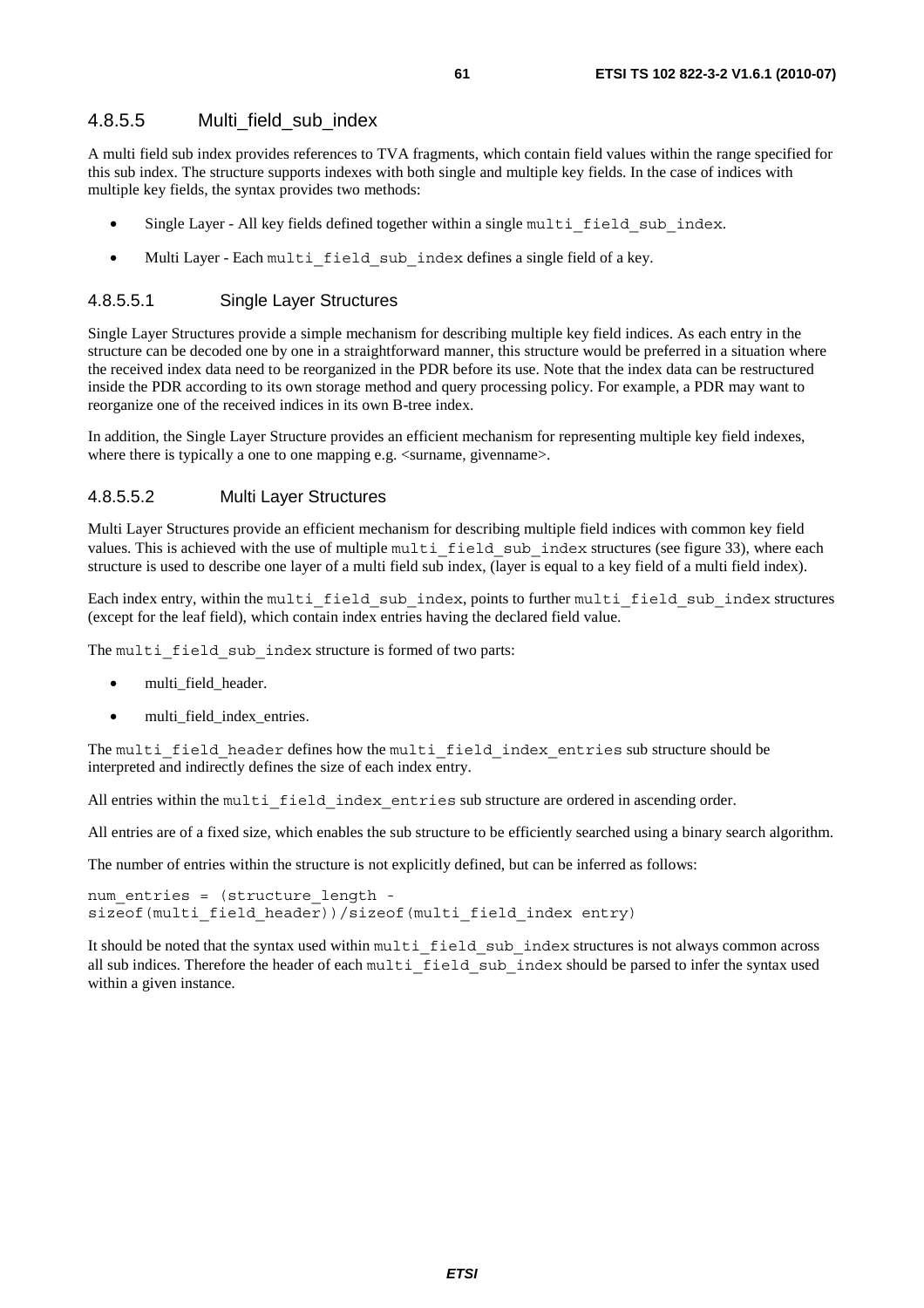#### 4.8.5.5 Multi_field_sub_index

A multi field sub index provides references to TVA fragments, which contain field values within the range specified for this sub index. The structure supports indexes with both single and multiple key fields. In the case of indices with multiple key fields, the syntax provides two methods:

- Single Layer - All key fields defined together within a single `multi_field_sub_index`.
- Multi Layer - Each `multi_field_sub_index` defines a single field of a key.

##### 4.8.5.5.1 Single Layer Structures

Single Layer Structures provide a simple mechanism for describing multiple key field indices. As each entry in the structure can be decoded one by one in a straightforward manner, this structure would be preferred in a situation where the received index data need to be reorganized in the PDR before its use. Note that the index data can be restructured inside the PDR according to its own storage method and query processing policy. For example, a PDR may want to reorganize one of the received indices in its own B-tree index.

In addition, the Single Layer Structure provides an efficient mechanism for representing multiple key field indexes, where there is typically a one to one mapping e.g. <surname, givenname>.

##### 4.8.5.5.2 Multi Layer Structures

Multi Layer Structures provide an efficient mechanism for describing multiple field indices with common key field values. This is achieved with the use of multiple `multi_field_sub_index` structures (see figure 33), where each structure is used to describe one layer of a multi field sub index, (layer is equal to a key field of a multi field index).

Each index entry, within the `multi_field_sub_index`, points to further `multi_field_sub_index` structures (except for the leaf field), which contain index entries having the declared field value.

The `multi_field_sub_index` structure is formed of two parts:

- multi_field_header.
- multi_field_index_entries.

The `multi_field_header` defines how the `multi_field_index_entries` sub structure should be interpreted and indirectly defines the size of each index entry.

All entries within the `multi_field_index_entries` sub structure are ordered in ascending order.

All entries are of a fixed size, which enables the sub structure to be efficiently searched using a binary search algorithm.

The number of entries within the structure is not explicitly defined, but can be inferred as follows:

```
num_entries = (structure_length -
sizeof(multi_field_header))/sizeof(multi_field_index entry)
```

It should be noted that the syntax used within `multi_field_sub_index` structures is not always common across all sub indices. Therefore the header of each `multi_field_sub_index` should be parsed to infer the syntax used within a given instance.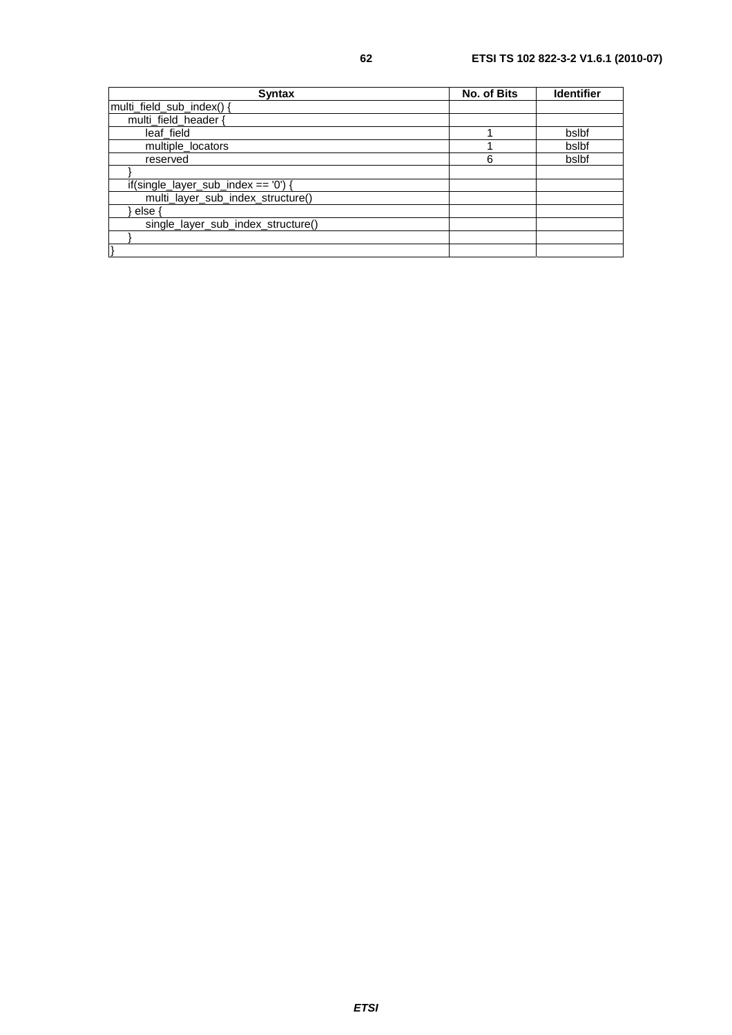| Syntax | No. of Bits | Identifier |
|---|---|---|
| multi_field_sub_index() { | | |
| &nbsp;&nbsp;&nbsp;&nbsp;multi_field_header { | | |
| &nbsp;&nbsp;&nbsp;&nbsp;&nbsp;&nbsp;&nbsp;&nbsp;leaf_field | 1 | bslbf |
| &nbsp;&nbsp;&nbsp;&nbsp;&nbsp;&nbsp;&nbsp;&nbsp;multiple_locators | 1 | bslbf |
| &nbsp;&nbsp;&nbsp;&nbsp;&nbsp;&nbsp;&nbsp;&nbsp;reserved | 6 | bslbf |
| &nbsp;&nbsp;&nbsp;&nbsp;} | | |
| &nbsp;&nbsp;&nbsp;&nbsp;if(single_layer_sub_index == '0') { | | |
| &nbsp;&nbsp;&nbsp;&nbsp;&nbsp;&nbsp;&nbsp;&nbsp;multi_layer_sub_index_structure() | | |
| &nbsp;&nbsp;&nbsp;&nbsp;} else { | | |
| &nbsp;&nbsp;&nbsp;&nbsp;&nbsp;&nbsp;&nbsp;&nbsp;single_layer_sub_index_structure() | | |
| &nbsp;&nbsp;&nbsp;&nbsp;} | | |
| } | | |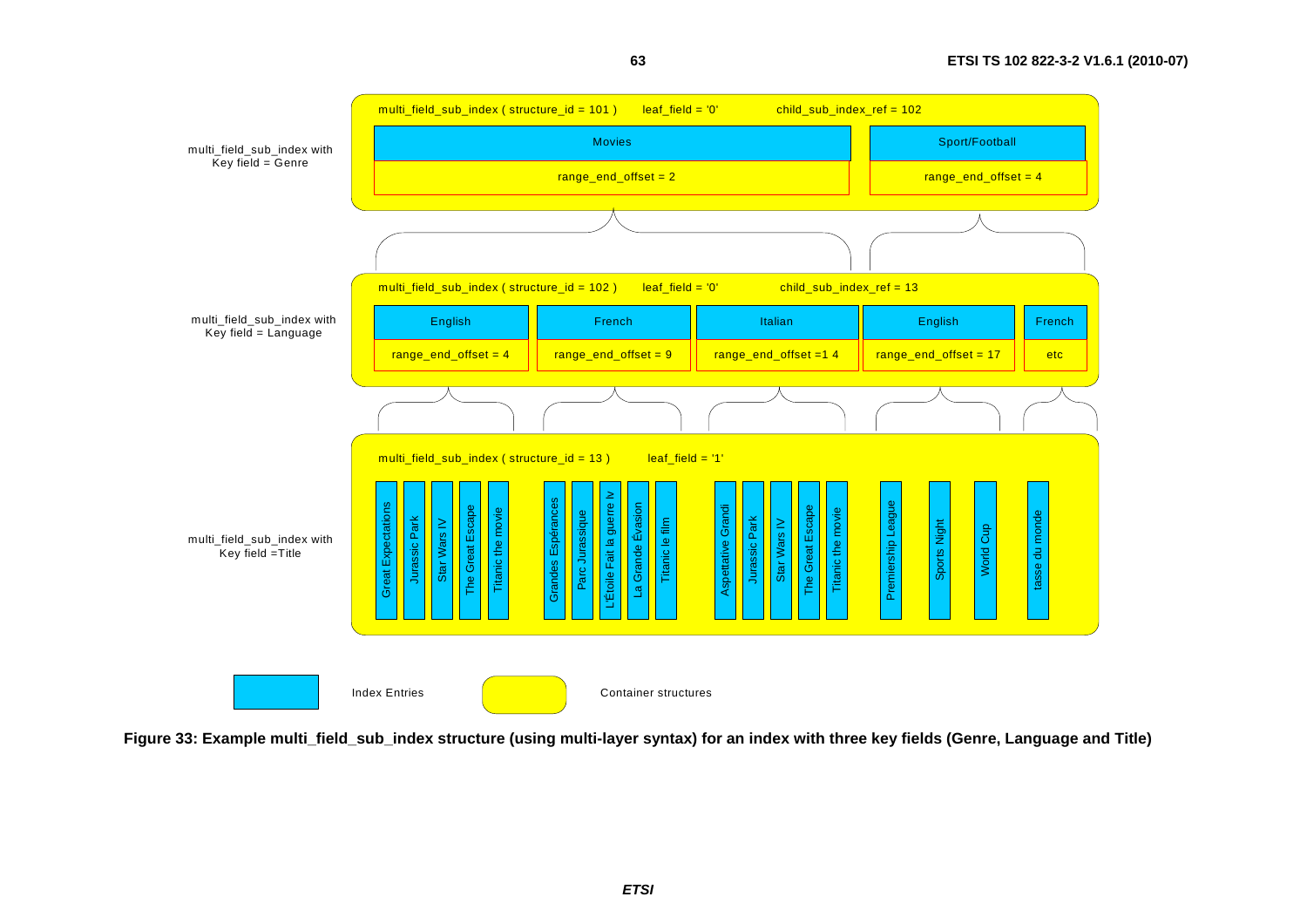multi_field_sub_index with Key field = Genre

multi_field_sub_index ( structure_id = 101 )   leaf_field = '0'   child_sub_index_ref = 102

| Movies | Sport/Football |
|---|---|
| range_end_offset = 2 | range_end_offset = 4 |

multi_field_sub_index with Key field = Language

multi_field_sub_index ( structure_id = 102 )   leaf_field = '0'   child_sub_index_ref = 13

| English | French | Italian | English | French |
|---|---|---|---|---|
| range_end_offset = 4 | range_end_offset = 9 | range_end_offset =1 4 | range_end_offset = 17 | etc |

multi_field_sub_index with Key field =Title

multi_field_sub_index ( structure_id = 13 )   leaf_field = '1'

Great Expectations, Jurassic Park, Star Wars IV, The Great Escape, Titanic the movie | Grandes Espérances, Parc Jurassique, L'Étoile Fait la guerre Iv, La Grande Évasion, Titanic le film | Aspettative Grandi, Jurassic Park, Star Wars IV, The Great Escape, Titanic the movie | Premiership League, Sports Night, World Cup | tasse du monde

Index Entries — Container structures

**Figure 33: Example multi_field_sub_index structure (using multi-layer syntax) for an index with three key fields (Genre, Language and Title)**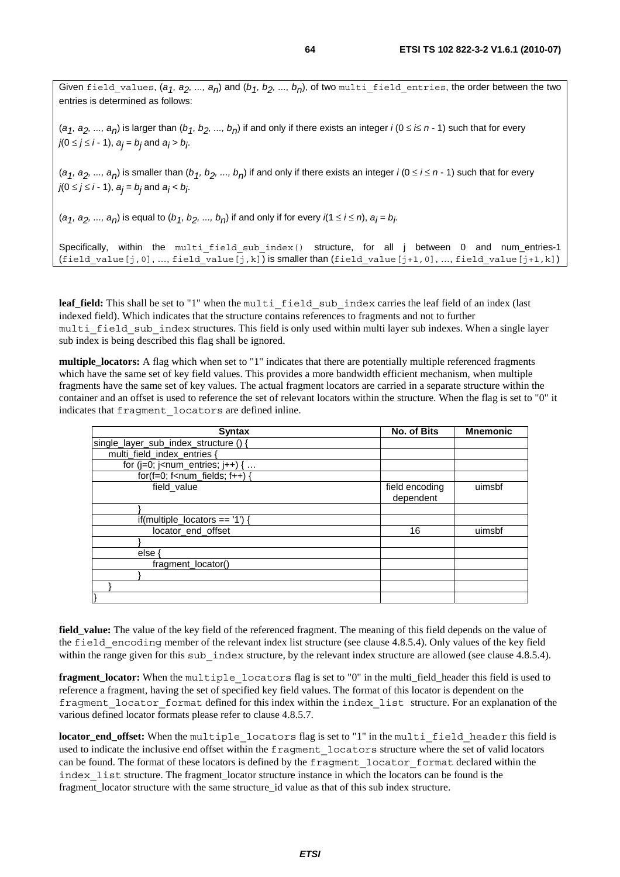Given field_values, $(a_1, a_2, ..., a_n)$ and $(b_1, b_2, ..., b_n)$, of two multi_field_entries, the order between the two entries is determined as follows:

$(a_1, a_2, ..., a_n)$ is larger than $(b_1, b_2, ..., b_n)$ if and only if there exists an integer $i$ $(0 \leq i \leq n - 1)$ such that for every $j(0 \leq j \leq i - 1)$, $a_j = b_j$ and $a_i > b_i$.

$(a_1, a_2, ..., a_n)$ is smaller than $(b_1, b_2, ..., b_n)$ if and only if there exists an integer $i$ $(0 \leq i \leq n - 1)$ such that for every $j(0 \leq j \leq i - 1)$, $a_j = b_j$ and $a_i < b_i$.

$(a_1, a_2, ..., a_n)$ is equal to $(b_1, b_2, ..., b_n)$ if and only if for every $i(1 \leq i \leq n)$, $a_i = b_i$.

Specifically, within the multi_field_sub_index() structure, for all j between 0 and num_entries-1 (field_value[j,0], ..., field_value[j,k]) is smaller than (field_value[j+1,0], ..., field_value[j+1,k])

**leaf_field:** This shall be set to "1" when the multi_field_sub_index carries the leaf field of an index (last indexed field). Which indicates that the structure contains references to fragments and not to further multi_field_sub_index structures. This field is only used within multi layer sub indexes. When a single layer sub index is being described this flag shall be ignored.

**multiple_locators:** A flag which when set to "1" indicates that there are potentially multiple referenced fragments which have the same set of key field values. This provides a more bandwidth efficient mechanism, when multiple fragments have the same set of key values. The actual fragment locators are carried in a separate structure within the container and an offset is used to reference the set of relevant locators within the structure. When the flag is set to "0" it indicates that fragment_locators are defined inline.

| Syntax | No. of Bits | Mnemonic |
|---|---|---|
| single_layer_sub_index_structure () { | | |
| multi_field_index_entries { | | |
| for (j=0; j<num_entries; j++) { ... | | |
| for(f=0; f<num_fields; f++) { | | |
| field_value | field encoding dependent | uimsbf |
| } | | |
| if(multiple_locators == '1') { | | |
| locator_end_offset | 16 | uimsbf |
| } | | |
| else { | | |
| fragment_locator() | | |
| } | | |
| } | | |
| } | | |

**field_value:** The value of the key field of the referenced fragment. The meaning of this field depends on the value of the field_encoding member of the relevant index list structure (see clause 4.8.5.4). Only values of the key field within the range given for this sub_index structure, by the relevant index structure are allowed (see clause 4.8.5.4).

**fragment_locator:** When the multiple_locators flag is set to "0" in the multi_field_header this field is used to reference a fragment, having the set of specified key field values. The format of this locator is dependent on the fragment_locator_format defined for this index within the index_list structure. For an explanation of the various defined locator formats please refer to clause 4.8.5.7.

**locator_end_offset:** When the multiple_locators flag is set to "1" in the multi_field_header this field is used to indicate the inclusive end offset within the fragment_locators structure where the set of valid locators can be found. The format of these locators is defined by the fragment_locator_format declared within the index_list structure. The fragment_locator structure instance in which the locators can be found is the fragment_locator structure with the same structure_id value as that of this sub index structure.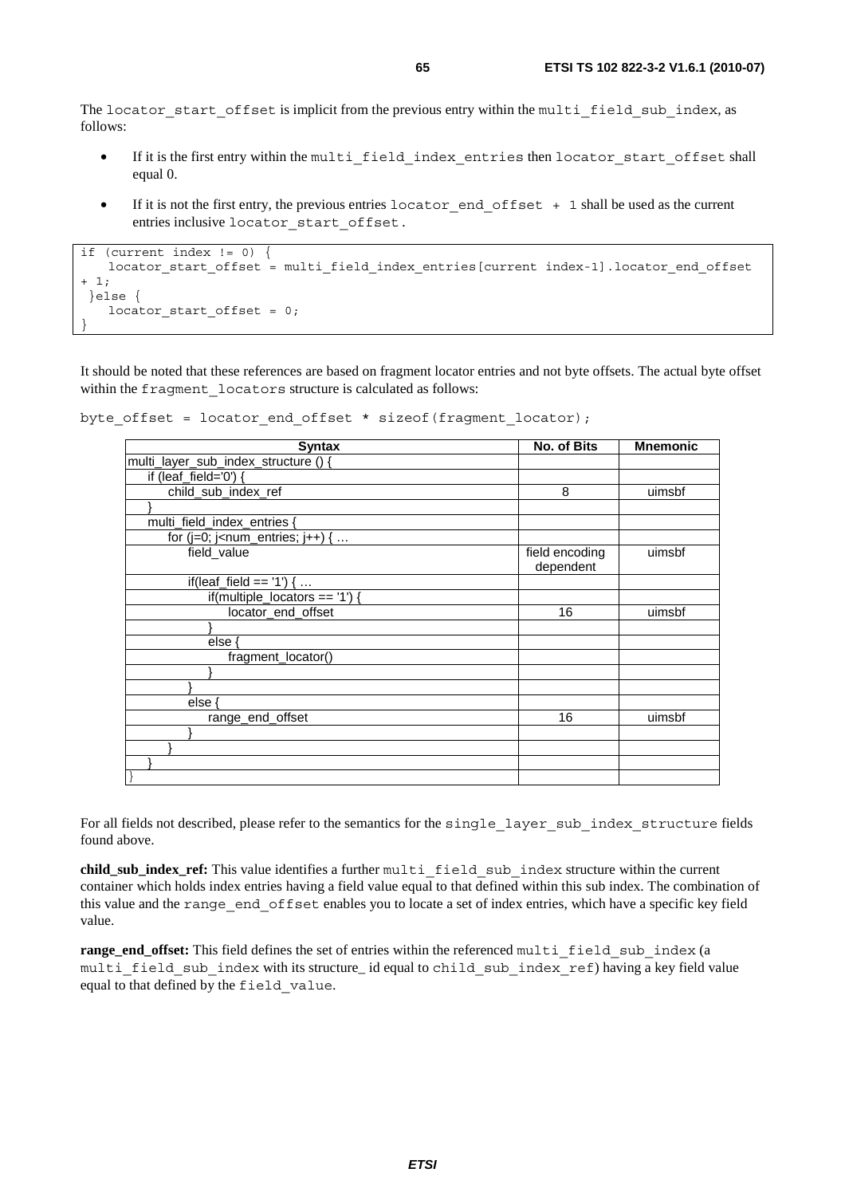The `locator_start_offset` is implicit from the previous entry within the `multi_field_sub_index`, as follows:

- If it is the first entry within the `multi_field_index_entries` then `locator_start_offset` shall equal 0.
- If it is not the first entry, the previous entries `locator_end_offset + 1` shall be used as the current entries inclusive `locator_start_offset`.

```
if (current index != 0) {
    locator_start_offset = multi_field_index_entries[current index-1].locator_end_offset
+ 1;
 }else {
    locator_start_offset = 0;
}
```

It should be noted that these references are based on fragment locator entries and not byte offsets. The actual byte offset within the `fragment_locators` structure is calculated as follows:

```
byte_offset = locator_end_offset * sizeof(fragment_locator);
```

| Syntax | No. of Bits | Mnemonic |
|---|---|---|
| multi_layer_sub_index_structure () { | | |
| &nbsp;&nbsp;&nbsp;&nbsp;if (leaf_field='0') { | | |
| &nbsp;&nbsp;&nbsp;&nbsp;&nbsp;&nbsp;&nbsp;&nbsp;child_sub_index_ref | 8 | uimsbf |
| &nbsp;&nbsp;&nbsp;&nbsp;} | | |
| &nbsp;&nbsp;&nbsp;&nbsp;multi_field_index_entries { | | |
| &nbsp;&nbsp;&nbsp;&nbsp;&nbsp;&nbsp;&nbsp;&nbsp;for (j=0; j<num_entries; j++) { … | | |
| &nbsp;&nbsp;&nbsp;&nbsp;&nbsp;&nbsp;&nbsp;&nbsp;&nbsp;&nbsp;&nbsp;&nbsp;field_value | field encoding dependent | uimsbf |
| &nbsp;&nbsp;&nbsp;&nbsp;&nbsp;&nbsp;&nbsp;&nbsp;&nbsp;&nbsp;&nbsp;&nbsp;if(leaf_field == '1') { … | | |
| &nbsp;&nbsp;&nbsp;&nbsp;&nbsp;&nbsp;&nbsp;&nbsp;&nbsp;&nbsp;&nbsp;&nbsp;&nbsp;&nbsp;&nbsp;&nbsp;if(multiple_locators == '1') { | | |
| &nbsp;&nbsp;&nbsp;&nbsp;&nbsp;&nbsp;&nbsp;&nbsp;&nbsp;&nbsp;&nbsp;&nbsp;&nbsp;&nbsp;&nbsp;&nbsp;&nbsp;&nbsp;&nbsp;&nbsp;locator_end_offset | 16 | uimsbf |
| &nbsp;&nbsp;&nbsp;&nbsp;&nbsp;&nbsp;&nbsp;&nbsp;&nbsp;&nbsp;&nbsp;&nbsp;&nbsp;&nbsp;&nbsp;&nbsp;} | | |
| &nbsp;&nbsp;&nbsp;&nbsp;&nbsp;&nbsp;&nbsp;&nbsp;&nbsp;&nbsp;&nbsp;&nbsp;&nbsp;&nbsp;&nbsp;&nbsp;else { | | |
| &nbsp;&nbsp;&nbsp;&nbsp;&nbsp;&nbsp;&nbsp;&nbsp;&nbsp;&nbsp;&nbsp;&nbsp;&nbsp;&nbsp;&nbsp;&nbsp;&nbsp;&nbsp;&nbsp;&nbsp;fragment_locator() | | |
| &nbsp;&nbsp;&nbsp;&nbsp;&nbsp;&nbsp;&nbsp;&nbsp;&nbsp;&nbsp;&nbsp;&nbsp;&nbsp;&nbsp;&nbsp;&nbsp;} | | |
| &nbsp;&nbsp;&nbsp;&nbsp;&nbsp;&nbsp;&nbsp;&nbsp;&nbsp;&nbsp;&nbsp;&nbsp;} | | |
| &nbsp;&nbsp;&nbsp;&nbsp;&nbsp;&nbsp;&nbsp;&nbsp;&nbsp;&nbsp;&nbsp;&nbsp;else { | | |
| &nbsp;&nbsp;&nbsp;&nbsp;&nbsp;&nbsp;&nbsp;&nbsp;&nbsp;&nbsp;&nbsp;&nbsp;&nbsp;&nbsp;&nbsp;&nbsp;range_end_offset | 16 | uimsbf |
| &nbsp;&nbsp;&nbsp;&nbsp;&nbsp;&nbsp;&nbsp;&nbsp;&nbsp;&nbsp;&nbsp;&nbsp;} | | |
| &nbsp;&nbsp;&nbsp;&nbsp;&nbsp;&nbsp;&nbsp;&nbsp;} | | |
| &nbsp;&nbsp;&nbsp;&nbsp;} | | |
| } | | |

For all fields not described, please refer to the semantics for the `single_layer_sub_index_structure` fields found above.

**child_sub_index_ref:** This value identifies a further `multi_field_sub_index` structure within the current container which holds index entries having a field value equal to that defined within this sub index. The combination of this value and the `range_end_offset` enables you to locate a set of index entries, which have a specific key field value.

**range_end_offset:** This field defines the set of entries within the referenced `multi_field_sub_index` (a `multi_field_sub_index` with its structure_ id equal to `child_sub_index_ref`) having a key field value equal to that defined by the `field_value`.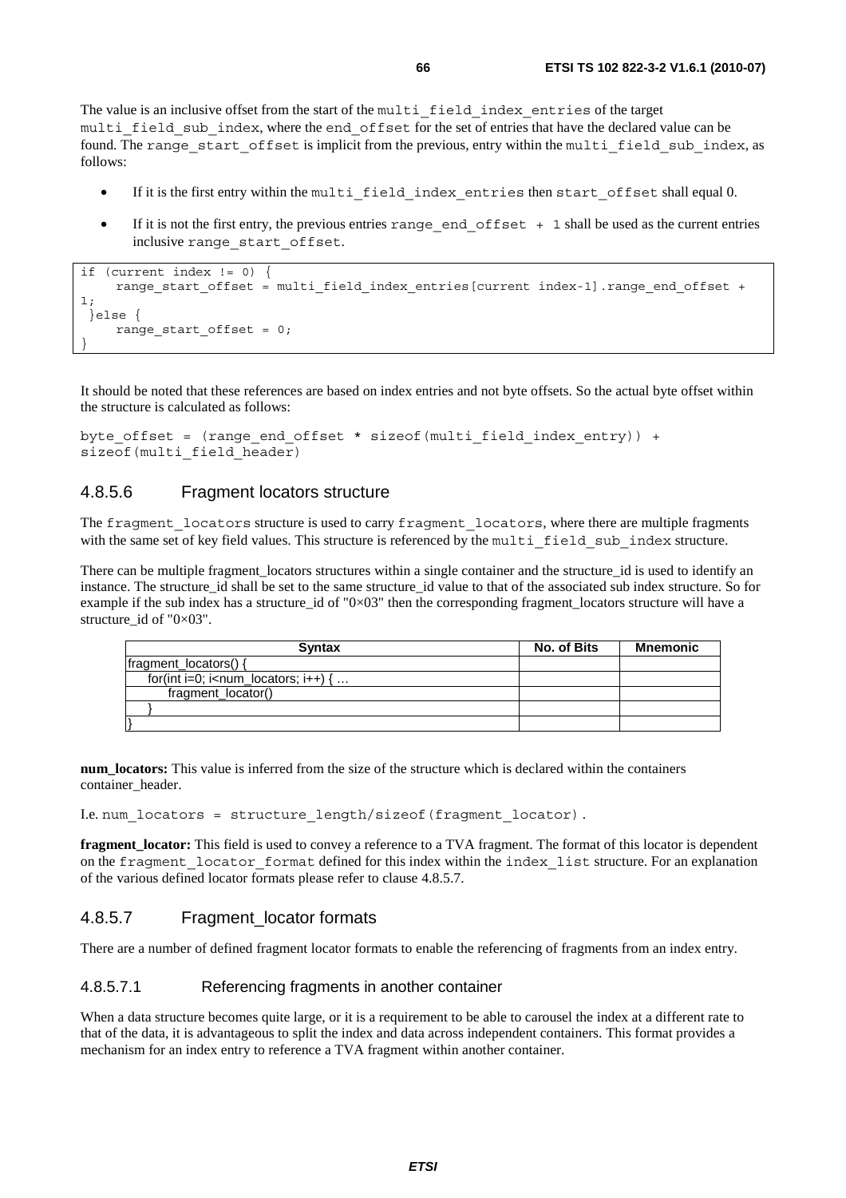The value is an inclusive offset from the start of the multi_field_index_entries of the target multi_field_sub_index, where the end_offset for the set of entries that have the declared value can be found. The range_start_offset is implicit from the previous, entry within the multi_field_sub_index, as follows:

- If it is the first entry within the multi_field_index_entries then start_offset shall equal 0.
- If it is not the first entry, the previous entries range_end_offset + 1 shall be used as the current entries inclusive range_start_offset.

```
if (current index != 0) {
     range_start_offset = multi_field_index_entries[current index-1].range_end_offset +
1;
 }else {
     range_start_offset = 0;
}
```

It should be noted that these references are based on index entries and not byte offsets. So the actual byte offset within the structure is calculated as follows:

```
byte_offset = (range_end_offset * sizeof(multi_field_index_entry)) +
sizeof(multi_field_header)
```

### 4.8.5.6 Fragment locators structure

The fragment_locators structure is used to carry fragment_locators, where there are multiple fragments with the same set of key field values. This structure is referenced by the multi_field_sub_index structure.

There can be multiple fragment_locators structures within a single container and the structure_id is used to identify an instance. The structure_id shall be set to the same structure_id value to that of the associated sub index structure. So for example if the sub index has a structure_id of "0×03" then the corresponding fragment_locators structure will have a structure_id of "0×03".

| Syntax | No. of Bits | Mnemonic |
|---|---|---|
| fragment_locators() { | | |
| for(int i=0; i<num_locators; i++) { … | | |
| fragment_locator() | | |
| } | | |
| } | | |

**num_locators:** This value is inferred from the size of the structure which is declared within the containers container_header.

I.e. num_locators = structure_length/sizeof(fragment_locator).

**fragment_locator:** This field is used to convey a reference to a TVA fragment. The format of this locator is dependent on the fragment_locator_format defined for this index within the index_list structure. For an explanation of the various defined locator formats please refer to clause 4.8.5.7.

### 4.8.5.7 Fragment_locator formats

There are a number of defined fragment locator formats to enable the referencing of fragments from an index entry.

#### 4.8.5.7.1 Referencing fragments in another container

When a data structure becomes quite large, or it is a requirement to be able to carousel the index at a different rate to that of the data, it is advantageous to split the index and data across independent containers. This format provides a mechanism for an index entry to reference a TVA fragment within another container.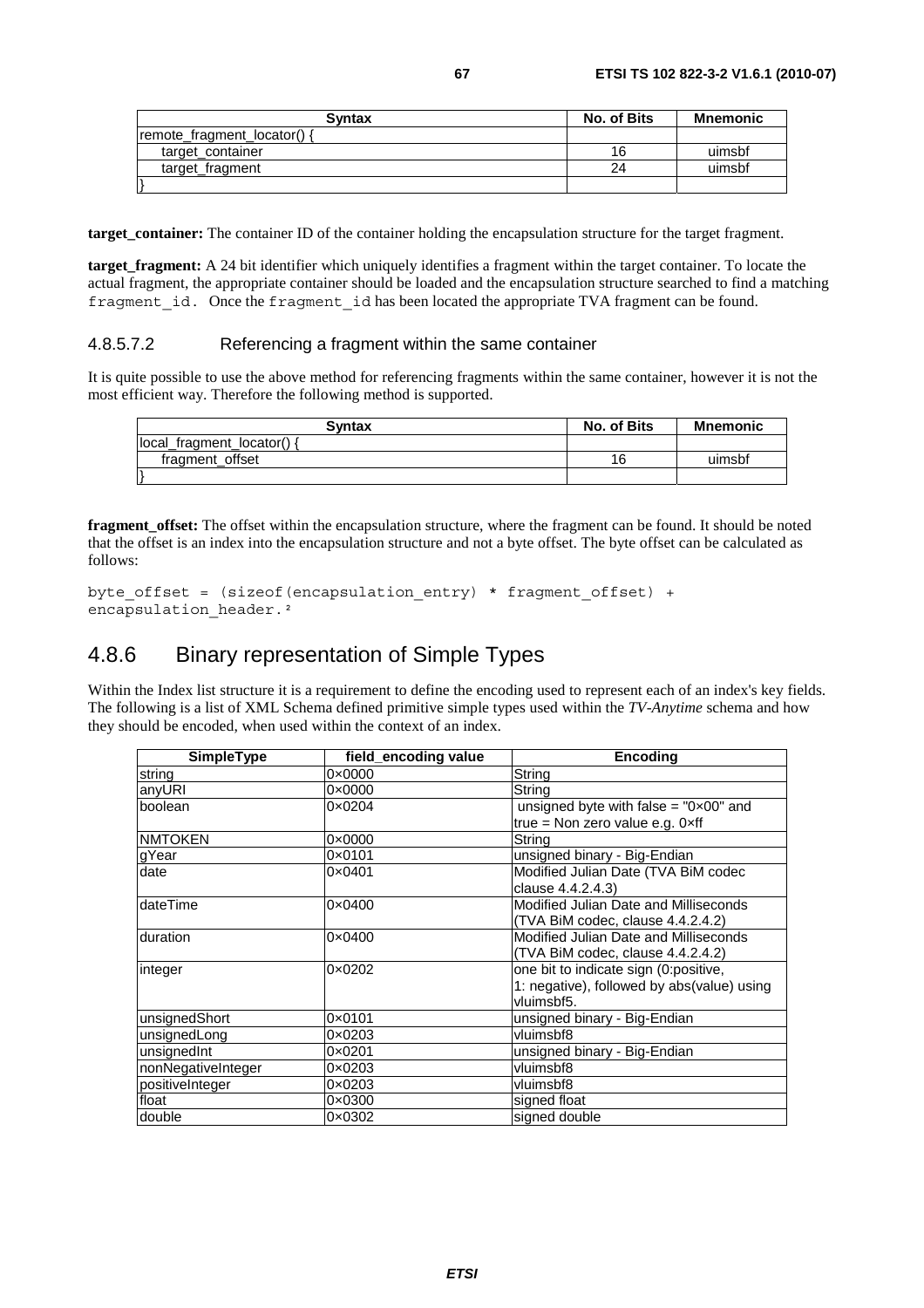| Syntax | No. of Bits | Mnemonic |
| --- | --- | --- |
| remote_fragment_locator() { | | |
| target_container | 16 | uimsbf |
| target_fragment | 24 | uimsbf |
| } | | |

**target_container:** The container ID of the container holding the encapsulation structure for the target fragment.

**target_fragment:** A 24 bit identifier which uniquely identifies a fragment within the target container. To locate the actual fragment, the appropriate container should be loaded and the encapsulation structure searched to find a matching `fragment_id`. Once the `fragment_id` has been located the appropriate TVA fragment can be found.

#### 4.8.5.7.2 Referencing a fragment within the same container

It is quite possible to use the above method for referencing fragments within the same container, however it is not the most efficient way. Therefore the following method is supported.

| Syntax | No. of Bits | Mnemonic |
| --- | --- | --- |
| local_fragment_locator() { | | |
| fragment_offset | 16 | uimsbf |
| } | | |

**fragment_offset:** The offset within the encapsulation structure, where the fragment can be found. It should be noted that the offset is an index into the encapsulation structure and not a byte offset. The byte offset can be calculated as follows:

```
byte_offset = (sizeof(encapsulation_entry) * fragment_offset) +
encapsulation_header.²
```

## 4.8.6 Binary representation of Simple Types

Within the Index list structure it is a requirement to define the encoding used to represent each of an index's key fields. The following is a list of XML Schema defined primitive simple types used within the *TV-Anytime* schema and how they should be encoded, when used within the context of an index.

| SimpleType | field_encoding value | Encoding |
| --- | --- | --- |
| string | 0×0000 | String |
| anyURI | 0×0000 | String |
| boolean | 0×0204 | unsigned byte with false = "0×00" and true = Non zero value e.g. 0×ff |
| NMTOKEN | 0×0000 | String |
| gYear | 0×0101 | unsigned binary - Big-Endian |
| date | 0×0401 | Modified Julian Date (TVA BiM codec clause 4.4.2.4.3) |
| dateTime | 0×0400 | Modified Julian Date and Milliseconds (TVA BiM codec, clause 4.4.2.4.2) |
| duration | 0×0400 | Modified Julian Date and Milliseconds (TVA BiM codec, clause 4.4.2.4.2) |
| integer | 0×0202 | one bit to indicate sign (0:positive, 1: negative), followed by abs(value) using vluimsbf5. |
| unsignedShort | 0×0101 | unsigned binary - Big-Endian |
| unsignedLong | 0×0203 | vluimsbf8 |
| unsignedInt | 0×0201 | unsigned binary - Big-Endian |
| nonNegativeInteger | 0×0203 | vluimsbf8 |
| positiveInteger | 0×0203 | vluimsbf8 |
| float | 0×0300 | signed float |
| double | 0×0302 | signed double |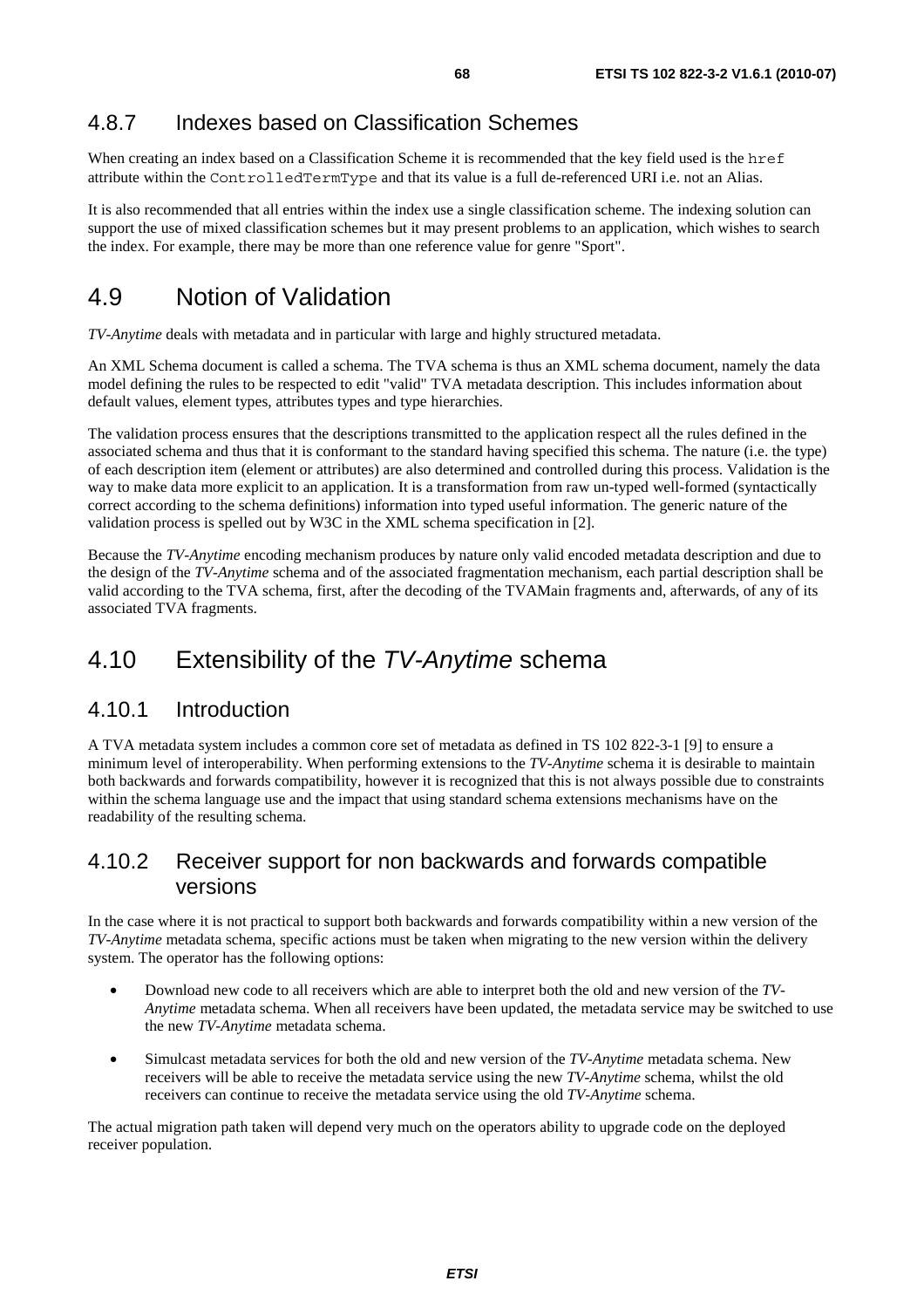### 4.8.7 Indexes based on Classification Schemes

When creating an index based on a Classification Scheme it is recommended that the key field used is the `href` attribute within the `ControlledTermType` and that its value is a full de-referenced URI i.e. not an Alias.

It is also recommended that all entries within the index use a single classification scheme. The indexing solution can support the use of mixed classification schemes but it may present problems to an application, which wishes to search the index. For example, there may be more than one reference value for genre "Sport".

## 4.9 Notion of Validation

*TV-Anytime* deals with metadata and in particular with large and highly structured metadata.

An XML Schema document is called a schema. The TVA schema is thus an XML schema document, namely the data model defining the rules to be respected to edit "valid" TVA metadata description. This includes information about default values, element types, attributes types and type hierarchies.

The validation process ensures that the descriptions transmitted to the application respect all the rules defined in the associated schema and thus that it is conformant to the standard having specified this schema. The nature (i.e. the type) of each description item (element or attributes) are also determined and controlled during this process. Validation is the way to make data more explicit to an application. It is a transformation from raw un-typed well-formed (syntactically correct according to the schema definitions) information into typed useful information. The generic nature of the validation process is spelled out by W3C in the XML schema specification in [2].

Because the *TV-Anytime* encoding mechanism produces by nature only valid encoded metadata description and due to the design of the *TV-Anytime* schema and of the associated fragmentation mechanism, each partial description shall be valid according to the TVA schema, first, after the decoding of the TVAMain fragments and, afterwards, of any of its associated TVA fragments.

## 4.10 Extensibility of the *TV-Anytime* schema

### 4.10.1 Introduction

A TVA metadata system includes a common core set of metadata as defined in TS 102 822-3-1 [9] to ensure a minimum level of interoperability. When performing extensions to the *TV-Anytime* schema it is desirable to maintain both backwards and forwards compatibility, however it is recognized that this is not always possible due to constraints within the schema language use and the impact that using standard schema extensions mechanisms have on the readability of the resulting schema.

### 4.10.2 Receiver support for non backwards and forwards compatible versions

In the case where it is not practical to support both backwards and forwards compatibility within a new version of the *TV-Anytime* metadata schema, specific actions must be taken when migrating to the new version within the delivery system. The operator has the following options:

- Download new code to all receivers which are able to interpret both the old and new version of the *TV-Anytime* metadata schema. When all receivers have been updated, the metadata service may be switched to use the new *TV-Anytime* metadata schema.
- Simulcast metadata services for both the old and new version of the *TV-Anytime* metadata schema. New receivers will be able to receive the metadata service using the new *TV-Anytime* schema, whilst the old receivers can continue to receive the metadata service using the old *TV-Anytime* schema.

The actual migration path taken will depend very much on the operators ability to upgrade code on the deployed receiver population.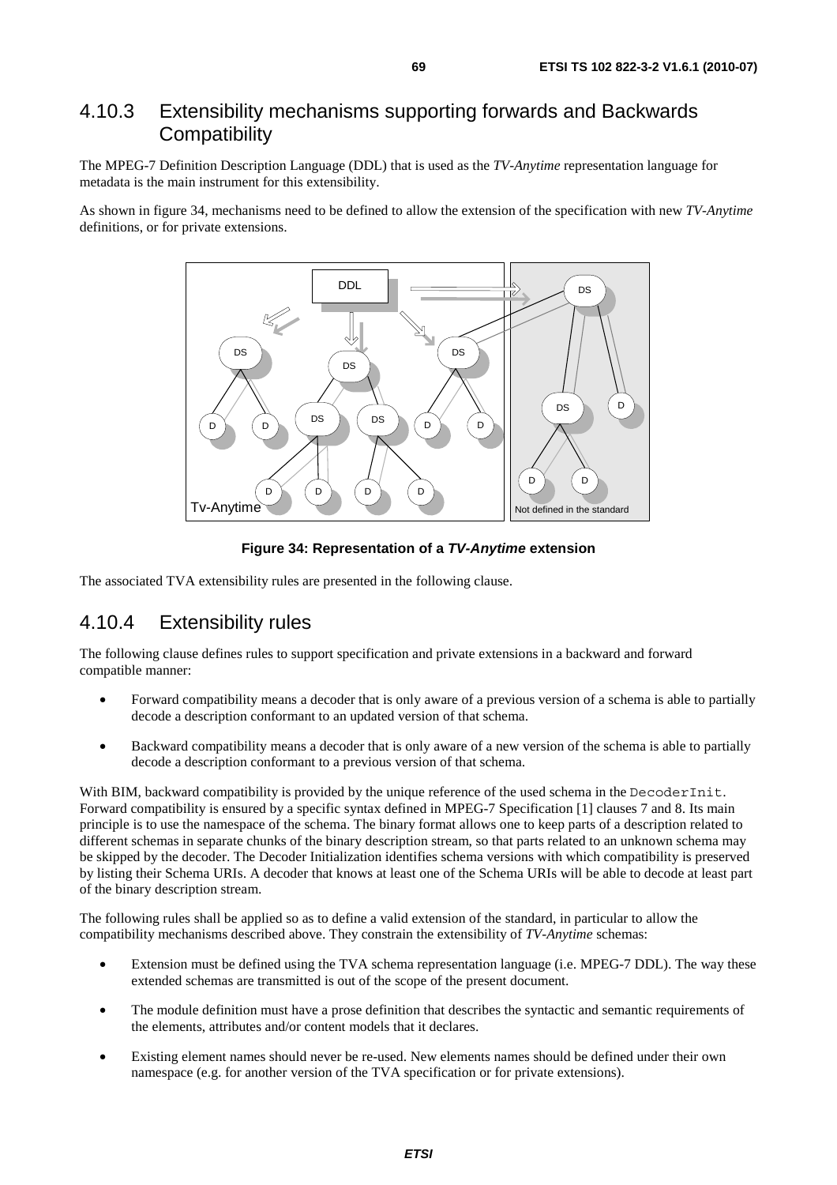### 4.10.3 Extensibility mechanisms supporting forwards and Backwards Compatibility

The MPEG-7 Definition Description Language (DDL) that is used as the *TV-Anytime* representation language for metadata is the main instrument for this extensibility.

As shown in figure 34, mechanisms need to be defined to allow the extension of the specification with new *TV-Anytime* definitions, or for private extensions.

**Figure 34: Representation of a *TV-Anytime* extension**

The associated TVA extensibility rules are presented in the following clause.

### 4.10.4 Extensibility rules

The following clause defines rules to support specification and private extensions in a backward and forward compatible manner:

- Forward compatibility means a decoder that is only aware of a previous version of a schema is able to partially decode a description conformant to an updated version of that schema.
- Backward compatibility means a decoder that is only aware of a new version of the schema is able to partially decode a description conformant to a previous version of that schema.

With BIM, backward compatibility is provided by the unique reference of the used schema in the `DecoderInit`. Forward compatibility is ensured by a specific syntax defined in MPEG-7 Specification [1] clauses 7 and 8. Its main principle is to use the namespace of the schema. The binary format allows one to keep parts of a description related to different schemas in separate chunks of the binary description stream, so that parts related to an unknown schema may be skipped by the decoder. The Decoder Initialization identifies schema versions with which compatibility is preserved by listing their Schema URIs. A decoder that knows at least one of the Schema URIs will be able to decode at least part of the binary description stream.

The following rules shall be applied so as to define a valid extension of the standard, in particular to allow the compatibility mechanisms described above. They constrain the extensibility of *TV-Anytime* schemas:

- Extension must be defined using the TVA schema representation language (i.e. MPEG-7 DDL). The way these extended schemas are transmitted is out of the scope of the present document.
- The module definition must have a prose definition that describes the syntactic and semantic requirements of the elements, attributes and/or content models that it declares.
- Existing element names should never be re-used. New elements names should be defined under their own namespace (e.g. for another version of the TVA specification or for private extensions).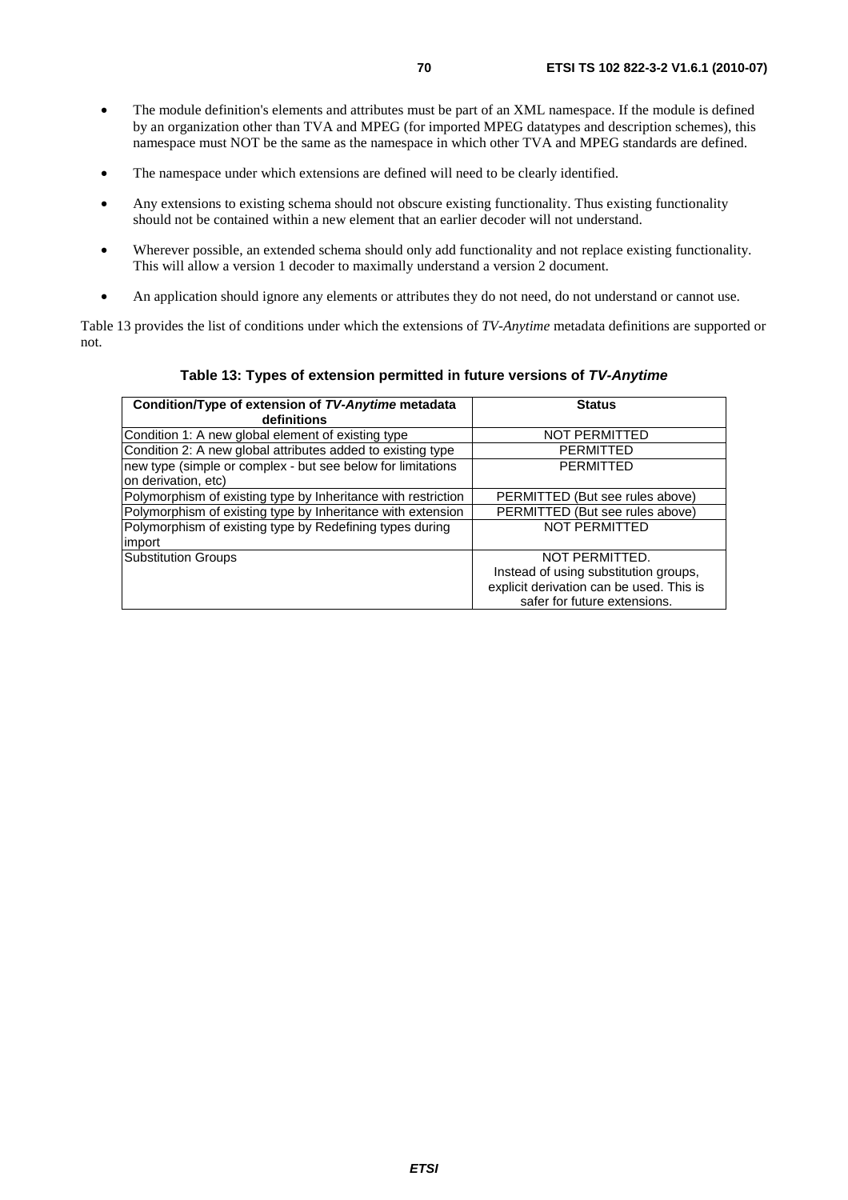- The module definition's elements and attributes must be part of an XML namespace. If the module is defined by an organization other than TVA and MPEG (for imported MPEG datatypes and description schemes), this namespace must NOT be the same as the namespace in which other TVA and MPEG standards are defined.
- The namespace under which extensions are defined will need to be clearly identified.
- Any extensions to existing schema should not obscure existing functionality. Thus existing functionality should not be contained within a new element that an earlier decoder will not understand.
- Wherever possible, an extended schema should only add functionality and not replace existing functionality. This will allow a version 1 decoder to maximally understand a version 2 document.
- An application should ignore any elements or attributes they do not need, do not understand or cannot use.

Table 13 provides the list of conditions under which the extensions of *TV-Anytime* metadata definitions are supported or not.

**Table 13: Types of extension permitted in future versions of *TV-Anytime***

| Condition/Type of extension of *TV-Anytime* metadata definitions | Status |
|---|---|
| Condition 1: A new global element of existing type | NOT PERMITTED |
| Condition 2: A new global attributes added to existing type | PERMITTED |
| new type (simple or complex - but see below for limitations on derivation, etc) | PERMITTED |
| Polymorphism of existing type by Inheritance with restriction | PERMITTED (But see rules above) |
| Polymorphism of existing type by Inheritance with extension | PERMITTED (But see rules above) |
| Polymorphism of existing type by Redefining types during import | NOT PERMITTED |
| Substitution Groups | NOT PERMITTED. Instead of using substitution groups, explicit derivation can be used. This is safer for future extensions. |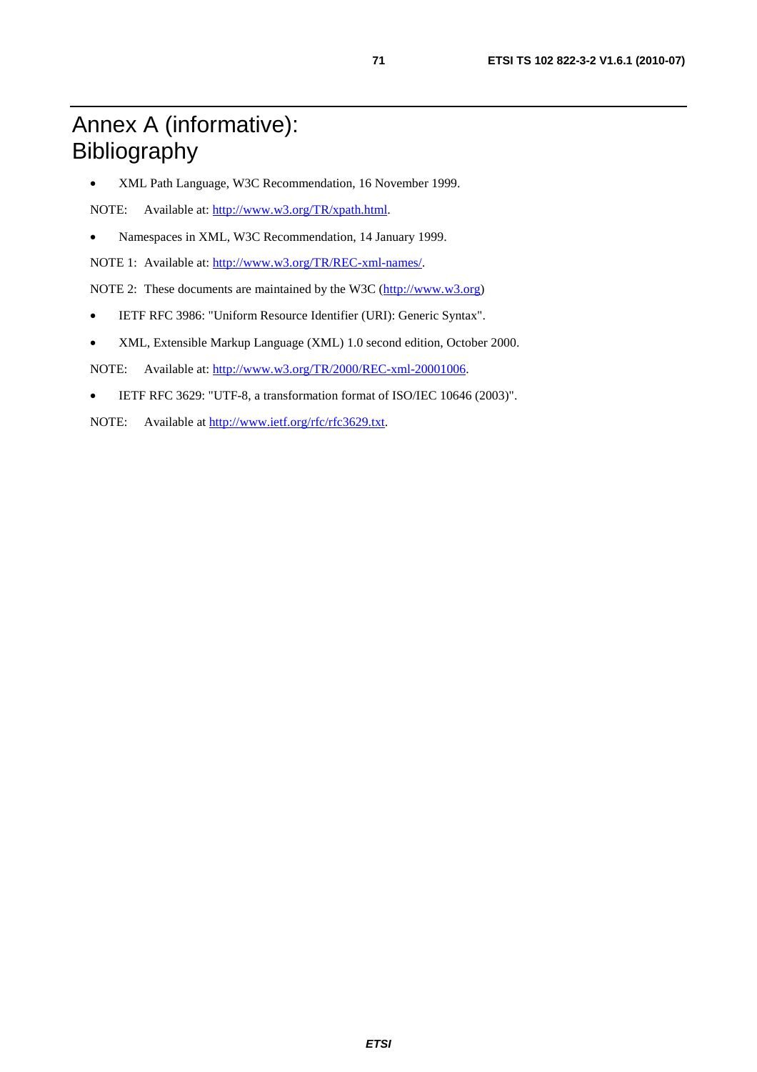# Annex A (informative): Bibliography

- XML Path Language, W3C Recommendation, 16 November 1999.

NOTE: Available at: http://www.w3.org/TR/xpath.html.

- Namespaces in XML, W3C Recommendation, 14 January 1999.

NOTE 1: Available at: http://www.w3.org/TR/REC-xml-names/.

NOTE 2: These documents are maintained by the W3C (http://www.w3.org)

- IETF RFC 3986: "Uniform Resource Identifier (URI): Generic Syntax".
- XML, Extensible Markup Language (XML) 1.0 second edition, October 2000.

NOTE: Available at: http://www.w3.org/TR/2000/REC-xml-20001006.

- IETF RFC 3629: "UTF-8, a transformation format of ISO/IEC 10646 (2003)".

NOTE: Available at http://www.ietf.org/rfc/rfc3629.txt.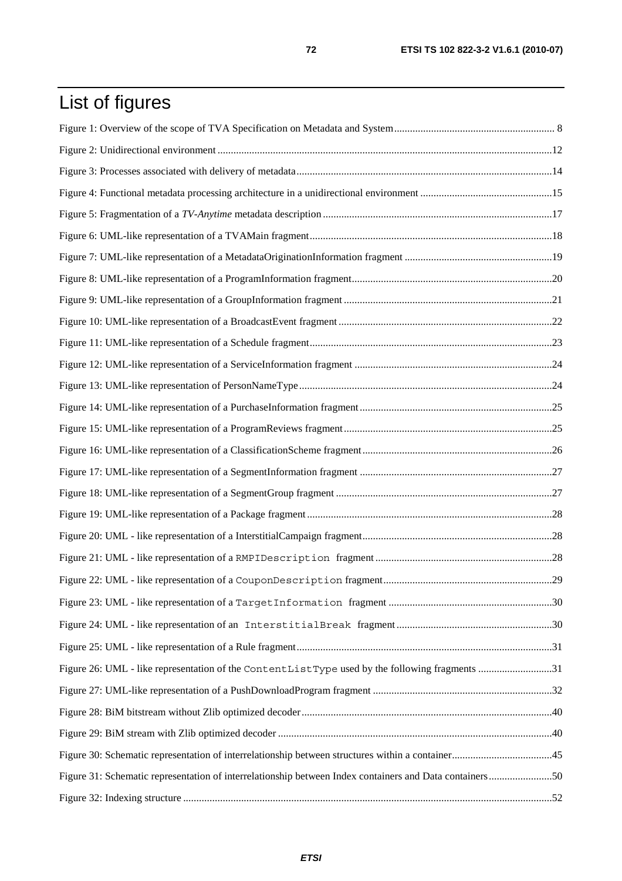# List of figures

Figure 1: Overview of the scope of TVA Specification on Metadata and System .......... 8

Figure 2: Unidirectional environment .......... 12

Figure 3: Processes associated with delivery of metadata .......... 14

Figure 4: Functional metadata processing architecture in a unidirectional environment .......... 15

Figure 5: Fragmentation of a *TV-Anytime* metadata description .......... 17

Figure 6: UML-like representation of a TVAMain fragment .......... 18

Figure 7: UML-like representation of a MetadataOriginationInformation fragment .......... 19

Figure 8: UML-like representation of a ProgramInformation fragment .......... 20

Figure 9: UML-like representation of a GroupInformation fragment .......... 21

Figure 10: UML-like representation of a BroadcastEvent fragment .......... 22

Figure 11: UML-like representation of a Schedule fragment .......... 23

Figure 12: UML-like representation of a ServiceInformation fragment .......... 24

Figure 13: UML-like representation of PersonNameType .......... 24

Figure 14: UML-like representation of a PurchaseInformation fragment .......... 25

Figure 15: UML-like representation of a ProgramReviews fragment .......... 25

Figure 16: UML-like representation of a ClassificationScheme fragment .......... 26

Figure 17: UML-like representation of a SegmentInformation fragment .......... 27

Figure 18: UML-like representation of a SegmentGroup fragment .......... 27

Figure 19: UML-like representation of a Package fragment .......... 28

Figure 20: UML - like representation of a InterstitialCampaign fragment .......... 28

Figure 21: UML - like representation of a `RMPIDescription` fragment .......... 28

Figure 22: UML - like representation of a `CouponDescription` fragment .......... 29

Figure 23: UML - like representation of a `TargetInformation` fragment .......... 30

Figure 24: UML - like representation of an `InterstitialBreak` fragment .......... 30

Figure 25: UML - like representation of a Rule fragment .......... 31

Figure 26: UML - like representation of the `ContentListType` used by the following fragments .......... 31

Figure 27: UML-like representation of a PushDownloadProgram fragment .......... 32

Figure 28: BiM bitstream without Zlib optimized decoder .......... 40

Figure 29: BiM stream with Zlib optimized decoder .......... 40

Figure 30: Schematic representation of interrelationship between structures within a container .......... 45

Figure 31: Schematic representation of interrelationship between Index containers and Data containers .......... 50

Figure 32: Indexing structure .......... 52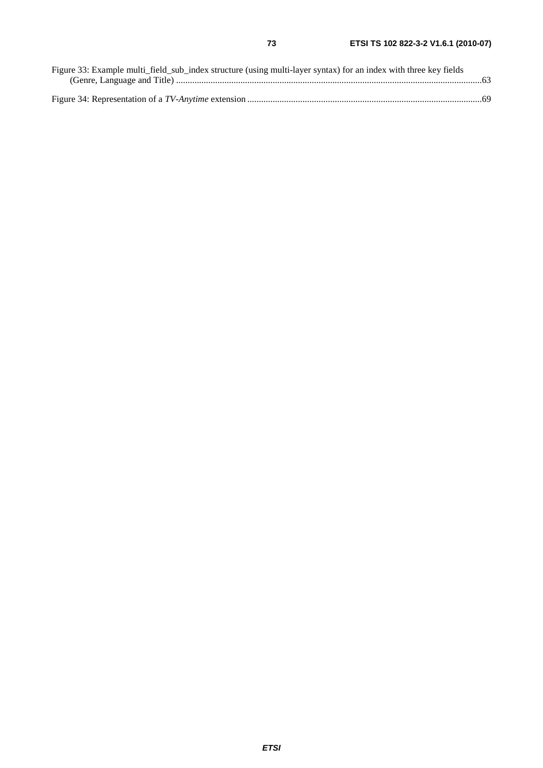Figure 33: Example multi_field_sub_index structure (using multi-layer syntax) for an index with three key fields (Genre, Language and Title) ....................................................................................................................................63

Figure 34: Representation of a *TV-Anytime* extension .....................................................................................................69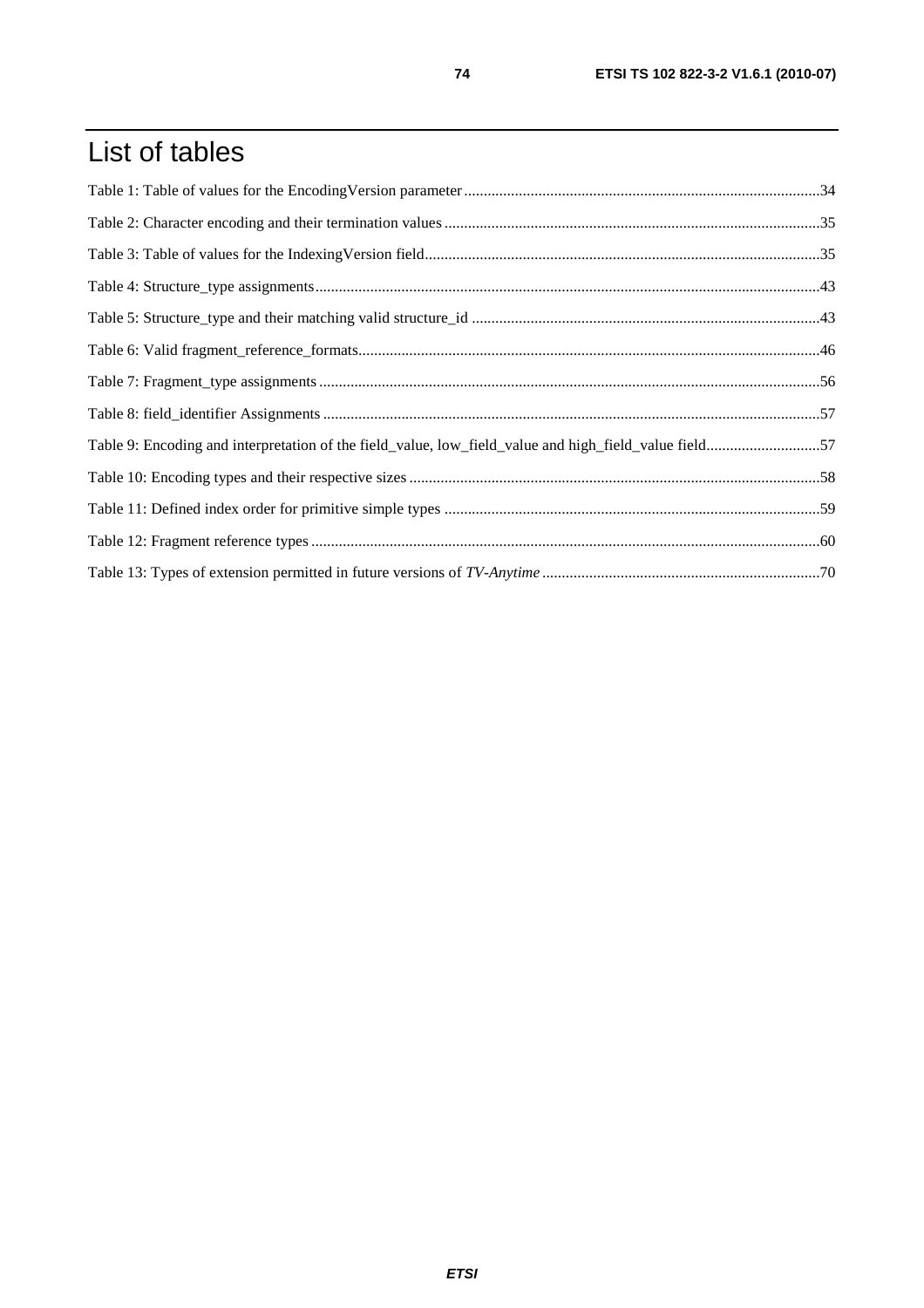# List of tables

Table 1: Table of values for the EncodingVersion parameter ..........34

Table 2: Character encoding and their termination values ..........35

Table 3: Table of values for the IndexingVersion field..........35

Table 4: Structure_type assignments..........43

Table 5: Structure_type and their matching valid structure_id ..........43

Table 6: Valid fragment_reference_formats..........46

Table 7: Fragment_type assignments..........56

Table 8: field_identifier Assignments ..........57

Table 9: Encoding and interpretation of the field_value, low_field_value and high_field_value field..........57

Table 10: Encoding types and their respective sizes ..........58

Table 11: Defined index order for primitive simple types ..........59

Table 12: Fragment reference types ..........60

Table 13: Types of extension permitted in future versions of *TV-Anytime* ..........70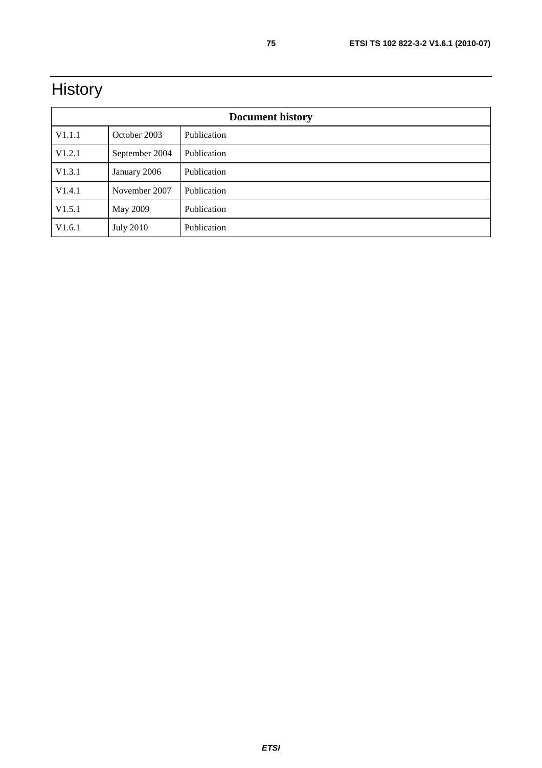# History

| Document history | | |
|---|---|---|
| V1.1.1 | October 2003 | Publication |
| V1.2.1 | September 2004 | Publication |
| V1.3.1 | January 2006 | Publication |
| V1.4.1 | November 2007 | Publication |
| V1.5.1 | May 2009 | Publication |
| V1.6.1 | July 2010 | Publication |